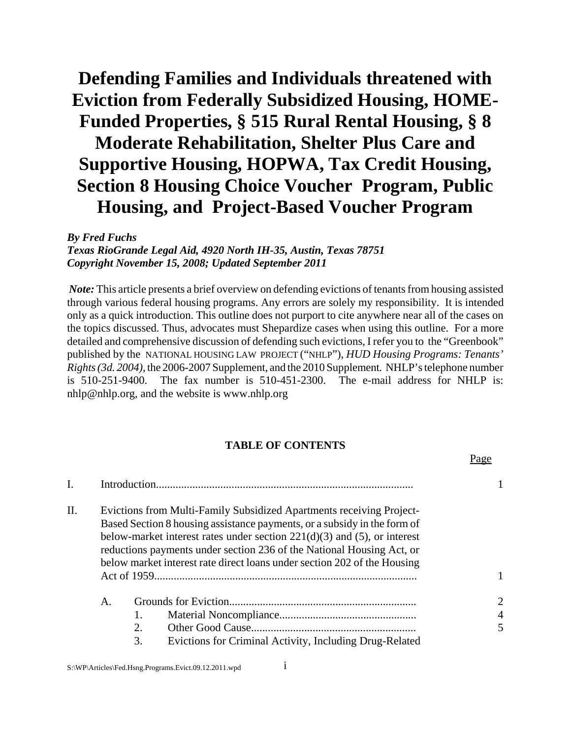# Defending Families and Individuals threatened with Eviction from Federally Subsidized Housing, HOME-Funded Properties, § 515 Rural Rental Housing, § 8 Moderate Rehabilitation, Shelter Plus Care and Supportive Housing, HOPWA, Tax Credit Housing, Section 8 Housing Choice Voucher Program, Public Housing, and Project-Based Voucher Program

***By Fred Fuchs***
***Texas RioGrande Legal Aid, 4920 North IH-35, Austin, Texas 78751***
***Copyright November 15, 2008; Updated September 2011***

***Note:*** This article presents a brief overview on defending evictions of tenants from housing assisted through various federal housing programs. Any errors are solely my responsibility. It is intended only as a quick introduction. This outline does not purport to cite anywhere near all of the cases on the topics discussed. Thus, advocates must Shepardize cases when using this outline. For a more detailed and comprehensive discussion of defending such evictions, I refer you to the "Greenbook" published by the NATIONAL HOUSING LAW PROJECT ("NHLP"), *HUD Housing Programs: Tenants' Rights (3d. 2004)*, the 2006-2007 Supplement, and the 2010 Supplement. NHLP's telephone number is 510-251-9400. The fax number is 510-451-2300. The e-mail address for NHLP is: nhlp@nhlp.org, and the website is www.nhlp.org

**TABLE OF CONTENTS**

| | | Page |
|---|---|---|
| I. | Introduction | 1 |
| II. | Evictions from Multi-Family Subsidized Apartments receiving Project-Based Section 8 housing assistance payments, or a subsidy in the form of below-market interest rates under section 221(d)(3) and (5), or interest reductions payments under section 236 of the National Housing Act, or below market interest rate direct loans under section 202 of the Housing Act of 1959 | 1 |
| A. | Grounds for Eviction | 2 |
| 1. | Material Noncompliance | 4 |
| 2. | Other Good Cause | 5 |
| 3. | Evictions for Criminal Activity, Including Drug-Related | |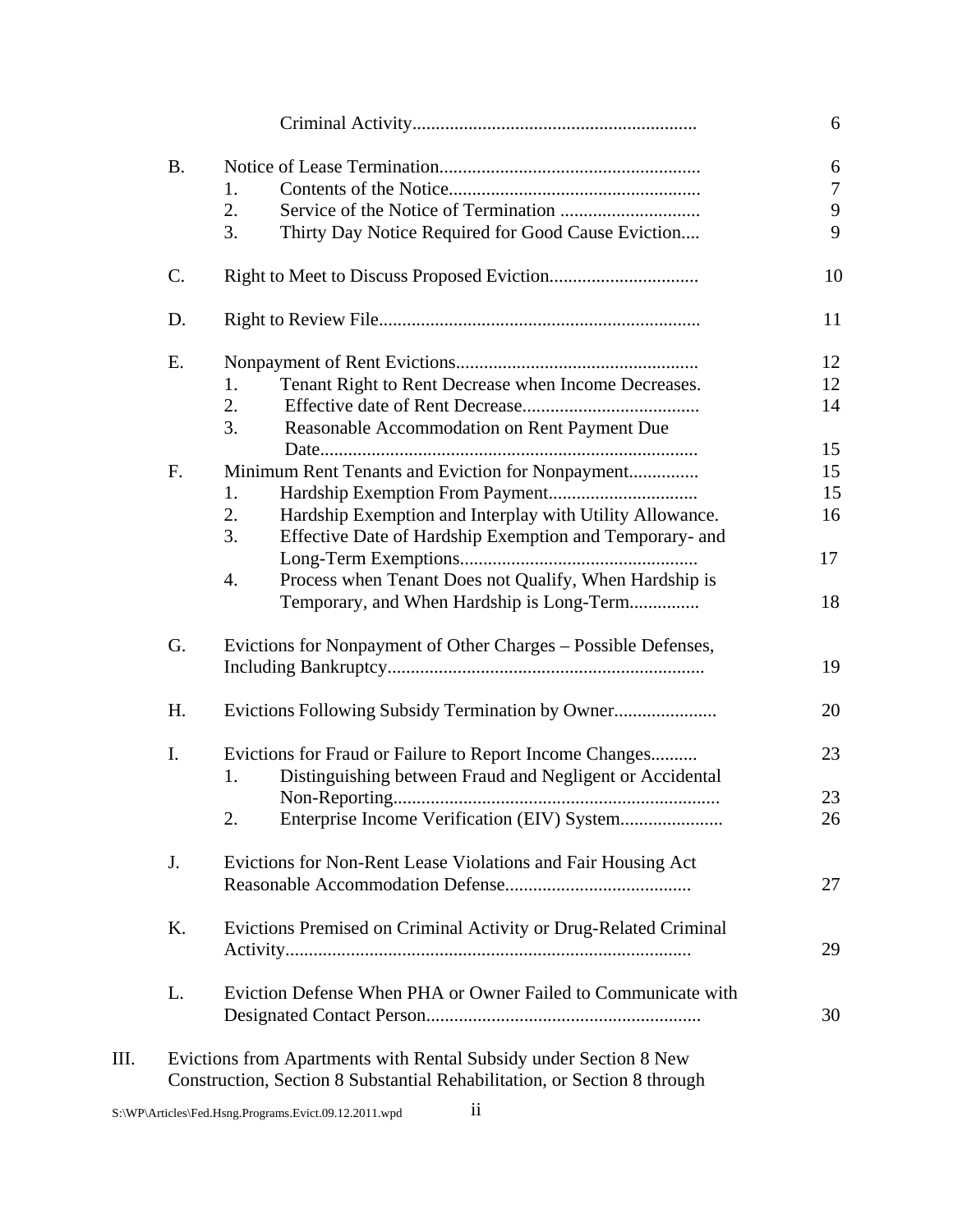Criminal Activity............................................................ 6

B. Notice of Lease Termination........................................................ 6
   1. Contents of the Notice...................................................... 7
   2. Service of the Notice of Termination .............................. 9
   3. Thirty Day Notice Required for Good Cause Eviction.... 9

C. Right to Meet to Discuss Proposed Eviction................................ 10

D. Right to Review File..................................................................... 11

E. Nonpayment of Rent Evictions.................................................... 12
   1. Tenant Right to Rent Decrease when Income Decreases. 12
   2. Effective date of Rent Decrease...................................... 14
   3. Reasonable Accommodation on Rent Payment Due Date................................................................................. 15

F. Minimum Rent Tenants and Eviction for Nonpayment............... 15
   1. Hardship Exemption From Payment................................ 15
   2. Hardship Exemption and Interplay with Utility Allowance. 16
   3. Effective Date of Hardship Exemption and Temporary- and Long-Term Exemptions................................................... 17
   4. Process when Tenant Does not Qualify, When Hardship is Temporary, and When Hardship is Long-Term............... 18

G. Evictions for Nonpayment of Other Charges – Possible Defenses, Including Bankruptcy.................................................................... 19

H. Evictions Following Subsidy Termination by Owner...................... 20

I. Evictions for Fraud or Failure to Report Income Changes.......... 23
   1. Distinguishing between Fraud and Negligent or Accidental Non-Reporting..................................................................... 23
   2. Enterprise Income Verification (EIV) System...................... 26

J. Evictions for Non-Rent Lease Violations and Fair Housing Act Reasonable Accommodation Defense........................................ 27

K. Evictions Premised on Criminal Activity or Drug-Related Criminal Activity....................................................................................... 29

L. Eviction Defense When PHA or Owner Failed to Communicate with Designated Contact Person........................................................... 30

III. Evictions from Apartments with Rental Subsidy under Section 8 New Construction, Section 8 Substantial Rehabilitation, or Section 8 through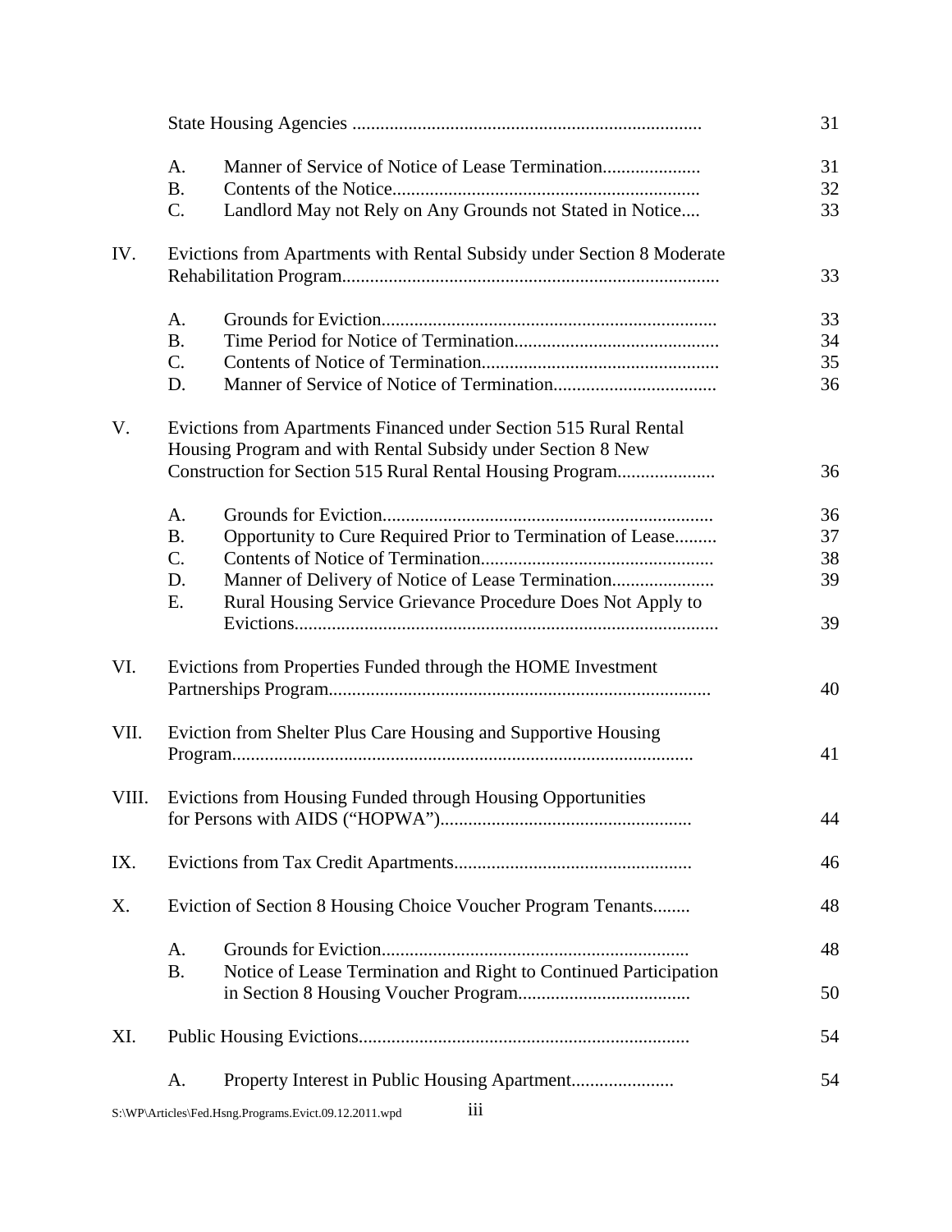| | | | |
|---|---|---|---|
| | State Housing Agencies | | 31 |
| | A. | Manner of Service of Notice of Lease Termination | 31 |
| | B. | Contents of the Notice | 32 |
| | C. | Landlord May not Rely on Any Grounds not Stated in Notice | 33 |
| IV. | Evictions from Apartments with Rental Subsidy under Section 8 Moderate Rehabilitation Program | | 33 |
| | A. | Grounds for Eviction | 33 |
| | B. | Time Period for Notice of Termination | 34 |
| | C. | Contents of Notice of Termination | 35 |
| | D. | Manner of Service of Notice of Termination | 36 |
| V. | Evictions from Apartments Financed under Section 515 Rural Rental Housing Program and with Rental Subsidy under Section 8 New Construction for Section 515 Rural Rental Housing Program | | 36 |
| | A. | Grounds for Eviction | 36 |
| | B. | Opportunity to Cure Required Prior to Termination of Lease | 37 |
| | C. | Contents of Notice of Termination | 38 |
| | D. | Manner of Delivery of Notice of Lease Termination | 39 |
| | E. | Rural Housing Service Grievance Procedure Does Not Apply to Evictions | 39 |
| VI. | Evictions from Properties Funded through the HOME Investment Partnerships Program | | 40 |
| VII. | Eviction from Shelter Plus Care Housing and Supportive Housing Program | | 41 |
| VIII. | Evictions from Housing Funded through Housing Opportunities for Persons with AIDS ("HOPWA") | | 44 |
| IX. | Evictions from Tax Credit Apartments | | 46 |
| X. | Eviction of Section 8 Housing Choice Voucher Program Tenants | | 48 |
| | A. | Grounds for Eviction | 48 |
| | B. | Notice of Lease Termination and Right to Continued Participation in Section 8 Housing Voucher Program | 50 |
| XI. | Public Housing Evictions | | 54 |
| | A. | Property Interest in Public Housing Apartment | 54 |

S:\WP\Articles\Fed.Hsng.Programs.Evict.09.12.2011.wpd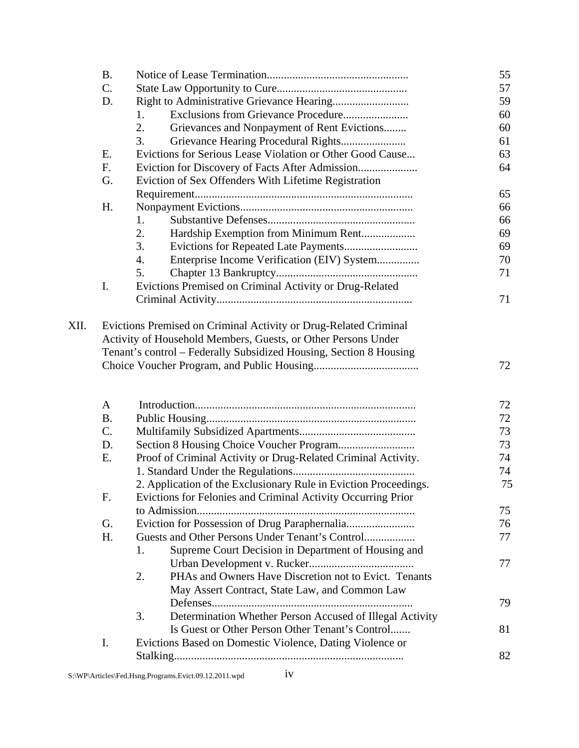| | | | |
|---|---|---|---|
| | B. | Notice of Lease Termination | 55 |
| | C. | State Law Opportunity to Cure | 57 |
| | D. | Right to Administrative Grievance Hearing | 59 |
| | | 1. Exclusions from Grievance Procedure | 60 |
| | | 2. Grievances and Nonpayment of Rent Evictions | 60 |
| | | 3. Grievance Hearing Procedural Rights | 61 |
| | E. | Evictions for Serious Lease Violation or Other Good Cause | 63 |
| | F. | Eviction for Discovery of Facts After Admission | 64 |
| | G. | Eviction of Sex Offenders With Lifetime Registration Requirement | 65 |
| | H. | Nonpayment Evictions | 66 |
| | | 1. Substantive Defenses | 66 |
| | | 2. Hardship Exemption from Minimum Rent | 69 |
| | | 3. Evictions for Repeated Late Payments | 69 |
| | | 4. Enterprise Income Verification (EIV) System | 70 |
| | | 5. Chapter 13 Bankruptcy | 71 |
| | I. | Evictions Premised on Criminal Activity or Drug-Related Criminal Activity | 71 |
| XII. | | Evictions Premised on Criminal Activity or Drug-Related Criminal Activity of Household Members, Guests, or Other Persons Under Tenant's control – Federally Subsidized Housing, Section 8 Housing Choice Voucher Program, and Public Housing | 72 |
| | A | Introduction | 72 |
| | B. | Public Housing | 72 |
| | C. | Multifamily Subsidized Apartments | 73 |
| | D. | Section 8 Housing Choice Voucher Program | 73 |
| | E. | Proof of Criminal Activity or Drug-Related Criminal Activity. | 74 |
| | | 1. Standard Under the Regulations | 74 |
| | | 2. Application of the Exclusionary Rule in Eviction Proceedings. | 75 |
| | F. | Evictions for Felonies and Criminal Activity Occurring Prior to Admission | 75 |
| | G. | Eviction for Possession of Drug Paraphernalia | 76 |
| | H. | Guests and Other Persons Under Tenant's Control | 77 |
| | | 1. Supreme Court Decision in Department of Housing and Urban Development v. Rucker | 77 |
| | | 2. PHAs and Owners Have Discretion not to Evict. Tenants May Assert Contract, State Law, and Common Law Defenses | 79 |
| | | 3. Determination Whether Person Accused of Illegal Activity Is Guest or Other Person Other Tenant's Control | 81 |
| | I. | Evictions Based on Domestic Violence, Dating Violence or Stalking | 82 |

S:\WP\Articles\Fed.Hsng.Programs.Evict.09.12.2011.wpd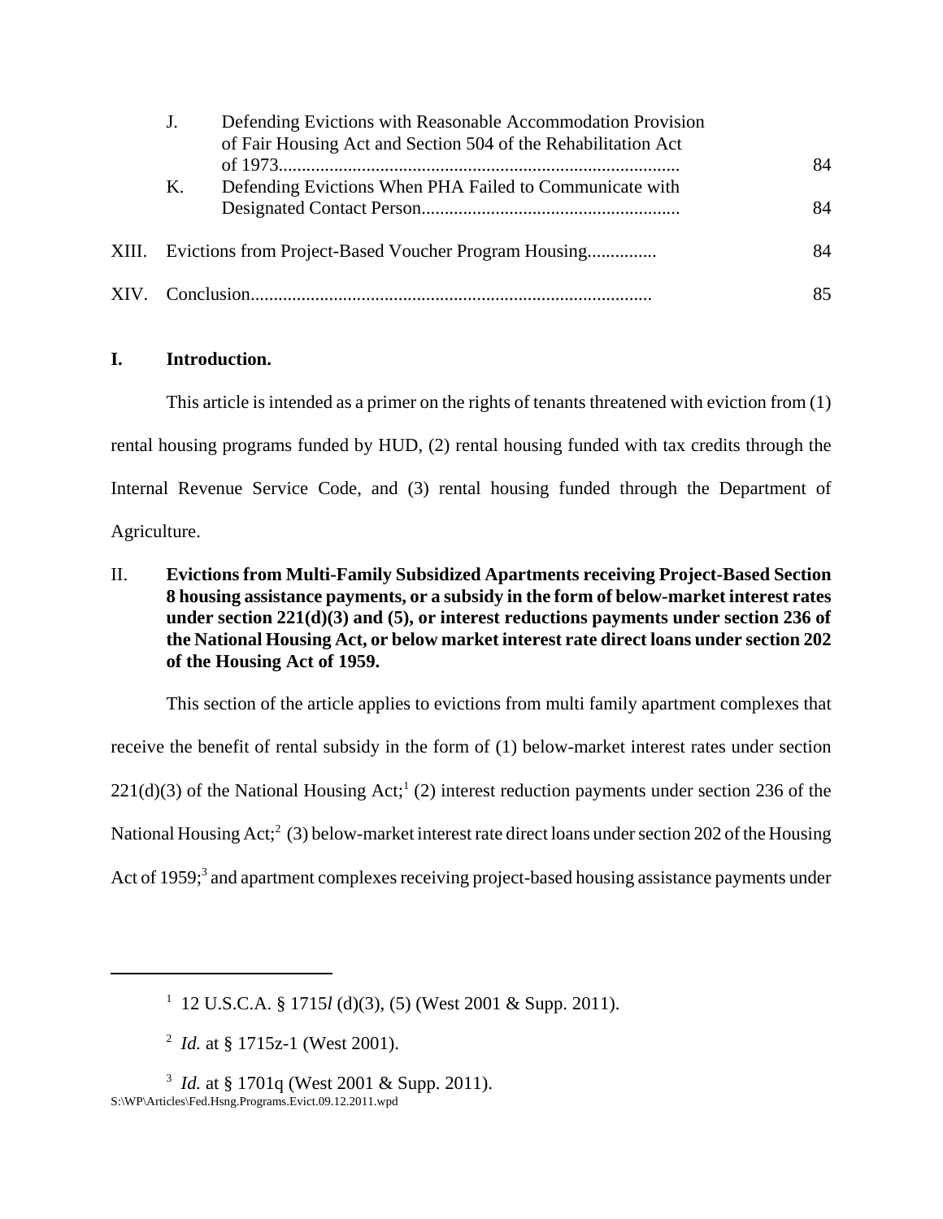| | | |
|---|---|---|
| J. | Defending Evictions with Reasonable Accommodation Provision of Fair Housing Act and Section 504 of the Rehabilitation Act of 1973 | 84 |
| K. | Defending Evictions When PHA Failed to Communicate with Designated Contact Person | 84 |
| XIII. | Evictions from Project-Based Voucher Program Housing | 84 |
| XIV. | Conclusion | 85 |

## I. Introduction.

This article is intended as a primer on the rights of tenants threatened with eviction from (1) rental housing programs funded by HUD, (2) rental housing funded with tax credits through the Internal Revenue Service Code, and (3) rental housing funded through the Department of Agriculture.

## II. Evictions from Multi-Family Subsidized Apartments receiving Project-Based Section 8 housing assistance payments, or a subsidy in the form of below-market interest rates under section 221(d)(3) and (5), or interest reductions payments under section 236 of the National Housing Act, or below market interest rate direct loans under section 202 of the Housing Act of 1959.

This section of the article applies to evictions from multi family apartment complexes that receive the benefit of rental subsidy in the form of (1) below-market interest rates under section 221(d)(3) of the National Housing Act;[1] (2) interest reduction payments under section 236 of the National Housing Act;[2] (3) below-market interest rate direct loans under section 202 of the Housing Act of 1959;[3] and apartment complexes receiving project-based housing assistance payments under

---

[1] 12 U.S.C.A. § 1715*l* (d)(3), (5) (West 2001 & Supp. 2011).

[2] *Id.* at § 1715z-1 (West 2001).

[3] *Id.* at § 1701q (West 2001 & Supp. 2011).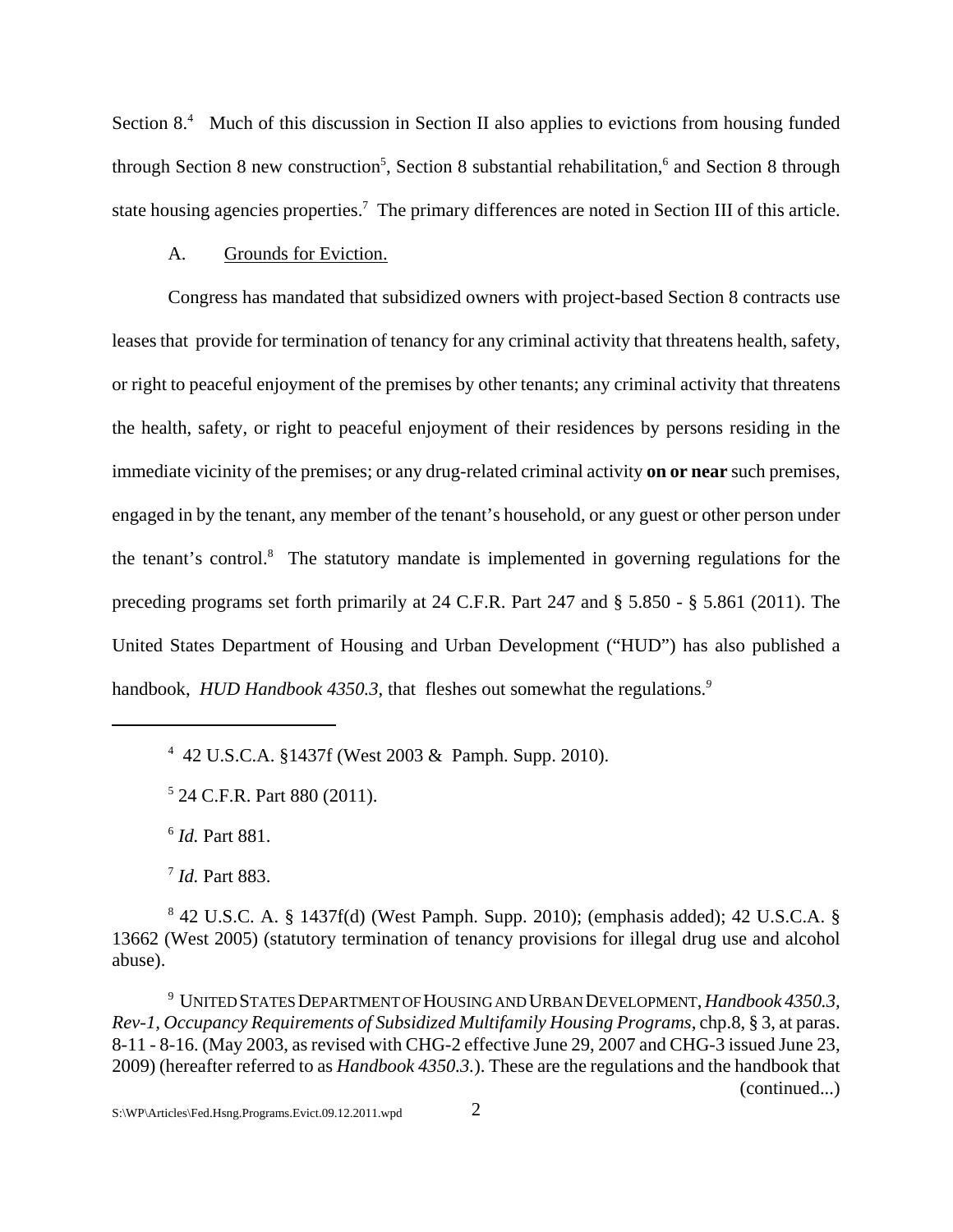Section 8.[4] Much of this discussion in Section II also applies to evictions from housing funded through Section 8 new construction[5], Section 8 substantial rehabilitation,[6] and Section 8 through state housing agencies properties.[7] The primary differences are noted in Section III of this article.

A. Grounds for Eviction.

Congress has mandated that subsidized owners with project-based Section 8 contracts use leases that provide for termination of tenancy for any criminal activity that threatens health, safety, or right to peaceful enjoyment of the premises by other tenants; any criminal activity that threatens the health, safety, or right to peaceful enjoyment of their residences by persons residing in the immediate vicinity of the premises; or any drug-related criminal activity **on or near** such premises, engaged in by the tenant, any member of the tenant's household, or any guest or other person under the tenant's control.[8] The statutory mandate is implemented in governing regulations for the preceding programs set forth primarily at 24 C.F.R. Part 247 and § 5.850 - § 5.861 (2011). The United States Department of Housing and Urban Development ("HUD") has also published a handbook, *HUD Handbook 4350.3*, that fleshes out somewhat the regulations.[9]

---

[4] 42 U.S.C.A. §1437f (West 2003 & Pamph. Supp. 2010).

[5] 24 C.F.R. Part 880 (2011).

[6] *Id.* Part 881.

[7] *Id.* Part 883.

[8] 42 U.S.C. A. § 1437f(d) (West Pamph. Supp. 2010); (emphasis added); 42 U.S.C.A. § 13662 (West 2005) (statutory termination of tenancy provisions for illegal drug use and alcohol abuse).

[9] UNITED STATES DEPARTMENT OF HOUSING AND URBAN DEVELOPMENT, *Handbook 4350.3, Rev-1, Occupancy Requirements of Subsidized Multifamily Housing Programs*, chp.8, § 3, at paras. 8-11 - 8-16. (May 2003, as revised with CHG-2 effective June 29, 2007 and CHG-3 issued June 23, 2009) (hereafter referred to as *Handbook 4350.3.*). These are the regulations and the handbook that (continued...)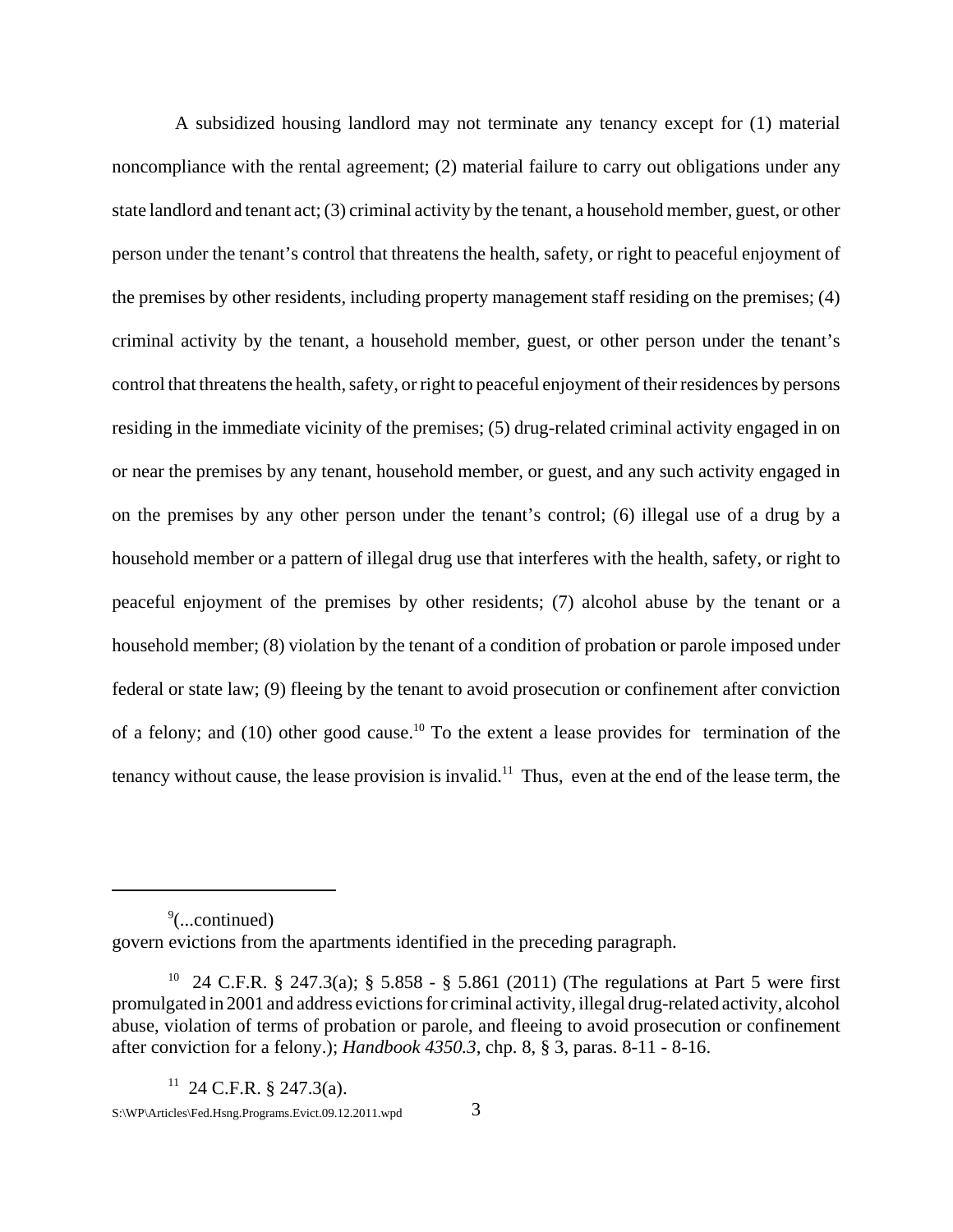A subsidized housing landlord may not terminate any tenancy except for (1) material noncompliance with the rental agreement; (2) material failure to carry out obligations under any state landlord and tenant act; (3) criminal activity by the tenant, a household member, guest, or other person under the tenant's control that threatens the health, safety, or right to peaceful enjoyment of the premises by other residents, including property management staff residing on the premises; (4) criminal activity by the tenant, a household member, guest, or other person under the tenant's control that threatens the health, safety, or right to peaceful enjoyment of their residences by persons residing in the immediate vicinity of the premises; (5) drug-related criminal activity engaged in on or near the premises by any tenant, household member, or guest, and any such activity engaged in on the premises by any other person under the tenant's control; (6) illegal use of a drug by a household member or a pattern of illegal drug use that interferes with the health, safety, or right to peaceful enjoyment of the premises by other residents; (7) alcohol abuse by the tenant or a household member; (8) violation by the tenant of a condition of probation or parole imposed under federal or state law; (9) fleeing by the tenant to avoid prosecution or confinement after conviction of a felony; and (10) other good cause.[10] To the extent a lease provides for termination of the tenancy without cause, the lease provision is invalid.[11] Thus, even at the end of the lease term, the

---

[9](...continued)
govern evictions from the apartments identified in the preceding paragraph.

[10] 24 C.F.R. § 247.3(a); § 5.858 - § 5.861 (2011) (The regulations at Part 5 were first promulgated in 2001 and address evictions for criminal activity, illegal drug-related activity, alcohol abuse, violation of terms of probation or parole, and fleeing to avoid prosecution or confinement after conviction for a felony.); *Handbook 4350.3*, chp. 8, § 3, paras. 8-11 - 8-16.

[11] 24 C.F.R. § 247.3(a).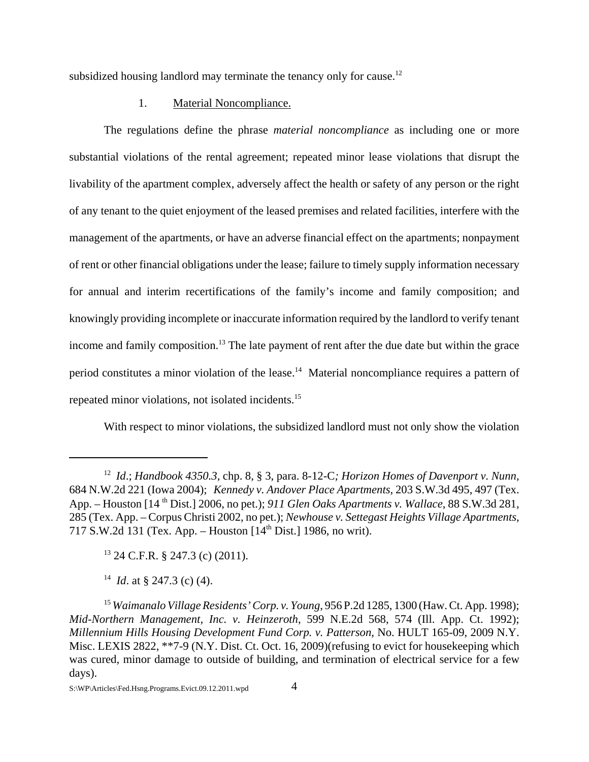subsidized housing landlord may terminate the tenancy only for cause.[12]

1. Material Noncompliance.

The regulations define the phrase *material noncompliance* as including one or more substantial violations of the rental agreement; repeated minor lease violations that disrupt the livability of the apartment complex, adversely affect the health or safety of any person or the right of any tenant to the quiet enjoyment of the leased premises and related facilities, interfere with the management of the apartments, or have an adverse financial effect on the apartments; nonpayment of rent or other financial obligations under the lease; failure to timely supply information necessary for annual and interim recertifications of the family's income and family composition; and knowingly providing incomplete or inaccurate information required by the landlord to verify tenant income and family composition.[13] The late payment of rent after the due date but within the grace period constitutes a minor violation of the lease.[14] Material noncompliance requires a pattern of repeated minor violations, not isolated incidents.[15]

With respect to minor violations, the subsidized landlord must not only show the violation

---

[12] *Id*.; *Handbook 4350.3*, chp. 8, § 3, para. 8-12-C*; Horizon Homes of Davenport v. Nunn,* 684 N.W.2d 221 (Iowa 2004); *Kennedy v. Andover Place Apartments*, 203 S.W.3d 495, 497 (Tex. App. – Houston [14th Dist.] 2006, no pet.); *911 Glen Oaks Apartments v. Wallace*, 88 S.W.3d 281, 285 (Tex. App. – Corpus Christi 2002, no pet.); *Newhouse v. Settegast Heights Village Apartments*, 717 S.W.2d 131 (Tex. App. – Houston [14th Dist.] 1986, no writ).

[13] 24 C.F.R. § 247.3 (c) (2011).

[14] *Id*. at § 247.3 (c) (4).

[15] *Waimanalo Village Residents' Corp. v. Young*, 956 P.2d 1285, 1300 (Haw. Ct. App. 1998); *Mid-Northern Management, Inc. v. Heinzeroth*, 599 N.E.2d 568, 574 (Ill. App. Ct. 1992); *Millennium Hills Housing Development Fund Corp. v. Patterson*, No. HULT 165-09, 2009 N.Y. Misc. LEXIS 2822, **7-9 (N.Y. Dist. Ct. Oct. 16, 2009)(refusing to evict for housekeeping which was cured, minor damage to outside of building, and termination of electrical service for a few days).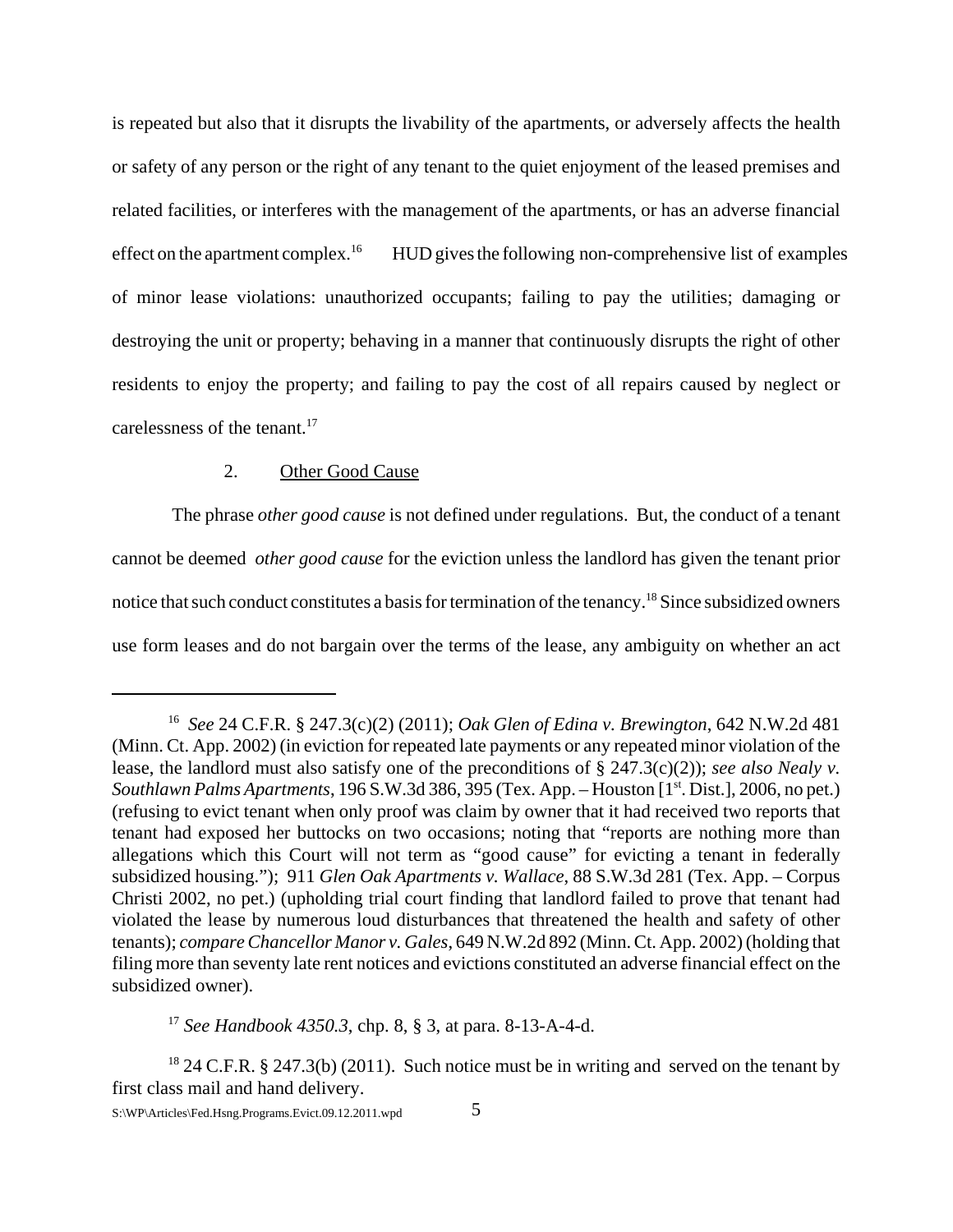is repeated but also that it disrupts the livability of the apartments, or adversely affects the health or safety of any person or the right of any tenant to the quiet enjoyment of the leased premises and related facilities, or interferes with the management of the apartments, or has an adverse financial effect on the apartment complex.[16] HUD gives the following non-comprehensive list of examples of minor lease violations: unauthorized occupants; failing to pay the utilities; damaging or destroying the unit or property; behaving in a manner that continuously disrupts the right of other residents to enjoy the property; and failing to pay the cost of all repairs caused by neglect or carelessness of the tenant.[17]

2. Other Good Cause

The phrase *other good cause* is not defined under regulations. But, the conduct of a tenant cannot be deemed *other good cause* for the eviction unless the landlord has given the tenant prior notice that such conduct constitutes a basis for termination of the tenancy.[18] Since subsidized owners use form leases and do not bargain over the terms of the lease, any ambiguity on whether an act

---

[16] *See* 24 C.F.R. § 247.3(c)(2) (2011); *Oak Glen of Edina v. Brewington*, 642 N.W.2d 481 (Minn. Ct. App. 2002) (in eviction for repeated late payments or any repeated minor violation of the lease, the landlord must also satisfy one of the preconditions of § 247.3(c)(2)); *see also Nealy v. Southlawn Palms Apartments*, 196 S.W.3d 386, 395 (Tex. App. – Houston [1st. Dist.], 2006, no pet.) (refusing to evict tenant when only proof was claim by owner that it had received two reports that tenant had exposed her buttocks on two occasions; noting that "reports are nothing more than allegations which this Court will not term as "good cause" for evicting a tenant in federally subsidized housing."); 911 *Glen Oak Apartments v. Wallace*, 88 S.W.3d 281 (Tex. App. – Corpus Christi 2002, no pet.) (upholding trial court finding that landlord failed to prove that tenant had violated the lease by numerous loud disturbances that threatened the health and safety of other tenants); *compare Chancellor Manor v. Gales*, 649 N.W.2d 892 (Minn. Ct. App. 2002) (holding that filing more than seventy late rent notices and evictions constituted an adverse financial effect on the subsidized owner).

[17] *See Handbook 4350.3*, chp. 8, § 3, at para. 8-13-A-4-d.

[18] 24 C.F.R. § 247.3(b) (2011). Such notice must be in writing and served on the tenant by first class mail and hand delivery.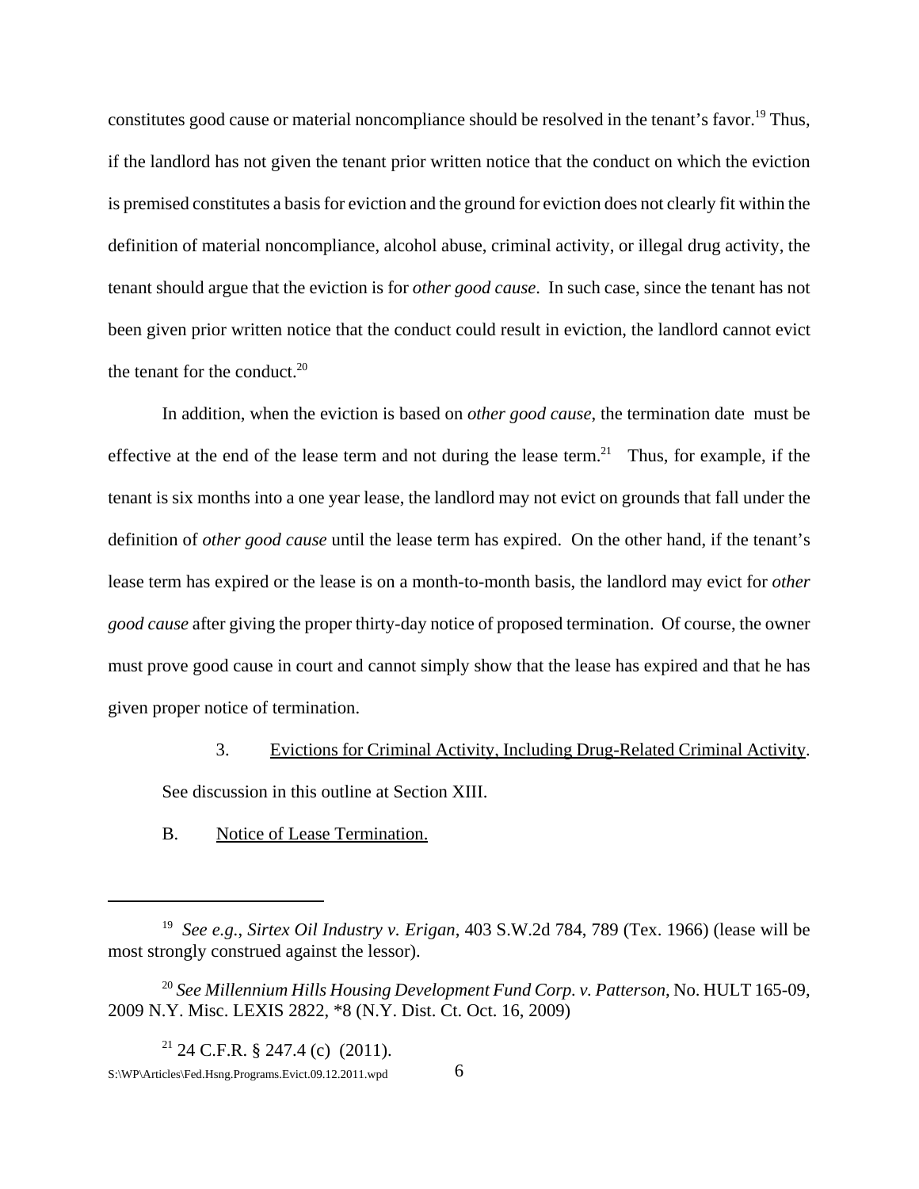constitutes good cause or material noncompliance should be resolved in the tenant's favor.[19] Thus, if the landlord has not given the tenant prior written notice that the conduct on which the eviction is premised constitutes a basis for eviction and the ground for eviction does not clearly fit within the definition of material noncompliance, alcohol abuse, criminal activity, or illegal drug activity, the tenant should argue that the eviction is for *other good cause*. In such case, since the tenant has not been given prior written notice that the conduct could result in eviction, the landlord cannot evict the tenant for the conduct.[20]

In addition, when the eviction is based on *other good cause*, the termination date must be effective at the end of the lease term and not during the lease term.[21] Thus, for example, if the tenant is six months into a one year lease, the landlord may not evict on grounds that fall under the definition of *other good cause* until the lease term has expired. On the other hand, if the tenant's lease term has expired or the lease is on a month-to-month basis, the landlord may evict for *other good cause* after giving the proper thirty-day notice of proposed termination. Of course, the owner must prove good cause in court and cannot simply show that the lease has expired and that he has given proper notice of termination.

3. <u>Evictions for Criminal Activity, Including Drug-Related Criminal Activity</u>. See discussion in this outline at Section XIII.

B. <u>Notice of Lease Termination.</u>

---

[19] *See e.g.*, *Sirtex Oil Industry v. Erigan*, 403 S.W.2d 784, 789 (Tex. 1966) (lease will be most strongly construed against the lessor).

[20] *See Millennium Hills Housing Development Fund Corp. v. Patterson*, No. HULT 165-09, 2009 N.Y. Misc. LEXIS 2822, *8 (N.Y. Dist. Ct. Oct. 16, 2009)

[21] 24 C.F.R. § 247.4 (c) (2011).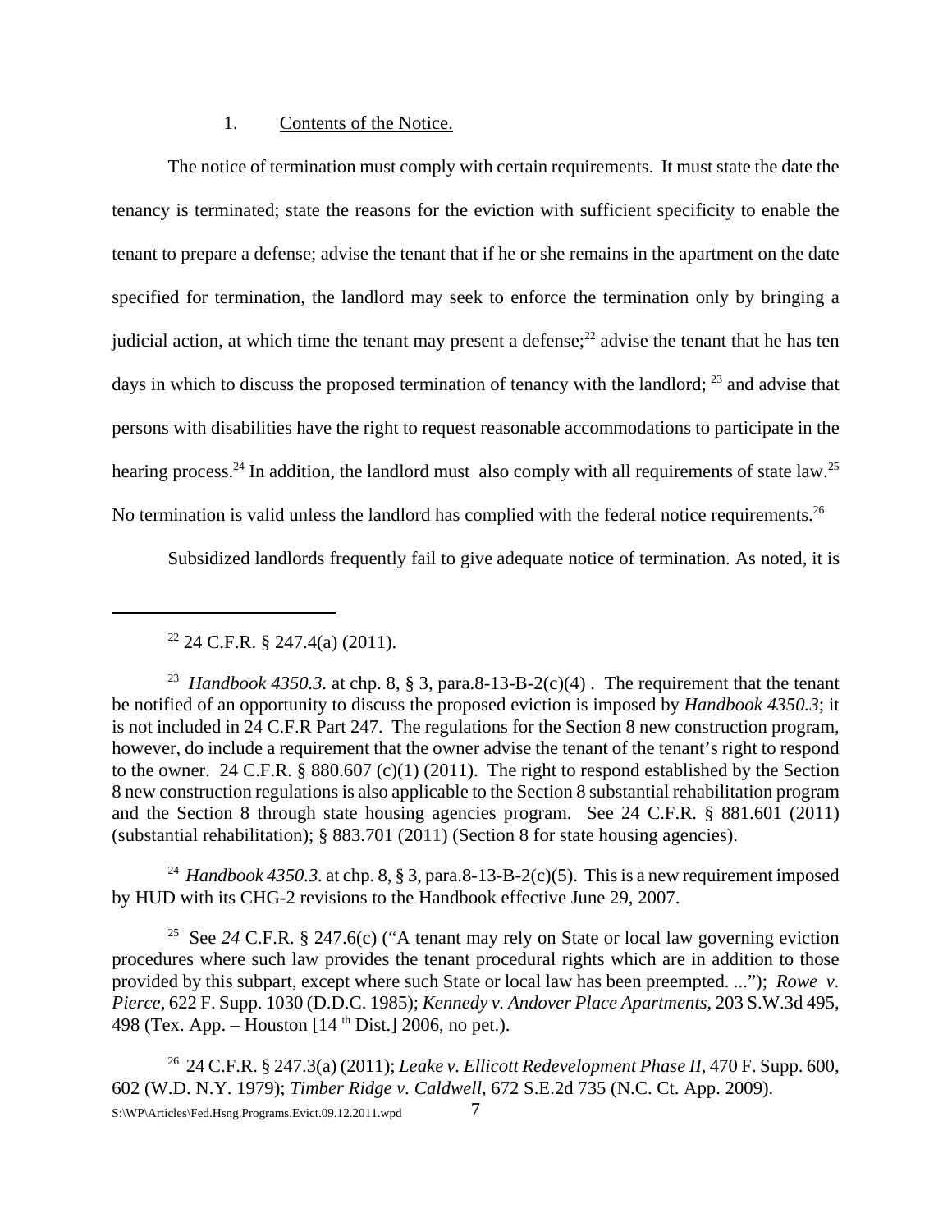1. Contents of the Notice.

The notice of termination must comply with certain requirements. It must state the date the tenancy is terminated; state the reasons for the eviction with sufficient specificity to enable the tenant to prepare a defense; advise the tenant that if he or she remains in the apartment on the date specified for termination, the landlord may seek to enforce the termination only by bringing a judicial action, at which time the tenant may present a defense;[22] advise the tenant that he has ten days in which to discuss the proposed termination of tenancy with the landlord; [23] and advise that persons with disabilities have the right to request reasonable accommodations to participate in the hearing process.[24] In addition, the landlord must also comply with all requirements of state law.[25] No termination is valid unless the landlord has complied with the federal notice requirements.[26]

Subsidized landlords frequently fail to give adequate notice of termination. As noted, it is

---

[22] 24 C.F.R. § 247.4(a) (2011).

[23] *Handbook 4350.3.* at chp. 8, § 3, para.8-13-B-2(c)(4) . The requirement that the tenant be notified of an opportunity to discuss the proposed eviction is imposed by *Handbook 4350.3*; it is not included in 24 C.F.R Part 247. The regulations for the Section 8 new construction program, however, do include a requirement that the owner advise the tenant of the tenant's right to respond to the owner. 24 C.F.R. § 880.607 (c)(1) (2011). The right to respond established by the Section 8 new construction regulations is also applicable to the Section 8 substantial rehabilitation program and the Section 8 through state housing agencies program. See 24 C.F.R. § 881.601 (2011) (substantial rehabilitation); § 883.701 (2011) (Section 8 for state housing agencies).

[24] *Handbook 4350.3.* at chp. 8, § 3, para.8-13-B-2(c)(5). This is a new requirement imposed by HUD with its CHG-2 revisions to the Handbook effective June 29, 2007.

[25] See *24* C.F.R. § 247.6(c) ("A tenant may rely on State or local law governing eviction procedures where such law provides the tenant procedural rights which are in addition to those provided by this subpart, except where such State or local law has been preempted. ..."); *Rowe v. Pierce*, 622 F. Supp. 1030 (D.D.C. 1985); *Kennedy v. Andover Place Apartments*, 203 S.W.3d 495, 498 (Tex. App. – Houston [14 th Dist.] 2006, no pet.).

[26] 24 C.F.R. § 247.3(a) (2011); *Leake v. Ellicott Redevelopment Phase II*, 470 F. Supp. 600, 602 (W.D. N.Y. 1979); *Timber Ridge v. Caldwell*, 672 S.E.2d 735 (N.C. Ct. App. 2009).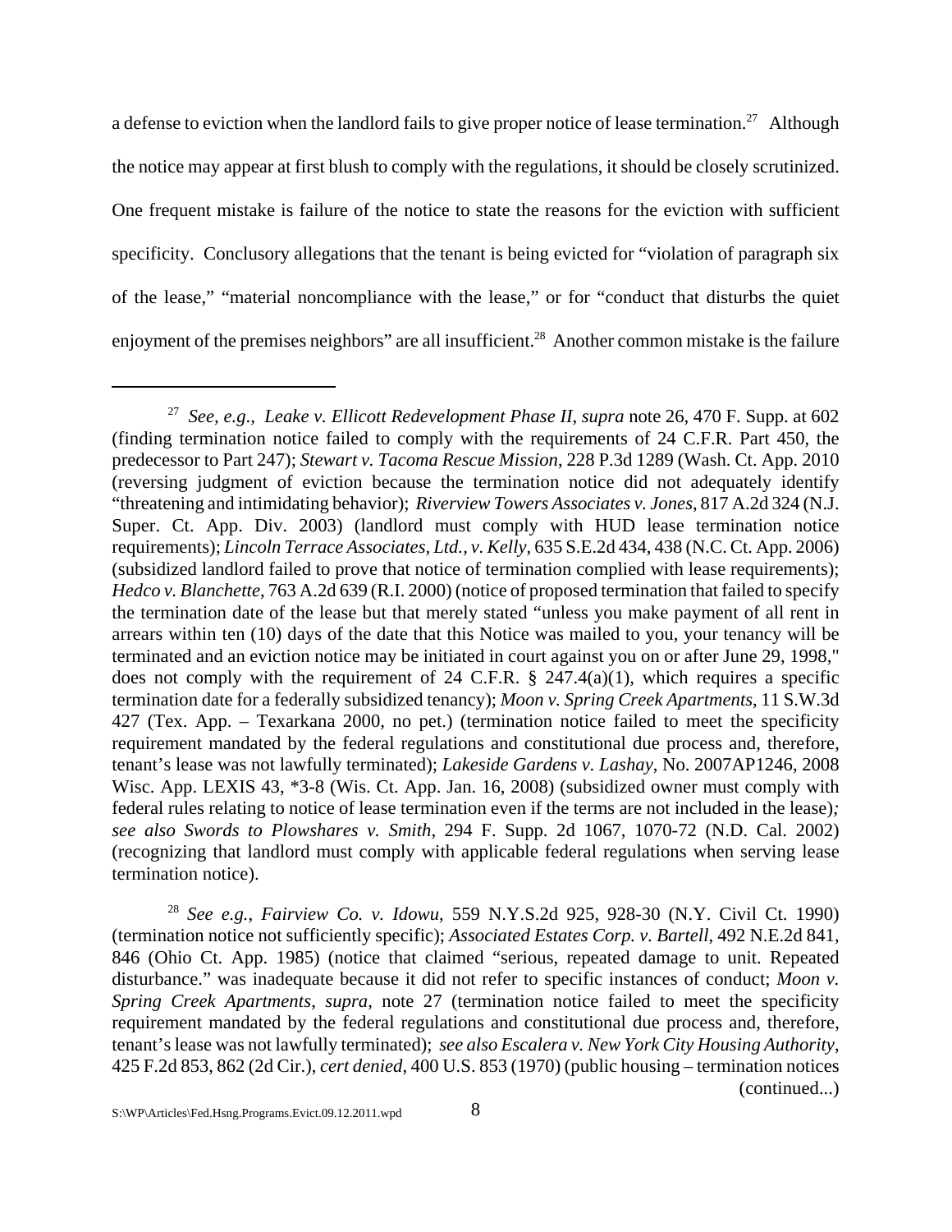a defense to eviction when the landlord fails to give proper notice of lease termination.[27] Although the notice may appear at first blush to comply with the regulations, it should be closely scrutinized. One frequent mistake is failure of the notice to state the reasons for the eviction with sufficient specificity. Conclusory allegations that the tenant is being evicted for "violation of paragraph six of the lease," "material noncompliance with the lease," or for "conduct that disturbs the quiet enjoyment of the premises neighbors" are all insufficient.[28] Another common mistake is the failure

---

[27] *See, e.g., Leake v. Ellicott Redevelopment Phase II, supra* note 26, 470 F. Supp. at 602 (finding termination notice failed to comply with the requirements of 24 C.F.R. Part 450, the predecessor to Part 247); *Stewart v. Tacoma Rescue Mission*, 228 P.3d 1289 (Wash. Ct. App. 2010 (reversing judgment of eviction because the termination notice did not adequately identify "threatening and intimidating behavior); *Riverview Towers Associates v. Jones*, 817 A.2d 324 (N.J. Super. Ct. App. Div. 2003) (landlord must comply with HUD lease termination notice requirements); *Lincoln Terrace Associates, Ltd., v. Kelly*, 635 S.E.2d 434, 438 (N.C. Ct. App. 2006) (subsidized landlord failed to prove that notice of termination complied with lease requirements); *Hedco v. Blanchette*, 763 A.2d 639 (R.I. 2000) (notice of proposed termination that failed to specify the termination date of the lease but that merely stated "unless you make payment of all rent in arrears within ten (10) days of the date that this Notice was mailed to you, your tenancy will be terminated and an eviction notice may be initiated in court against you on or after June 29, 1998," does not comply with the requirement of 24 C.F.R. § 247.4(a)(1), which requires a specific termination date for a federally subsidized tenancy); *Moon v. Spring Creek Apartments*, 11 S.W.3d 427 (Tex. App. – Texarkana 2000, no pet.) (termination notice failed to meet the specificity requirement mandated by the federal regulations and constitutional due process and, therefore, tenant's lease was not lawfully terminated); *Lakeside Gardens v. Lashay*, No. 2007AP1246, 2008 Wisc. App. LEXIS 43, *3-8 (Wis. Ct. App. Jan. 16, 2008) (subsidized owner must comply with federal rules relating to notice of lease termination even if the terms are not included in the lease)*; see also Swords to Plowshares v. Smith*, 294 F. Supp. 2d 1067, 1070-72 (N.D. Cal. 2002) (recognizing that landlord must comply with applicable federal regulations when serving lease termination notice).

[28] *See e.g., Fairview Co. v. Idowu*, 559 N.Y.S.2d 925, 928-30 (N.Y. Civil Ct. 1990) (termination notice not sufficiently specific); *Associated Estates Corp. v. Bartell*, 492 N.E.2d 841, 846 (Ohio Ct. App. 1985) (notice that claimed "serious, repeated damage to unit. Repeated disturbance." was inadequate because it did not refer to specific instances of conduct; *Moon v. Spring Creek Apartments*, *supra*, note 27 (termination notice failed to meet the specificity requirement mandated by the federal regulations and constitutional due process and, therefore, tenant's lease was not lawfully terminated); *see also Escalera v. New York City Housing Authority*, 425 F.2d 853, 862 (2d Cir.), *cert denied*, 400 U.S. 853 (1970) (public housing – termination notices (continued...)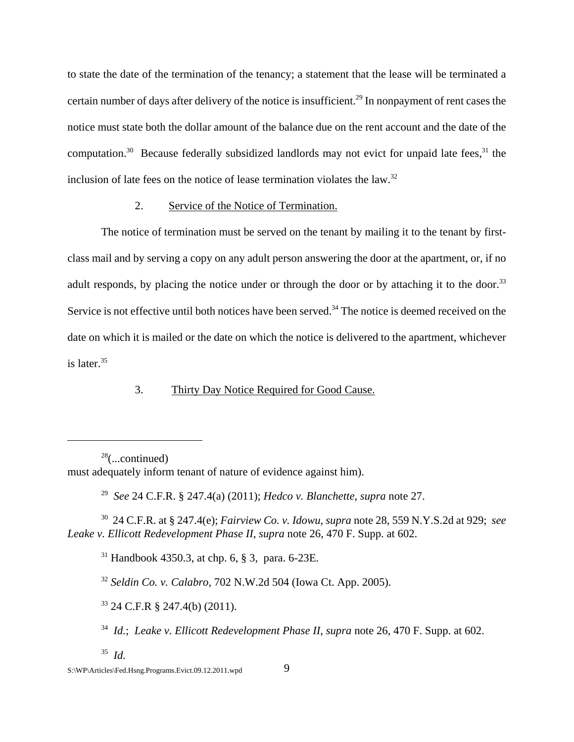to state the date of the termination of the tenancy; a statement that the lease will be terminated a certain number of days after delivery of the notice is insufficient.[29] In nonpayment of rent cases the notice must state both the dollar amount of the balance due on the rent account and the date of the computation.[30] Because federally subsidized landlords may not evict for unpaid late fees,[31] the inclusion of late fees on the notice of lease termination violates the law.[32]

2. Service of the Notice of Termination.

The notice of termination must be served on the tenant by mailing it to the tenant by first-class mail and by serving a copy on any adult person answering the door at the apartment, or, if no adult responds, by placing the notice under or through the door or by attaching it to the door.[33] Service is not effective until both notices have been served.[34] The notice is deemed received on the date on which it is mailed or the date on which the notice is delivered to the apartment, whichever is later.[35]

3. Thirty Day Notice Required for Good Cause.

---

[28](...continued) must adequately inform tenant of nature of evidence against him).

[29] *See* 24 C.F.R. § 247.4(a) (2011); *Hedco v. Blanchette*, *supra* note 27.

[30] 24 C.F.R. at § 247.4(e); *Fairview Co. v. Idowu*, *supra* note 28, 559 N.Y.S.2d at 929; *see Leake v. Ellicott Redevelopment Phase II*, *supra* note 26, 470 F. Supp. at 602.

[31] Handbook 4350.3, at chp. 6, § 3, para. 6-23E.

[32] *Seldin Co. v. Calabro*, 702 N.W.2d 504 (Iowa Ct. App. 2005).

[33] 24 C.F.R § 247.4(b) (2011).

[34] *Id.*; *Leake v. Ellicott Redevelopment Phase II*, *supra* note 26, 470 F. Supp. at 602.

[35] *Id.*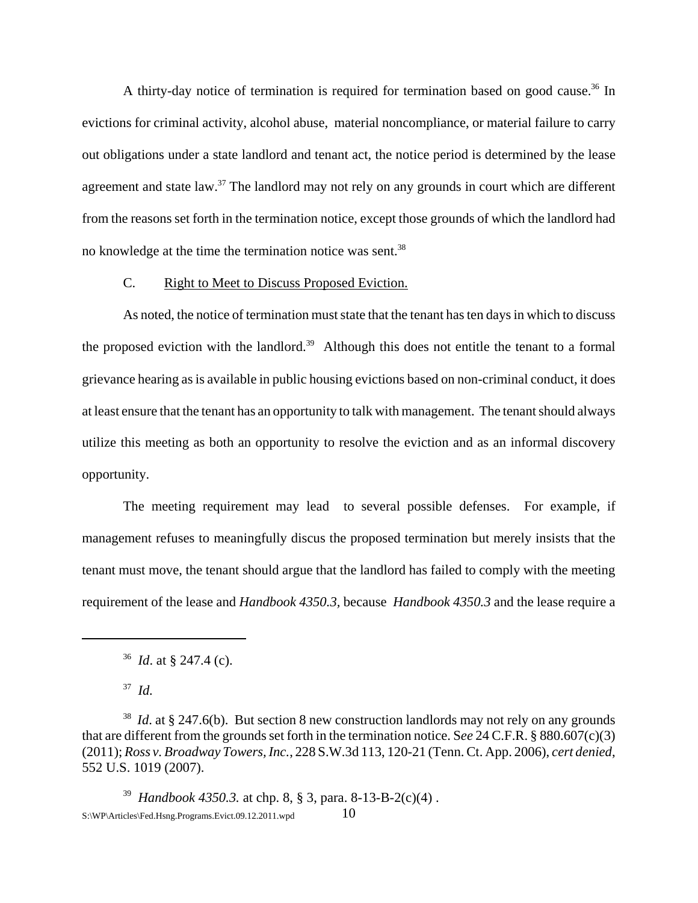A thirty-day notice of termination is required for termination based on good cause.[36] In evictions for criminal activity, alcohol abuse, material noncompliance, or material failure to carry out obligations under a state landlord and tenant act, the notice period is determined by the lease agreement and state law.[37] The landlord may not rely on any grounds in court which are different from the reasons set forth in the termination notice, except those grounds of which the landlord had no knowledge at the time the termination notice was sent.[38]

C. Right to Meet to Discuss Proposed Eviction.

As noted, the notice of termination must state that the tenant has ten days in which to discuss the proposed eviction with the landlord.[39] Although this does not entitle the tenant to a formal grievance hearing as is available in public housing evictions based on non-criminal conduct, it does at least ensure that the tenant has an opportunity to talk with management. The tenant should always utilize this meeting as both an opportunity to resolve the eviction and as an informal discovery opportunity.

The meeting requirement may lead to several possible defenses. For example, if management refuses to meaningfully discus the proposed termination but merely insists that the tenant must move, the tenant should argue that the landlord has failed to comply with the meeting requirement of the lease and *Handbook 4350.3*, because *Handbook 4350.3* and the lease require a

---

[36] *Id*. at § 247.4 (c).

[37] *Id.*

[38] *Id*. at § 247.6(b). But section 8 new construction landlords may not rely on any grounds that are different from the grounds set forth in the termination notice. S*ee* 24 C.F.R. § 880.607(c)(3) (2011); *Ross v. Broadway Towers, Inc.*, 228 S.W.3d 113, 120-21 (Tenn. Ct. App. 2006), *cert denied*, 552 U.S. 1019 (2007).

[39] *Handbook 4350.3.* at chp. 8, § 3, para. 8-13-B-2(c)(4) .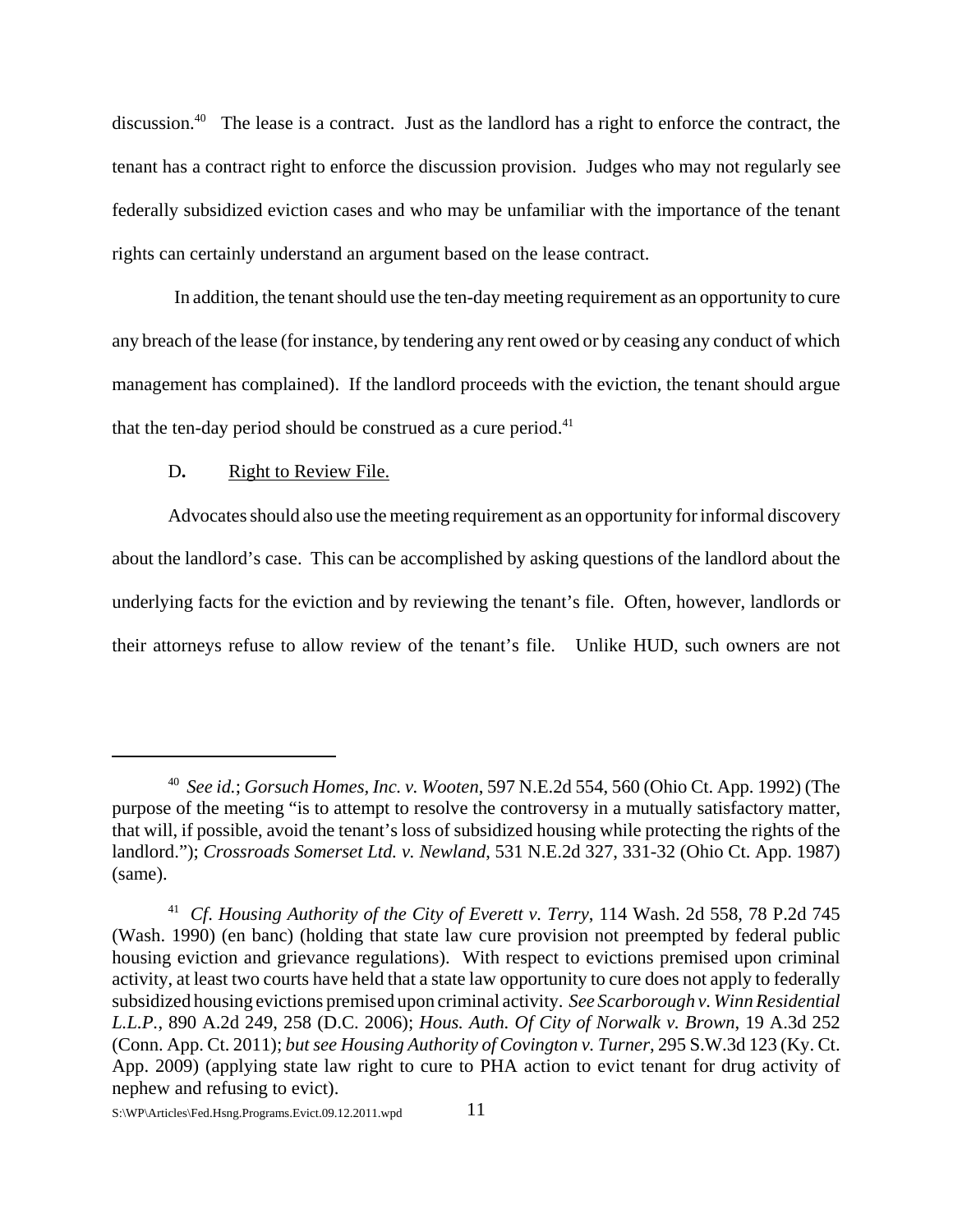discussion.[40] The lease is a contract. Just as the landlord has a right to enforce the contract, the tenant has a contract right to enforce the discussion provision. Judges who may not regularly see federally subsidized eviction cases and who may be unfamiliar with the importance of the tenant rights can certainly understand an argument based on the lease contract.

In addition, the tenant should use the ten-day meeting requirement as an opportunity to cure any breach of the lease (for instance, by tendering any rent owed or by ceasing any conduct of which management has complained). If the landlord proceeds with the eviction, the tenant should argue that the ten-day period should be construed as a cure period.[41]

### D. Right to Review File.

Advocates should also use the meeting requirement as an opportunity for informal discovery about the landlord's case. This can be accomplished by asking questions of the landlord about the underlying facts for the eviction and by reviewing the tenant's file. Often, however, landlords or their attorneys refuse to allow review of the tenant's file. Unlike HUD, such owners are not

---

[40] *See id.*; *Gorsuch Homes, Inc. v. Wooten*, 597 N.E.2d 554, 560 (Ohio Ct. App. 1992) (The purpose of the meeting "is to attempt to resolve the controversy in a mutually satisfactory matter, that will, if possible, avoid the tenant's loss of subsidized housing while protecting the rights of the landlord."); *Crossroads Somerset Ltd. v. Newland*, 531 N.E.2d 327, 331-32 (Ohio Ct. App. 1987) (same).

[41] *Cf. Housing Authority of the City of Everett v. Terry*, 114 Wash. 2d 558, 78 P.2d 745 (Wash. 1990) (en banc) (holding that state law cure provision not preempted by federal public housing eviction and grievance regulations). With respect to evictions premised upon criminal activity, at least two courts have held that a state law opportunity to cure does not apply to federally subsidized housing evictions premised upon criminal activity. *See Scarborough v. Winn Residential L.L.P.*, 890 A.2d 249, 258 (D.C. 2006); *Hous. Auth. Of City of Norwalk v. Brown*, 19 A.3d 252 (Conn. App. Ct. 2011); *but see Housing Authority of Covington v. Turner*, 295 S.W.3d 123 (Ky. Ct. App. 2009) (applying state law right to cure to PHA action to evict tenant for drug activity of nephew and refusing to evict).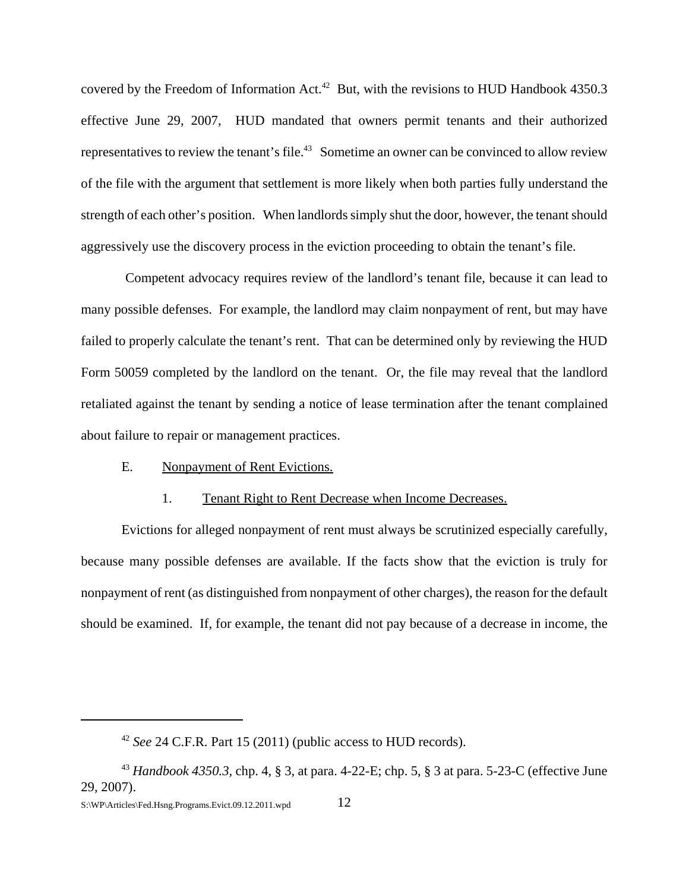covered by the Freedom of Information Act.[42] But, with the revisions to HUD Handbook 4350.3 effective June 29, 2007, HUD mandated that owners permit tenants and their authorized representatives to review the tenant's file.[43] Sometime an owner can be convinced to allow review of the file with the argument that settlement is more likely when both parties fully understand the strength of each other's position. When landlords simply shut the door, however, the tenant should aggressively use the discovery process in the eviction proceeding to obtain the tenant's file.

Competent advocacy requires review of the landlord's tenant file, because it can lead to many possible defenses. For example, the landlord may claim nonpayment of rent, but may have failed to properly calculate the tenant's rent. That can be determined only by reviewing the HUD Form 50059 completed by the landlord on the tenant. Or, the file may reveal that the landlord retaliated against the tenant by sending a notice of lease termination after the tenant complained about failure to repair or management practices.

E. Nonpayment of Rent Evictions.

1. Tenant Right to Rent Decrease when Income Decreases.

Evictions for alleged nonpayment of rent must always be scrutinized especially carefully, because many possible defenses are available. If the facts show that the eviction is truly for nonpayment of rent (as distinguished from nonpayment of other charges), the reason for the default should be examined. If, for example, the tenant did not pay because of a decrease in income, the

[42] *See* 24 C.F.R. Part 15 (2011) (public access to HUD records).

[43] *Handbook 4350.3*, chp. 4, § 3, at para. 4-22-E; chp. 5, § 3 at para. 5-23-C (effective June 29, 2007).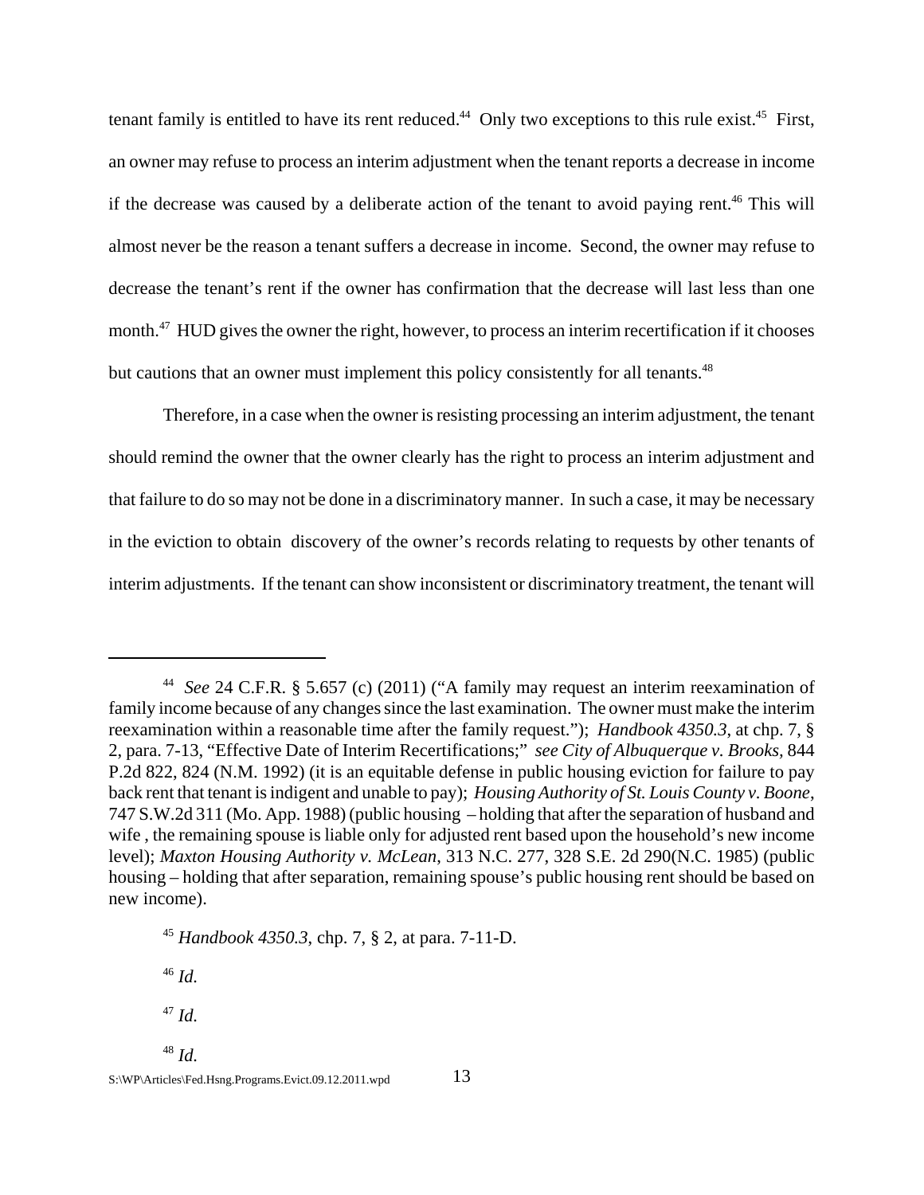tenant family is entitled to have its rent reduced.[44] Only two exceptions to this rule exist.[45] First, an owner may refuse to process an interim adjustment when the tenant reports a decrease in income if the decrease was caused by a deliberate action of the tenant to avoid paying rent.[46] This will almost never be the reason a tenant suffers a decrease in income. Second, the owner may refuse to decrease the tenant's rent if the owner has confirmation that the decrease will last less than one month.[47] HUD gives the owner the right, however, to process an interim recertification if it chooses but cautions that an owner must implement this policy consistently for all tenants.[48]

Therefore, in a case when the owner is resisting processing an interim adjustment, the tenant should remind the owner that the owner clearly has the right to process an interim adjustment and that failure to do so may not be done in a discriminatory manner. In such a case, it may be necessary in the eviction to obtain discovery of the owner's records relating to requests by other tenants of interim adjustments. If the tenant can show inconsistent or discriminatory treatment, the tenant will

---

[44] *See* 24 C.F.R. § 5.657 (c) (2011) ("A family may request an interim reexamination of family income because of any changes since the last examination. The owner must make the interim reexamination within a reasonable time after the family request."); *Handbook 4350.3*, at chp. 7, § 2, para. 7-13, "Effective Date of Interim Recertifications;" *see City of Albuquerque v. Brooks*, 844 P.2d 822, 824 (N.M. 1992) (it is an equitable defense in public housing eviction for failure to pay back rent that tenant is indigent and unable to pay); *Housing Authority of St. Louis County v. Boone*, 747 S.W.2d 311 (Mo. App. 1988) (public housing – holding that after the separation of husband and wife , the remaining spouse is liable only for adjusted rent based upon the household's new income level); *Maxton Housing Authority v. McLean*, 313 N.C. 277, 328 S.E. 2d 290(N.C. 1985) (public housing – holding that after separation, remaining spouse's public housing rent should be based on new income).

[45] *Handbook 4350.3*, chp. 7, § 2, at para. 7-11-D.

[46] *Id.*

[47] *Id.*

[48] *Id.*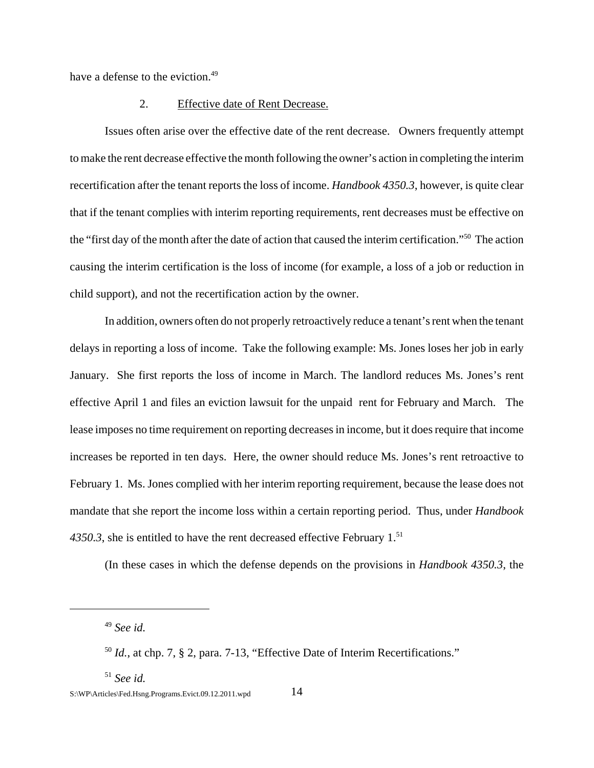have a defense to the eviction.[49]

2. Effective date of Rent Decrease.

Issues often arise over the effective date of the rent decrease. Owners frequently attempt to make the rent decrease effective the month following the owner's action in completing the interim recertification after the tenant reports the loss of income. *Handbook 4350.3*, however, is quite clear that if the tenant complies with interim reporting requirements, rent decreases must be effective on the "first day of the month after the date of action that caused the interim certification."[50] The action causing the interim certification is the loss of income (for example, a loss of a job or reduction in child support), and not the recertification action by the owner.

In addition, owners often do not properly retroactively reduce a tenant's rent when the tenant delays in reporting a loss of income. Take the following example: Ms. Jones loses her job in early January. She first reports the loss of income in March. The landlord reduces Ms. Jones's rent effective April 1 and files an eviction lawsuit for the unpaid rent for February and March. The lease imposes no time requirement on reporting decreases in income, but it does require that income increases be reported in ten days. Here, the owner should reduce Ms. Jones's rent retroactive to February 1. Ms. Jones complied with her interim reporting requirement, because the lease does not mandate that she report the income loss within a certain reporting period. Thus, under *Handbook 4350.3*, she is entitled to have the rent decreased effective February 1.[51]

(In these cases in which the defense depends on the provisions in *Handbook 4350.3*, the

---

[49] *See id.*

[50] *Id.*, at chp. 7, § 2, para. 7-13, "Effective Date of Interim Recertifications."

[51] *See id.*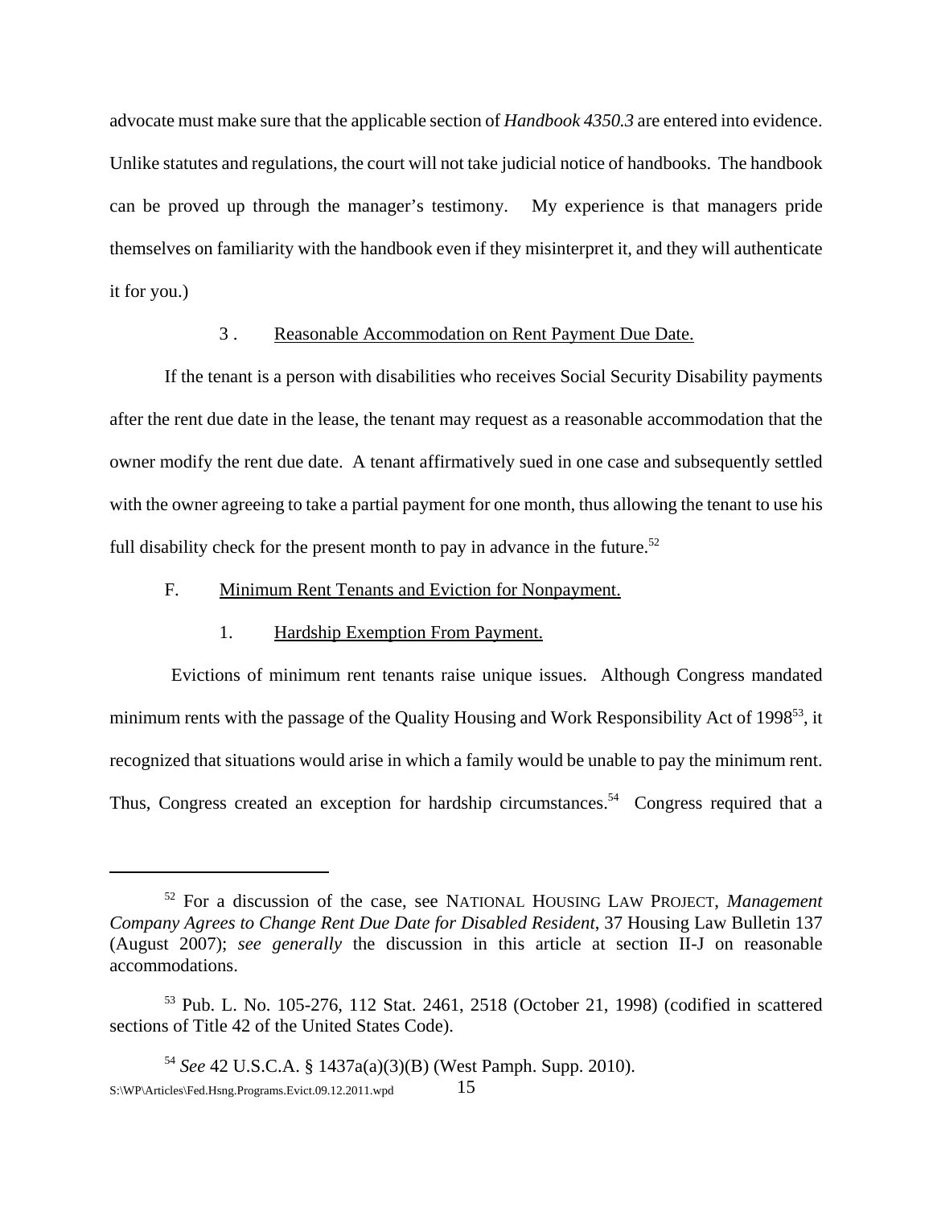advocate must make sure that the applicable section of *Handbook 4350.3* are entered into evidence. Unlike statutes and regulations, the court will not take judicial notice of handbooks. The handbook can be proved up through the manager's testimony. My experience is that managers pride themselves on familiarity with the handbook even if they misinterpret it, and they will authenticate it for you.)

### 3 . Reasonable Accommodation on Rent Payment Due Date.

If the tenant is a person with disabilities who receives Social Security Disability payments after the rent due date in the lease, the tenant may request as a reasonable accommodation that the owner modify the rent due date. A tenant affirmatively sued in one case and subsequently settled with the owner agreeing to take a partial payment for one month, thus allowing the tenant to use his full disability check for the present month to pay in advance in the future.[52]

## F. Minimum Rent Tenants and Eviction for Nonpayment.

### 1. Hardship Exemption From Payment.

Evictions of minimum rent tenants raise unique issues. Although Congress mandated minimum rents with the passage of the Quality Housing and Work Responsibility Act of 1998[53], it recognized that situations would arise in which a family would be unable to pay the minimum rent. Thus, Congress created an exception for hardship circumstances.[54] Congress required that a

---

[52] For a discussion of the case, see NATIONAL HOUSING LAW PROJECT, *Management Company Agrees to Change Rent Due Date for Disabled Resident*, 37 Housing Law Bulletin 137 (August 2007); *see generally* the discussion in this article at section II-J on reasonable accommodations.

[53] Pub. L. No. 105-276, 112 Stat. 2461, 2518 (October 21, 1998) (codified in scattered sections of Title 42 of the United States Code).

[54] *See* 42 U.S.C.A. § 1437a(a)(3)(B) (West Pamph. Supp. 2010).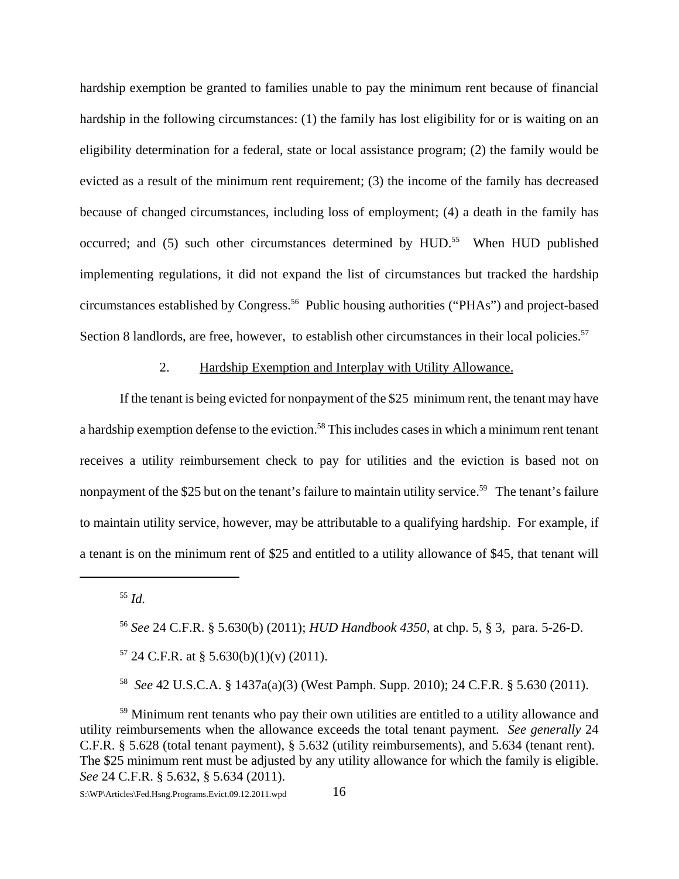hardship exemption be granted to families unable to pay the minimum rent because of financial hardship in the following circumstances: (1) the family has lost eligibility for or is waiting on an eligibility determination for a federal, state or local assistance program; (2) the family would be evicted as a result of the minimum rent requirement; (3) the income of the family has decreased because of changed circumstances, including loss of employment; (4) a death in the family has occurred; and (5) such other circumstances determined by HUD.[55] When HUD published implementing regulations, it did not expand the list of circumstances but tracked the hardship circumstances established by Congress.[56] Public housing authorities ("PHAs") and project-based Section 8 landlords, are free, however, to establish other circumstances in their local policies.[57]

2. Hardship Exemption and Interplay with Utility Allowance.

If the tenant is being evicted for nonpayment of the $25 minimum rent, the tenant may have a hardship exemption defense to the eviction.[58] This includes cases in which a minimum rent tenant receives a utility reimbursement check to pay for utilities and the eviction is based not on nonpayment of the $25 but on the tenant's failure to maintain utility service.[59] The tenant's failure to maintain utility service, however, may be attributable to a qualifying hardship. For example, if a tenant is on the minimum rent of $25 and entitled to a utility allowance of $45, that tenant will

---

[55] *Id.*

[56] *See* 24 C.F.R. § 5.630(b) (2011); *HUD Handbook 4350*, at chp. 5, § 3, para. 5-26-D.

[57] 24 C.F.R. at § 5.630(b)(1)(v) (2011).

[58] *See* 42 U.S.C.A. § 1437a(a)(3) (West Pamph. Supp. 2010); 24 C.F.R. § 5.630 (2011).

[59] Minimum rent tenants who pay their own utilities are entitled to a utility allowance and utility reimbursements when the allowance exceeds the total tenant payment. *See generally* 24 C.F.R. § 5.628 (total tenant payment), § 5.632 (utility reimbursements), and 5.634 (tenant rent). The $25 minimum rent must be adjusted by any utility allowance for which the family is eligible. *See* 24 C.F.R. § 5.632, § 5.634 (2011).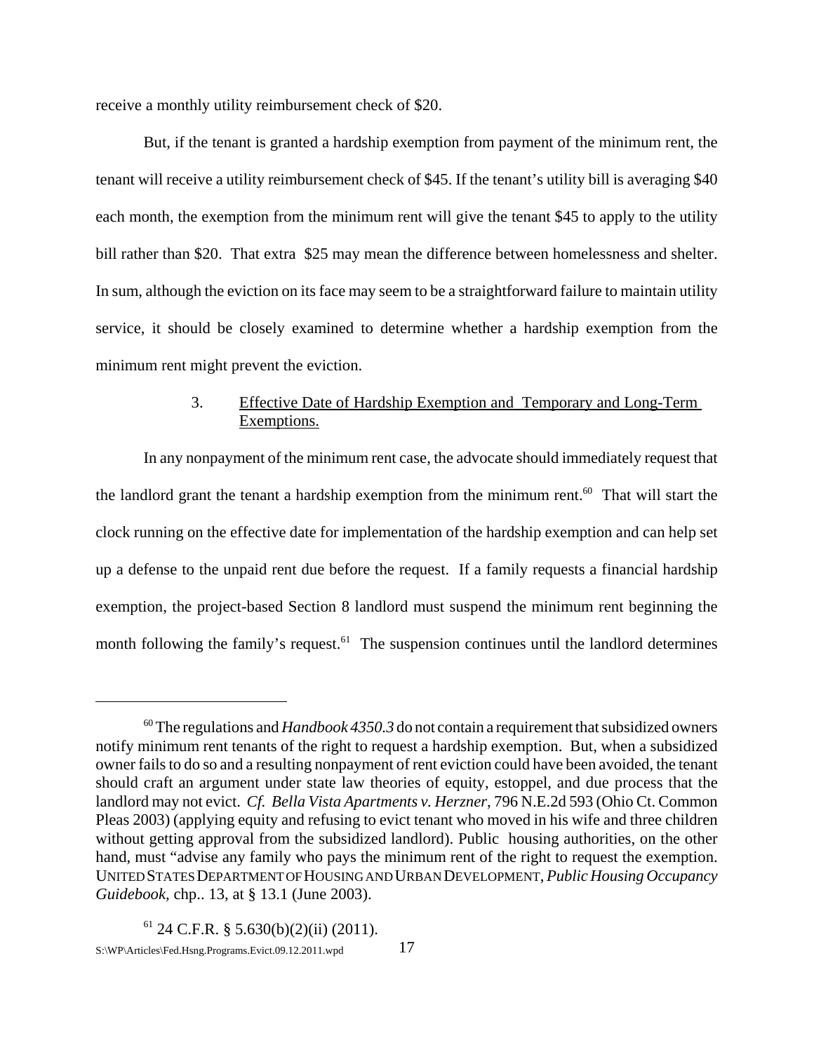receive a monthly utility reimbursement check of $20.

But, if the tenant is granted a hardship exemption from payment of the minimum rent, the tenant will receive a utility reimbursement check of $45. If the tenant's utility bill is averaging $40 each month, the exemption from the minimum rent will give the tenant $45 to apply to the utility bill rather than $20. That extra $25 may mean the difference between homelessness and shelter. In sum, although the eviction on its face may seem to be a straightforward failure to maintain utility service, it should be closely examined to determine whether a hardship exemption from the minimum rent might prevent the eviction.

### 3. Effective Date of Hardship Exemption and Temporary and Long-Term Exemptions.

In any nonpayment of the minimum rent case, the advocate should immediately request that the landlord grant the tenant a hardship exemption from the minimum rent.[60] That will start the clock running on the effective date for implementation of the hardship exemption and can help set up a defense to the unpaid rent due before the request. If a family requests a financial hardship exemption, the project-based Section 8 landlord must suspend the minimum rent beginning the month following the family's request.[61] The suspension continues until the landlord determines

---

[60] The regulations and *Handbook 4350.3* do not contain a requirement that subsidized owners notify minimum rent tenants of the right to request a hardship exemption. But, when a subsidized owner fails to do so and a resulting nonpayment of rent eviction could have been avoided, the tenant should craft an argument under state law theories of equity, estoppel, and due process that the landlord may not evict. *Cf. Bella Vista Apartments v. Herzner*, 796 N.E.2d 593 (Ohio Ct. Common Pleas 2003) (applying equity and refusing to evict tenant who moved in his wife and three children without getting approval from the subsidized landlord). Public housing authorities, on the other hand, must "advise any family who pays the minimum rent of the right to request the exemption. UNITED STATES DEPARTMENT OF HOUSING AND URBAN DEVELOPMENT, *Public Housing Occupancy Guidebook*, chp.. 13, at § 13.1 (June 2003).

[61] 24 C.F.R. § 5.630(b)(2)(ii) (2011).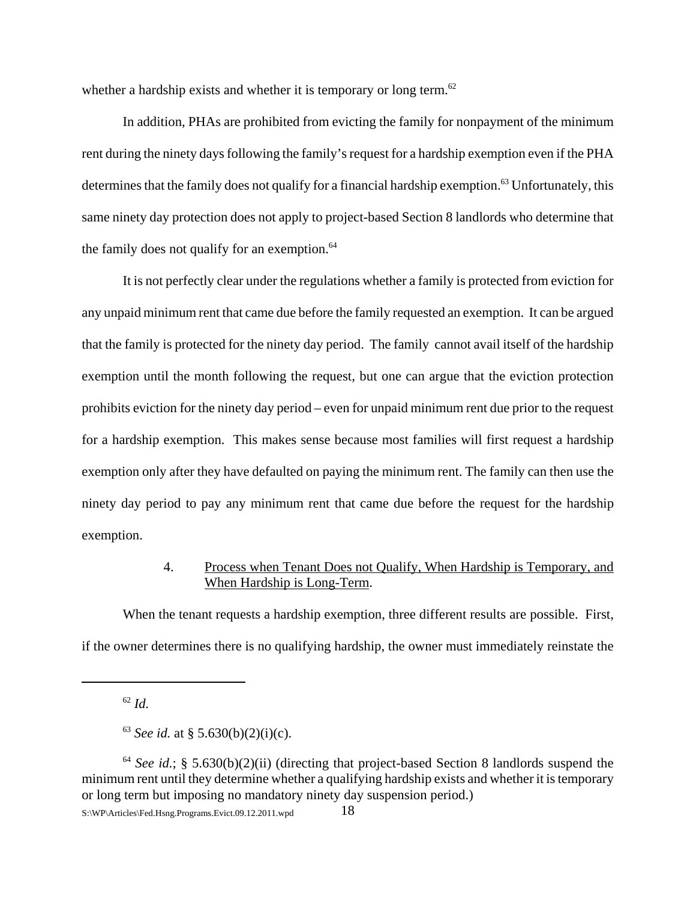whether a hardship exists and whether it is temporary or long term.[62]

In addition, PHAs are prohibited from evicting the family for nonpayment of the minimum rent during the ninety days following the family's request for a hardship exemption even if the PHA determines that the family does not qualify for a financial hardship exemption.[63] Unfortunately, this same ninety day protection does not apply to project-based Section 8 landlords who determine that the family does not qualify for an exemption.[64]

It is not perfectly clear under the regulations whether a family is protected from eviction for any unpaid minimum rent that came due before the family requested an exemption. It can be argued that the family is protected for the ninety day period. The family cannot avail itself of the hardship exemption until the month following the request, but one can argue that the eviction protection prohibits eviction for the ninety day period – even for unpaid minimum rent due prior to the request for a hardship exemption. This makes sense because most families will first request a hardship exemption only after they have defaulted on paying the minimum rent. The family can then use the ninety day period to pay any minimum rent that came due before the request for the hardship exemption.

4. Process when Tenant Does not Qualify, When Hardship is Temporary, and When Hardship is Long-Term.

When the tenant requests a hardship exemption, three different results are possible. First, if the owner determines there is no qualifying hardship, the owner must immediately reinstate the

---

[62] *Id.*

[63] *See id.* at § 5.630(b)(2)(i)(c).

[64] *See id.*; § 5.630(b)(2)(ii) (directing that project-based Section 8 landlords suspend the minimum rent until they determine whether a qualifying hardship exists and whether it is temporary or long term but imposing no mandatory ninety day suspension period.)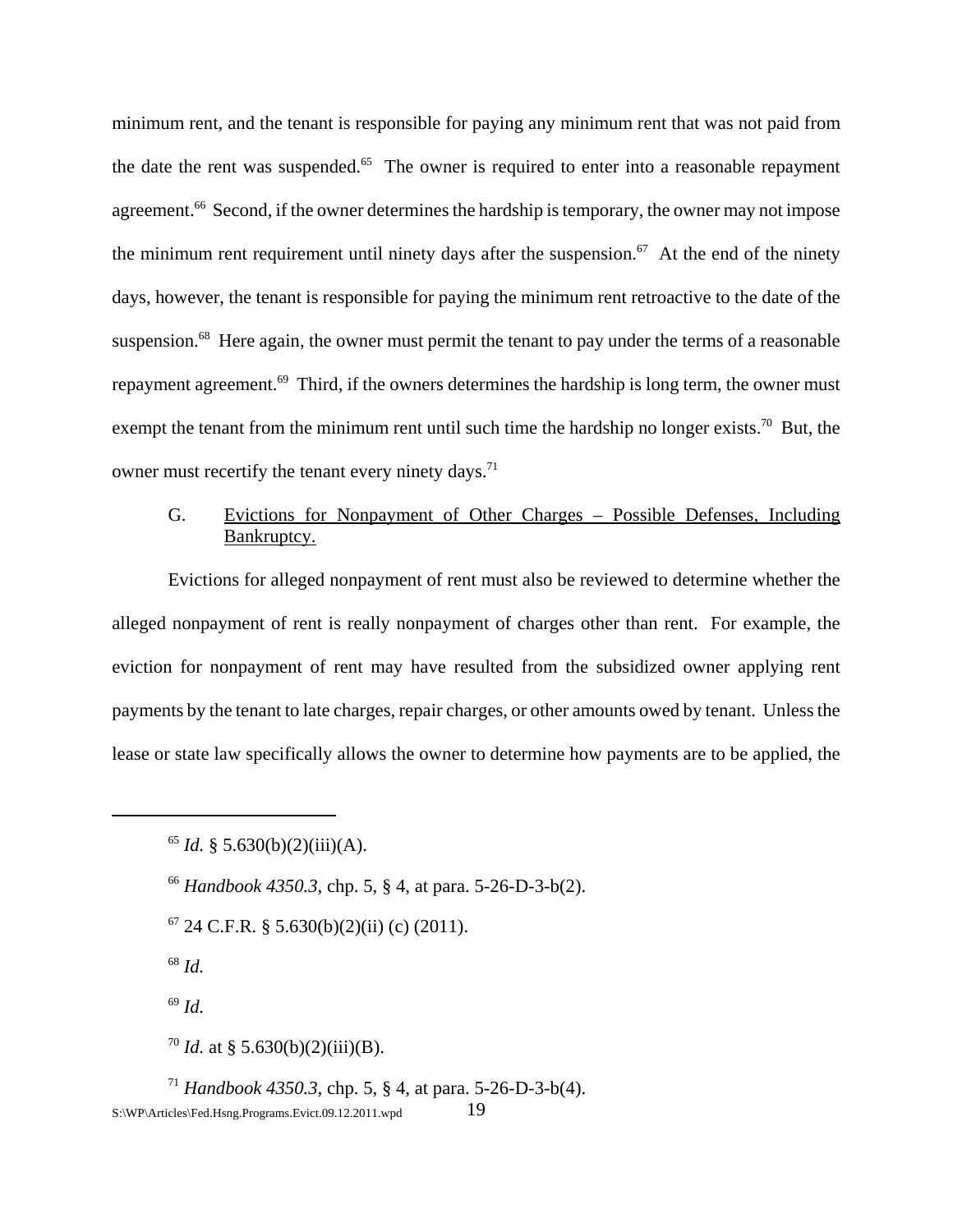minimum rent, and the tenant is responsible for paying any minimum rent that was not paid from the date the rent was suspended.[65] The owner is required to enter into a reasonable repayment agreement.[66] Second, if the owner determines the hardship is temporary, the owner may not impose the minimum rent requirement until ninety days after the suspension.[67] At the end of the ninety days, however, the tenant is responsible for paying the minimum rent retroactive to the date of the suspension.[68] Here again, the owner must permit the tenant to pay under the terms of a reasonable repayment agreement.[69] Third, if the owners determines the hardship is long term, the owner must exempt the tenant from the minimum rent until such time the hardship no longer exists.[70] But, the owner must recertify the tenant every ninety days.[71]

G. Evictions for Nonpayment of Other Charges – Possible Defenses, Including Bankruptcy.

Evictions for alleged nonpayment of rent must also be reviewed to determine whether the alleged nonpayment of rent is really nonpayment of charges other than rent. For example, the eviction for nonpayment of rent may have resulted from the subsidized owner applying rent payments by the tenant to late charges, repair charges, or other amounts owed by tenant. Unless the lease or state law specifically allows the owner to determine how payments are to be applied, the

---

[65] *Id.* § 5.630(b)(2)(iii)(A).

[66] *Handbook 4350.3*, chp. 5, § 4, at para. 5-26-D-3-b(2).

[67] 24 C.F.R. § 5.630(b)(2)(ii) (c) (2011).

[68] *Id.*

[69] *Id.*

[70] *Id.* at § 5.630(b)(2)(iii)(B).

[71] *Handbook 4350.3*, chp. 5, § 4, at para. 5-26-D-3-b(4).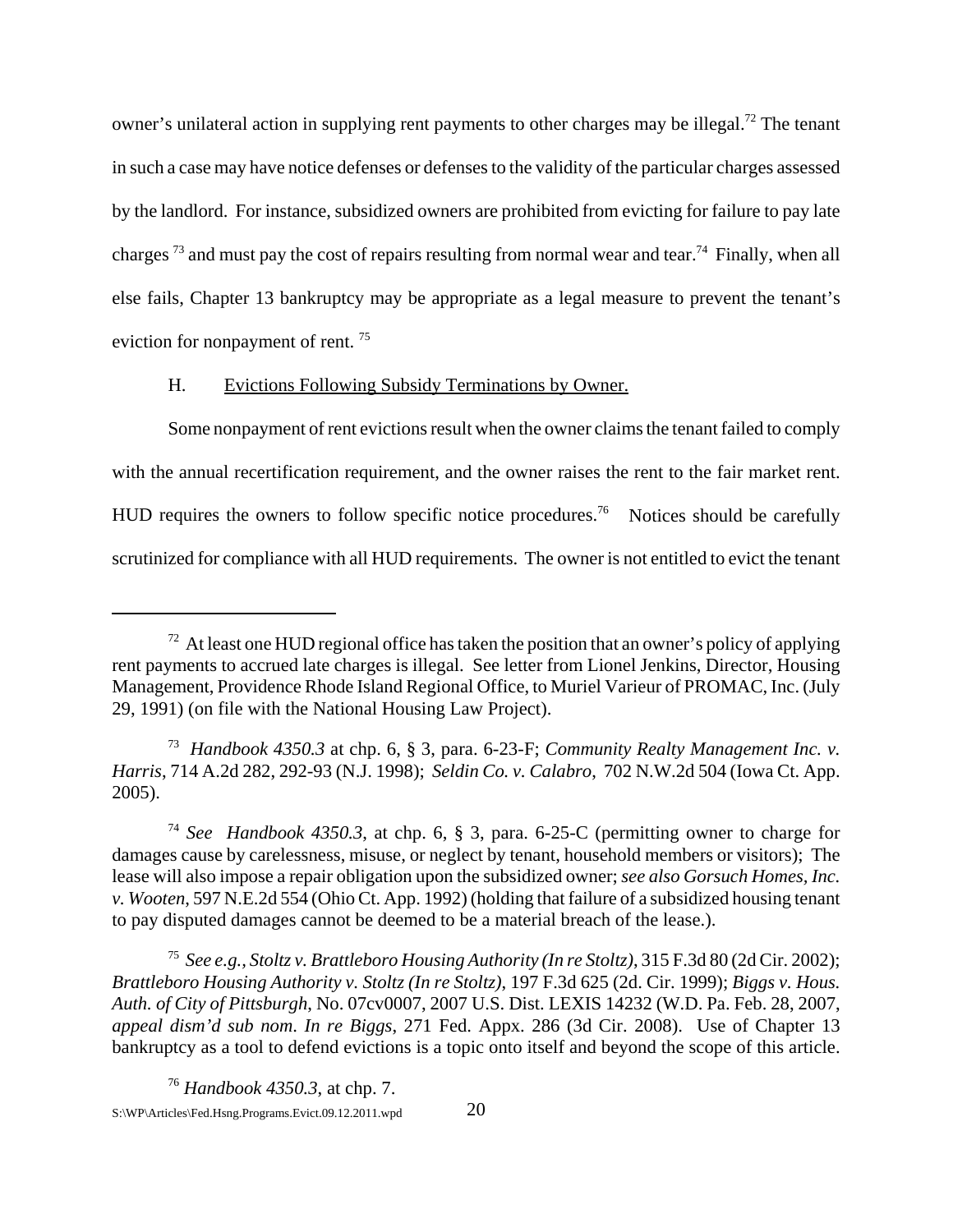owner's unilateral action in supplying rent payments to other charges may be illegal.[72] The tenant in such a case may have notice defenses or defenses to the validity of the particular charges assessed by the landlord. For instance, subsidized owners are prohibited from evicting for failure to pay late charges [73] and must pay the cost of repairs resulting from normal wear and tear.[74] Finally, when all else fails, Chapter 13 bankruptcy may be appropriate as a legal measure to prevent the tenant's eviction for nonpayment of rent. [75]

## H. Evictions Following Subsidy Terminations by Owner.

Some nonpayment of rent evictions result when the owner claims the tenant failed to comply with the annual recertification requirement, and the owner raises the rent to the fair market rent. HUD requires the owners to follow specific notice procedures.[76] Notices should be carefully scrutinized for compliance with all HUD requirements. The owner is not entitled to evict the tenant

---

[72] At least one HUD regional office has taken the position that an owner's policy of applying rent payments to accrued late charges is illegal. See letter from Lionel Jenkins, Director, Housing Management, Providence Rhode Island Regional Office, to Muriel Varieur of PROMAC, Inc. (July 29, 1991) (on file with the National Housing Law Project).

[73] *Handbook 4350.3* at chp. 6, § 3, para. 6-23-F; *Community Realty Management Inc. v. Harris*, 714 A.2d 282, 292-93 (N.J. 1998); *Seldin Co. v. Calabro*, 702 N.W.2d 504 (Iowa Ct. App. 2005).

[74] *See Handbook 4350.3*, at chp. 6, § 3, para. 6-25-C (permitting owner to charge for damages cause by carelessness, misuse, or neglect by tenant, household members or visitors); The lease will also impose a repair obligation upon the subsidized owner; *see also Gorsuch Homes, Inc. v. Wooten*, 597 N.E.2d 554 (Ohio Ct. App. 1992) (holding that failure of a subsidized housing tenant to pay disputed damages cannot be deemed to be a material breach of the lease.).

[75] *See e.g., Stoltz v. Brattleboro Housing Authority (In re Stoltz)*, 315 F.3d 80 (2d Cir. 2002); *Brattleboro Housing Authority v. Stoltz (In re Stoltz)*, 197 F.3d 625 (2d. Cir. 1999); *Biggs v. Hous. Auth. of City of Pittsburgh*, No. 07cv0007, 2007 U.S. Dist. LEXIS 14232 (W.D. Pa. Feb. 28, 2007, *appeal dism'd sub nom*. *In re Biggs*, 271 Fed. Appx. 286 (3d Cir. 2008). Use of Chapter 13 bankruptcy as a tool to defend evictions is a topic onto itself and beyond the scope of this article.

[76] *Handbook 4350.3*, at chp. 7.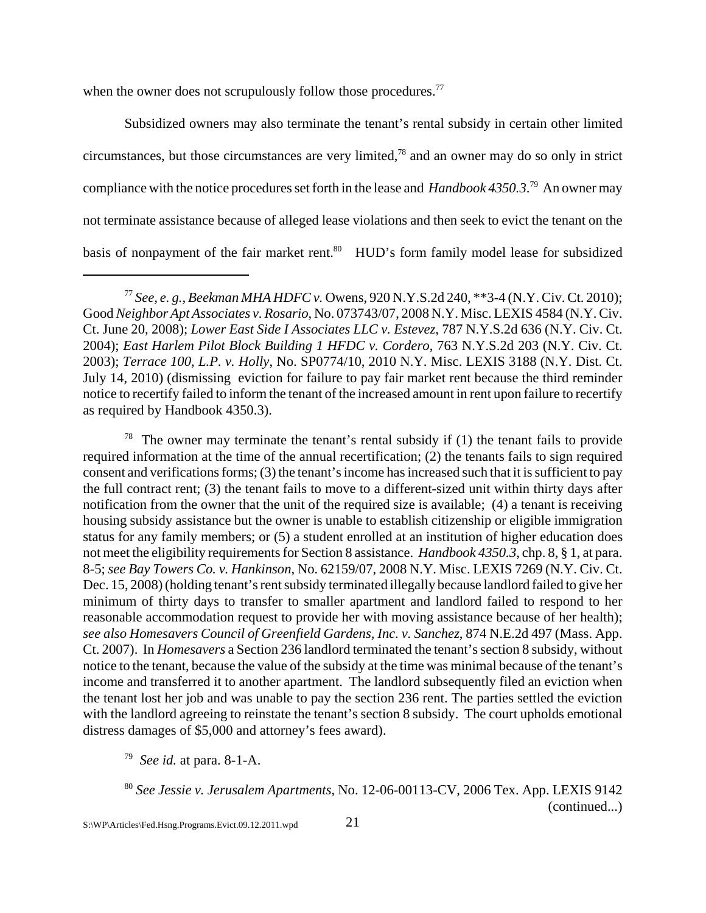when the owner does not scrupulously follow those procedures.[77]

Subsidized owners may also terminate the tenant's rental subsidy in certain other limited circumstances, but those circumstances are very limited,[78] and an owner may do so only in strict compliance with the notice procedures set forth in the lease and *Handbook 4350.3*.[79] An owner may not terminate assistance because of alleged lease violations and then seek to evict the tenant on the basis of nonpayment of the fair market rent.[80] HUD's form family model lease for subsidized

---

[77] *See, e. g., Beekman MHA HDFC v.* Owens, 920 N.Y.S.2d 240, **3-4 (N.Y. Civ. Ct. 2010); Good *Neighbor Apt Associates v. Rosario*, No. 073743/07, 2008 N.Y. Misc. LEXIS 4584 (N.Y. Civ. Ct. June 20, 2008); *Lower East Side I Associates LLC v. Estevez*, 787 N.Y.S.2d 636 (N.Y. Civ. Ct. 2004); *East Harlem Pilot Block Building 1 HFDC v. Cordero*, 763 N.Y.S.2d 203 (N.Y. Civ. Ct. 2003); *Terrace 100, L.P. v. Holly*, No. SP0774/10, 2010 N.Y. Misc. LEXIS 3188 (N.Y. Dist. Ct. July 14, 2010) (dismissing eviction for failure to pay fair market rent because the third reminder notice to recertify failed to inform the tenant of the increased amount in rent upon failure to recertify as required by Handbook 4350.3).

[78] The owner may terminate the tenant's rental subsidy if (1) the tenant fails to provide required information at the time of the annual recertification; (2) the tenants fails to sign required consent and verifications forms; (3) the tenant's income has increased such that it is sufficient to pay the full contract rent; (3) the tenant fails to move to a different-sized unit within thirty days after notification from the owner that the unit of the required size is available; (4) a tenant is receiving housing subsidy assistance but the owner is unable to establish citizenship or eligible immigration status for any family members; or (5) a student enrolled at an institution of higher education does not meet the eligibility requirements for Section 8 assistance. *Handbook 4350.3*, chp. 8, § 1, at para. 8-5; *see Bay Towers Co. v. Hankinson*, No. 62159/07, 2008 N.Y. Misc. LEXIS 7269 (N.Y. Civ. Ct. Dec. 15, 2008) (holding tenant's rent subsidy terminated illegally because landlord failed to give her minimum of thirty days to transfer to smaller apartment and landlord failed to respond to her reasonable accommodation request to provide her with moving assistance because of her health); *see also Homesavers Council of Greenfield Gardens, Inc. v. Sanchez*, 874 N.E.2d 497 (Mass. App. Ct. 2007). In *Homesavers* a Section 236 landlord terminated the tenant's section 8 subsidy, without notice to the tenant, because the value of the subsidy at the time was minimal because of the tenant's income and transferred it to another apartment. The landlord subsequently filed an eviction when the tenant lost her job and was unable to pay the section 236 rent. The parties settled the eviction with the landlord agreeing to reinstate the tenant's section 8 subsidy. The court upholds emotional distress damages of $5,000 and attorney's fees award).

[79] *See id.* at para. 8-1-A.

[80] *See Jessie v. Jerusalem Apartments*, No. 12-06-00113-CV, 2006 Tex. App. LEXIS 9142 (continued...)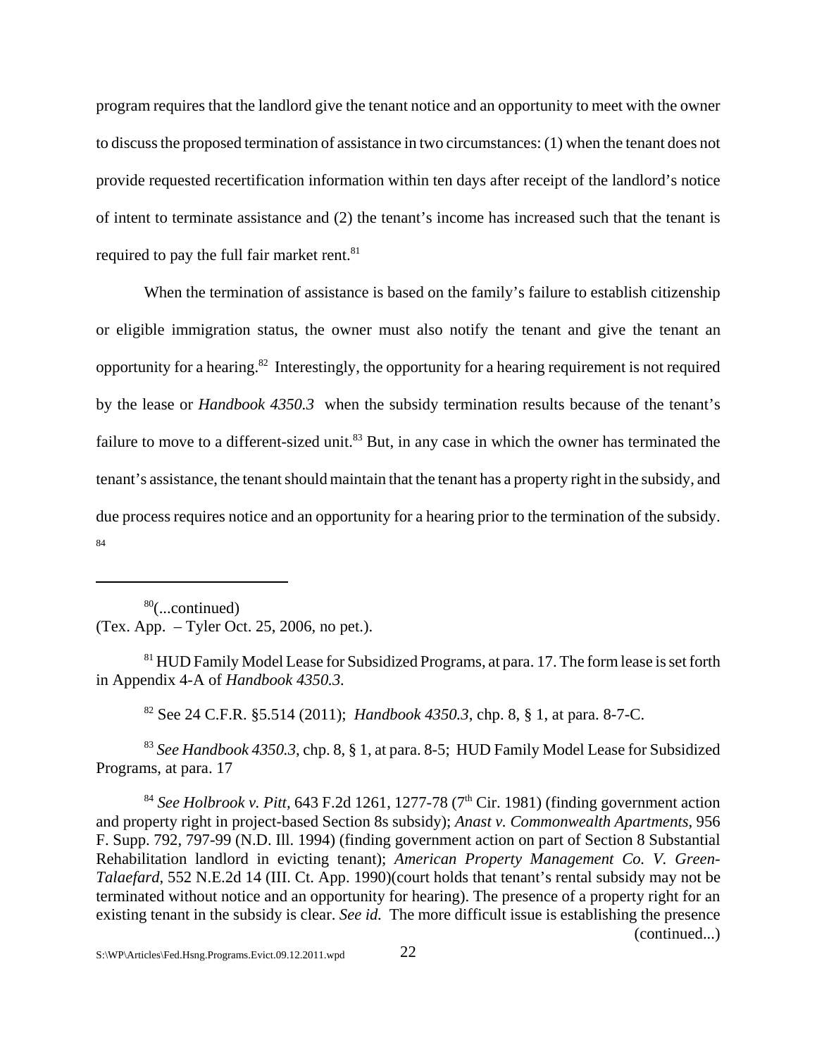program requires that the landlord give the tenant notice and an opportunity to meet with the owner to discuss the proposed termination of assistance in two circumstances: (1) when the tenant does not provide requested recertification information within ten days after receipt of the landlord's notice of intent to terminate assistance and (2) the tenant's income has increased such that the tenant is required to pay the full fair market rent.[81]

When the termination of assistance is based on the family's failure to establish citizenship or eligible immigration status, the owner must also notify the tenant and give the tenant an opportunity for a hearing.[82] Interestingly, the opportunity for a hearing requirement is not required by the lease or *Handbook 4350.3* when the subsidy termination results because of the tenant's failure to move to a different-sized unit.[83] But, in any case in which the owner has terminated the tenant's assistance, the tenant should maintain that the tenant has a property right in the subsidy, and due process requires notice and an opportunity for a hearing prior to the termination of the subsidy.[84]

---

[80](...continued)
(Tex. App. – Tyler Oct. 25, 2006, no pet.).

[81] HUD Family Model Lease for Subsidized Programs, at para. 17. The form lease is set forth in Appendix 4-A of *Handbook 4350.3*.

[82] See 24 C.F.R. §5.514 (2011); *Handbook 4350.3*, chp. 8, § 1, at para. 8-7-C.

[83] *See Handbook 4350.3*, chp. 8, § 1, at para. 8-5; HUD Family Model Lease for Subsidized Programs, at para. 17

[84] *See Holbrook v. Pitt*, 643 F.2d 1261, 1277-78 (7th Cir. 1981) (finding government action and property right in project-based Section 8s subsidy); *Anast v. Commonwealth Apartments*, 956 F. Supp. 792, 797-99 (N.D. Ill. 1994) (finding government action on part of Section 8 Substantial Rehabilitation landlord in evicting tenant); *American Property Management Co. V. Green-Talaefard*, 552 N.E.2d 14 (III. Ct. App. 1990)(court holds that tenant's rental subsidy may not be terminated without notice and an opportunity for hearing). The presence of a property right for an existing tenant in the subsidy is clear. *See id.* The more difficult issue is establishing the presence (continued...)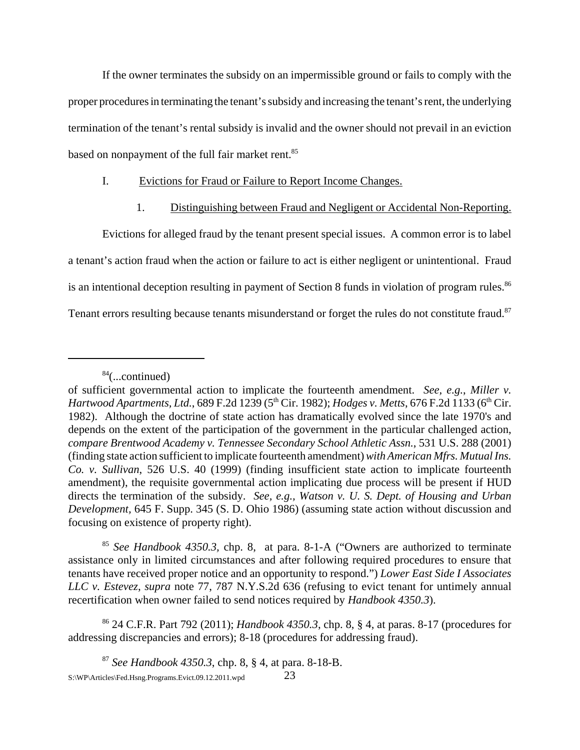If the owner terminates the subsidy on an impermissible ground or fails to comply with the proper procedures in terminating the tenant's subsidy and increasing the tenant's rent, the underlying termination of the tenant's rental subsidy is invalid and the owner should not prevail in an eviction based on nonpayment of the full fair market rent.[85]

## I. Evictions for Fraud or Failure to Report Income Changes.

### 1. Distinguishing between Fraud and Negligent or Accidental Non-Reporting.

Evictions for alleged fraud by the tenant present special issues. A common error is to label a tenant's action fraud when the action or failure to act is either negligent or unintentional. Fraud is an intentional deception resulting in payment of Section 8 funds in violation of program rules.[86] Tenant errors resulting because tenants misunderstand or forget the rules do not constitute fraud.[87]

---

[84](...continued)
of sufficient governmental action to implicate the fourteenth amendment. *See, e.g.*, *Miller v. Hartwood Apartments, Ltd.*, 689 F.2d 1239 (5th Cir. 1982); *Hodges v. Metts*, 676 F.2d 1133 (6th Cir. 1982). Although the doctrine of state action has dramatically evolved since the late 1970's and depends on the extent of the participation of the government in the particular challenged action, *compare Brentwood Academy v. Tennessee Secondary School Athletic Assn.*, 531 U.S. 288 (2001) (finding state action sufficient to implicate fourteenth amendment) *with American Mfrs. Mutual Ins. Co. v. Sullivan*, 526 U.S. 40 (1999) (finding insufficient state action to implicate fourteenth amendment), the requisite governmental action implicating due process will be present if HUD directs the termination of the subsidy. *See, e.g., Watson v. U. S. Dept. of Housing and Urban Development*, 645 F. Supp. 345 (S. D. Ohio 1986) (assuming state action without discussion and focusing on existence of property right).

[85] *See Handbook 4350.3*, chp. 8, at para. 8-1-A ("Owners are authorized to terminate assistance only in limited circumstances and after following required procedures to ensure that tenants have received proper notice and an opportunity to respond.") *Lower East Side I Associates LLC v. Estevez*, *supra* note 77, 787 N.Y.S.2d 636 (refusing to evict tenant for untimely annual recertification when owner failed to send notices required by *Handbook 4350.3*).

[86] 24 C.F.R. Part 792 (2011); *Handbook 4350.3*, chp. 8, § 4, at paras. 8-17 (procedures for addressing discrepancies and errors); 8-18 (procedures for addressing fraud).

[87] *See Handbook 4350.3*, chp. 8, § 4, at para. 8-18-B.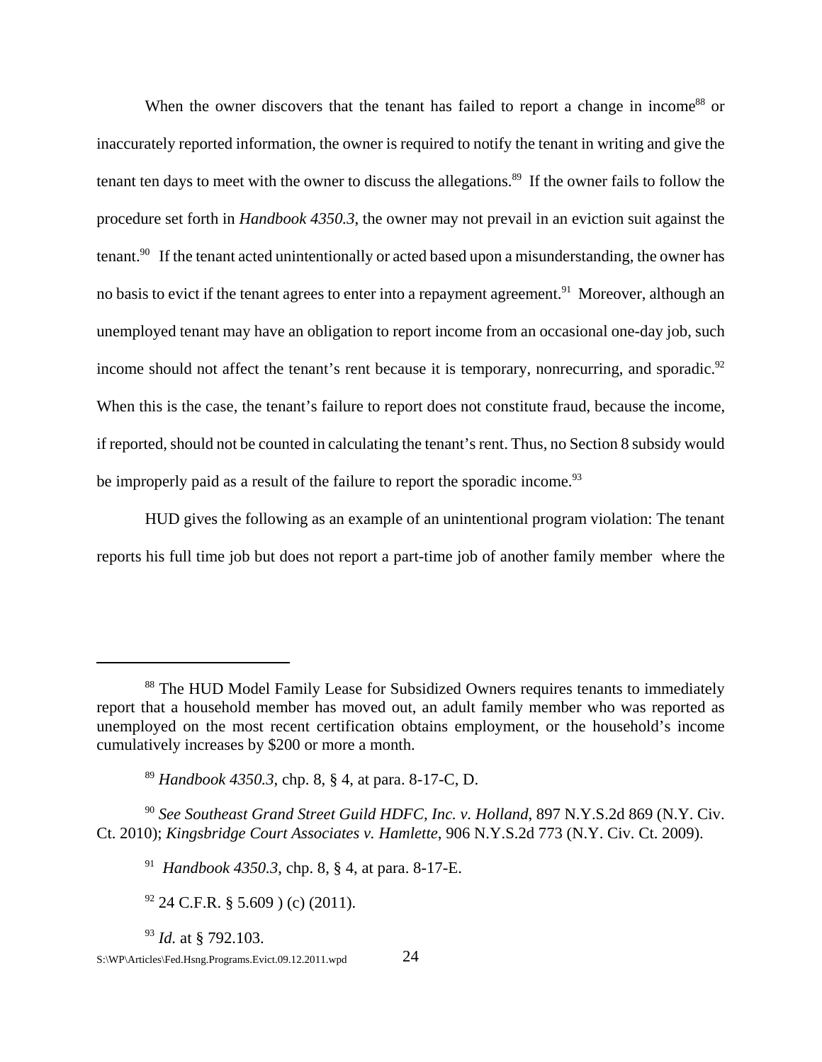When the owner discovers that the tenant has failed to report a change in income[88] or inaccurately reported information, the owner is required to notify the tenant in writing and give the tenant ten days to meet with the owner to discuss the allegations.[89] If the owner fails to follow the procedure set forth in *Handbook 4350.3*, the owner may not prevail in an eviction suit against the tenant.[90] If the tenant acted unintentionally or acted based upon a misunderstanding, the owner has no basis to evict if the tenant agrees to enter into a repayment agreement.[91] Moreover, although an unemployed tenant may have an obligation to report income from an occasional one-day job, such income should not affect the tenant's rent because it is temporary, nonrecurring, and sporadic.[92] When this is the case, the tenant's failure to report does not constitute fraud, because the income, if reported, should not be counted in calculating the tenant's rent. Thus, no Section 8 subsidy would be improperly paid as a result of the failure to report the sporadic income.[93]

HUD gives the following as an example of an unintentional program violation: The tenant reports his full time job but does not report a part-time job of another family member where the

---

[88] The HUD Model Family Lease for Subsidized Owners requires tenants to immediately report that a household member has moved out, an adult family member who was reported as unemployed on the most recent certification obtains employment, or the household's income cumulatively increases by $200 or more a month.

[89] *Handbook 4350.3*, chp. 8, § 4, at para. 8-17-C, D.

[90] *See Southeast Grand Street Guild HDFC, Inc. v. Holland*, 897 N.Y.S.2d 869 (N.Y. Civ. Ct. 2010); *Kingsbridge Court Associates v. Hamlette*, 906 N.Y.S.2d 773 (N.Y. Civ. Ct. 2009).

[91] *Handbook 4350.3*, chp. 8, § 4, at para. 8-17-E.

[92] 24 C.F.R. § 5.609 ) (c) (2011).

[93] *Id.* at § 792.103.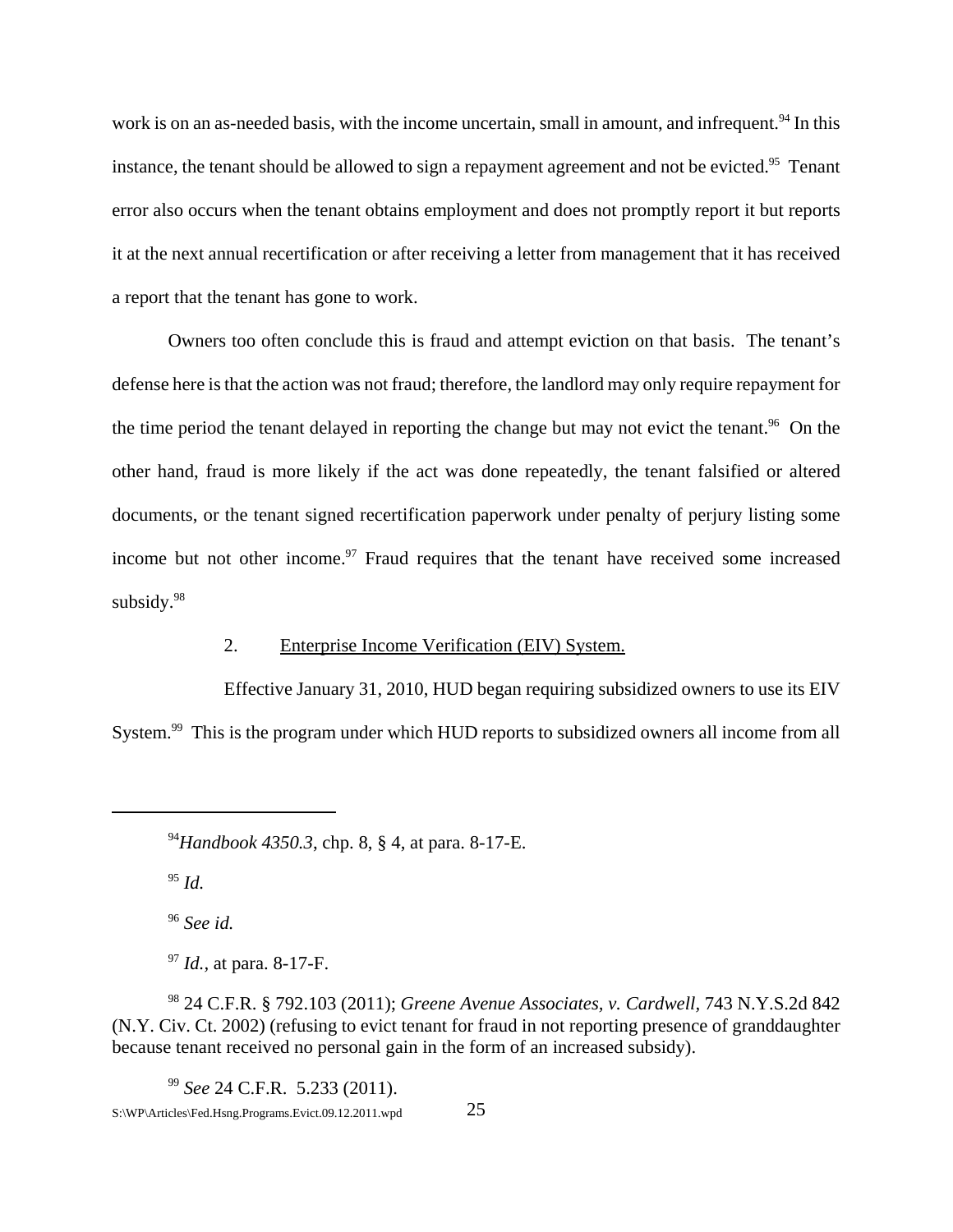work is on an as-needed basis, with the income uncertain, small in amount, and infrequent.[94] In this instance, the tenant should be allowed to sign a repayment agreement and not be evicted.[95] Tenant error also occurs when the tenant obtains employment and does not promptly report it but reports it at the next annual recertification or after receiving a letter from management that it has received a report that the tenant has gone to work.

Owners too often conclude this is fraud and attempt eviction on that basis. The tenant's defense here is that the action was not fraud; therefore, the landlord may only require repayment for the time period the tenant delayed in reporting the change but may not evict the tenant.[96] On the other hand, fraud is more likely if the act was done repeatedly, the tenant falsified or altered documents, or the tenant signed recertification paperwork under penalty of perjury listing some income but not other income.[97] Fraud requires that the tenant have received some increased subsidy.[98]

2. Enterprise Income Verification (EIV) System.

Effective January 31, 2010, HUD began requiring subsidized owners to use its EIV System.[99] This is the program under which HUD reports to subsidized owners all income from all

---

[94] *Handbook 4350.3*, chp. 8, § 4, at para. 8-17-E.

[95] *Id.*

[96] *See id.*

[97] *Id.*, at para. 8-17-F.

[98] 24 C.F.R. § 792.103 (2011); *Greene Avenue Associates, v. Cardwell*, 743 N.Y.S.2d 842 (N.Y. Civ. Ct. 2002) (refusing to evict tenant for fraud in not reporting presence of granddaughter because tenant received no personal gain in the form of an increased subsidy).

[99] *See* 24 C.F.R. 5.233 (2011).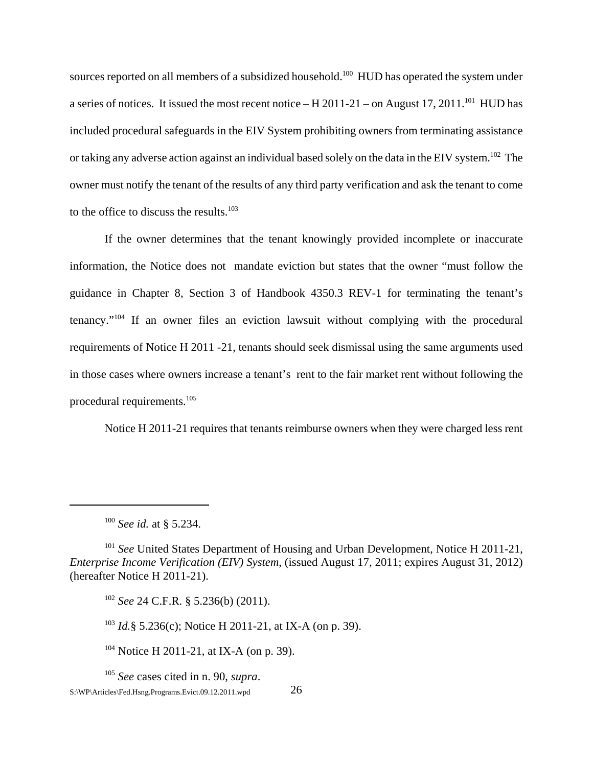sources reported on all members of a subsidized household.[100] HUD has operated the system under a series of notices. It issued the most recent notice – H 2011-21 – on August 17, 2011.[101] HUD has included procedural safeguards in the EIV System prohibiting owners from terminating assistance or taking any adverse action against an individual based solely on the data in the EIV system.[102] The owner must notify the tenant of the results of any third party verification and ask the tenant to come to the office to discuss the results.[103]

If the owner determines that the tenant knowingly provided incomplete or inaccurate information, the Notice does not mandate eviction but states that the owner "must follow the guidance in Chapter 8, Section 3 of Handbook 4350.3 REV-1 for terminating the tenant's tenancy."[104] If an owner files an eviction lawsuit without complying with the procedural requirements of Notice H 2011 -21, tenants should seek dismissal using the same arguments used in those cases where owners increase a tenant's rent to the fair market rent without following the procedural requirements.[105]

Notice H 2011-21 requires that tenants reimburse owners when they were charged less rent

---

[100] *See id.* at § 5.234.

[101] *See* United States Department of Housing and Urban Development, Notice H 2011-21, *Enterprise Income Verification (EIV) System*, (issued August 17, 2011; expires August 31, 2012) (hereafter Notice H 2011-21).

[102] *See* 24 C.F.R. § 5.236(b) (2011).

[103] *Id.*§ 5.236(c); Notice H 2011-21, at IX-A (on p. 39).

[104] Notice H 2011-21, at IX-A (on p. 39).

[105] *See* cases cited in n. 90, *supra*.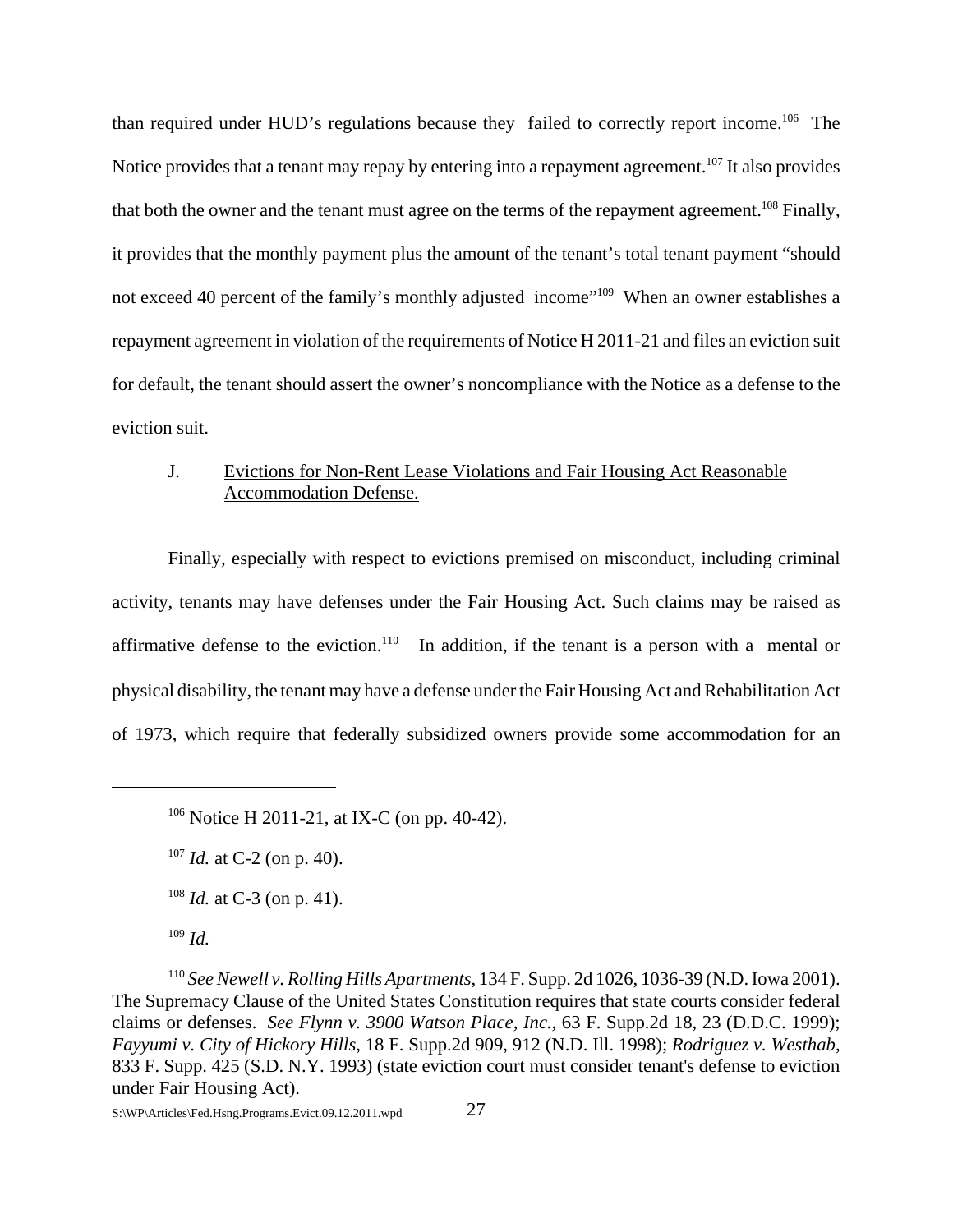than required under HUD's regulations because they failed to correctly report income.[106] The Notice provides that a tenant may repay by entering into a repayment agreement.[107] It also provides that both the owner and the tenant must agree on the terms of the repayment agreement.[108] Finally, it provides that the monthly payment plus the amount of the tenant's total tenant payment "should not exceed 40 percent of the family's monthly adjusted income"[109] When an owner establishes a repayment agreement in violation of the requirements of Notice H 2011-21 and files an eviction suit for default, the tenant should assert the owner's noncompliance with the Notice as a defense to the eviction suit.

### J. Evictions for Non-Rent Lease Violations and Fair Housing Act Reasonable Accommodation Defense.

Finally, especially with respect to evictions premised on misconduct, including criminal activity, tenants may have defenses under the Fair Housing Act. Such claims may be raised as affirmative defense to the eviction.[110] In addition, if the tenant is a person with a mental or physical disability, the tenant may have a defense under the Fair Housing Act and Rehabilitation Act of 1973, which require that federally subsidized owners provide some accommodation for an

---

[106] Notice H 2011-21, at IX-C (on pp. 40-42).

[107] *Id.* at C-2 (on p. 40).

[108] *Id.* at C-3 (on p. 41).

[109] *Id.*

[110] *See Newell v. Rolling Hills Apartments*, 134 F. Supp. 2d 1026, 1036-39 (N.D. Iowa 2001). The Supremacy Clause of the United States Constitution requires that state courts consider federal claims or defenses. *See Flynn v. 3900 Watson Place, Inc.*, 63 F. Supp.2d 18, 23 (D.D.C. 1999); *Fayyumi v. City of Hickory Hills*, 18 F. Supp.2d 909, 912 (N.D. Ill. 1998); *Rodriguez v. Westhab*, 833 F. Supp. 425 (S.D. N.Y. 1993) (state eviction court must consider tenant's defense to eviction under Fair Housing Act).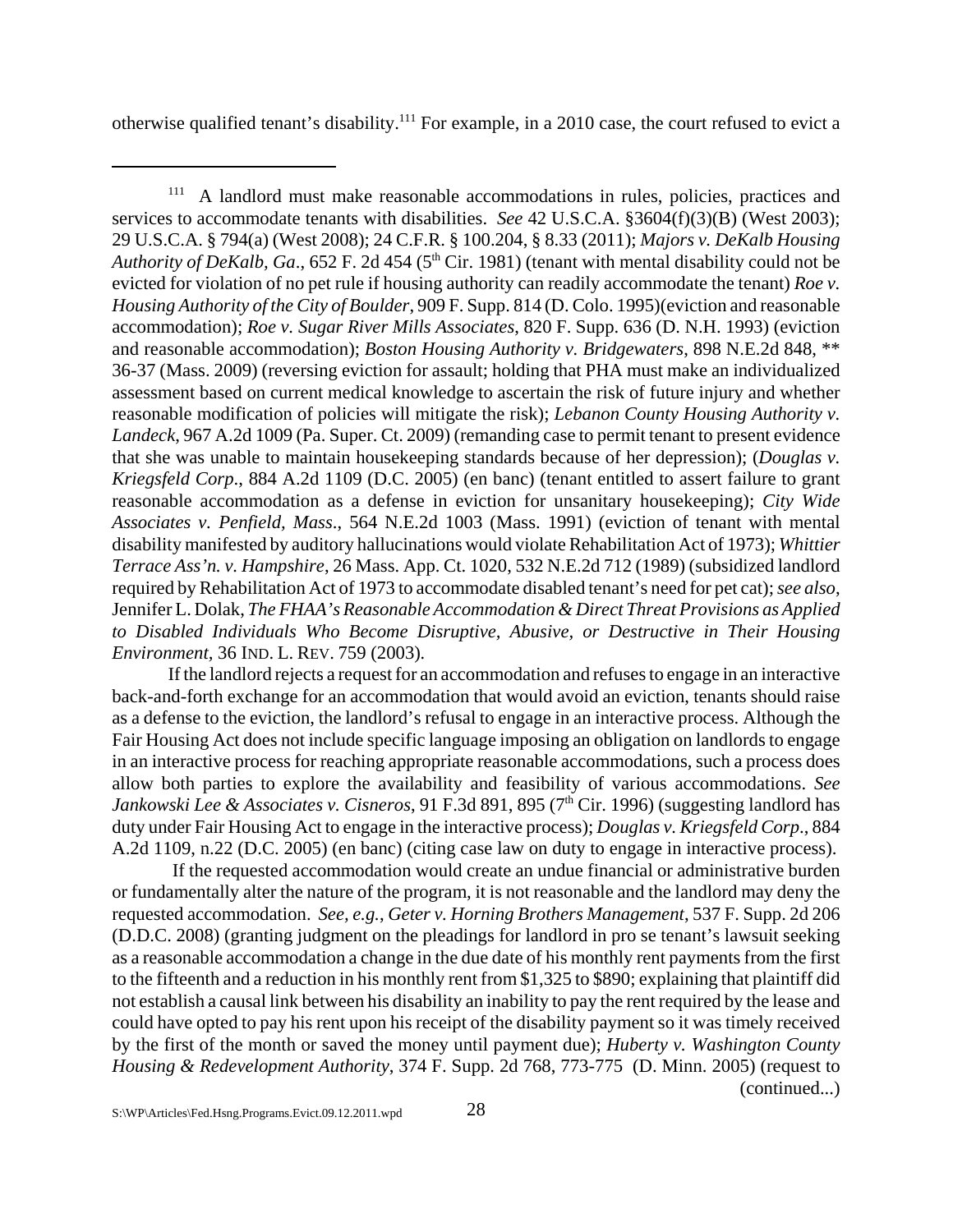otherwise qualified tenant's disability.[111] For example, in a 2010 case, the court refused to evict a

---

[111] A landlord must make reasonable accommodations in rules, policies, practices and services to accommodate tenants with disabilities. *See* 42 U.S.C.A. §3604(f)(3)(B) (West 2003); 29 U.S.C.A. § 794(a) (West 2008); 24 C.F.R. § 100.204, § 8.33 (2011); *Majors v. DeKalb Housing Authority of DeKalb, Ga*., 652 F. 2d 454 (5th Cir. 1981) (tenant with mental disability could not be evicted for violation of no pet rule if housing authority can readily accommodate the tenant) *Roe v. Housing Authority of the City of Boulder*, 909 F. Supp. 814 (D. Colo. 1995)(eviction and reasonable accommodation); *Roe v. Sugar River Mills Associates*, 820 F. Supp. 636 (D. N.H. 1993) (eviction and reasonable accommodation); *Boston Housing Authority v. Bridgewaters*, 898 N.E.2d 848, ** 36-37 (Mass. 2009) (reversing eviction for assault; holding that PHA must make an individualized assessment based on current medical knowledge to ascertain the risk of future injury and whether reasonable modification of policies will mitigate the risk); *Lebanon County Housing Authority v. Landeck*, 967 A.2d 1009 (Pa. Super. Ct. 2009) (remanding case to permit tenant to present evidence that she was unable to maintain housekeeping standards because of her depression); (*Douglas v. Kriegsfeld Corp*., 884 A.2d 1109 (D.C. 2005) (en banc) (tenant entitled to assert failure to grant reasonable accommodation as a defense in eviction for unsanitary housekeeping); *City Wide Associates v. Penfield, Mass*., 564 N.E.2d 1003 (Mass. 1991) (eviction of tenant with mental disability manifested by auditory hallucinations would violate Rehabilitation Act of 1973); *Whittier Terrace Ass'n. v. Hampshire*, 26 Mass. App. Ct. 1020, 532 N.E.2d 712 (1989) (subsidized landlord required by Rehabilitation Act of 1973 to accommodate disabled tenant's need for pet cat); *see also*, Jennifer L. Dolak, *The FHAA's Reasonable Accommodation & Direct Threat Provisions as Applied to Disabled Individuals Who Become Disruptive, Abusive, or Destructive in Their Housing Environment*, 36 IND. L. REV. 759 (2003).

If the landlord rejects a request for an accommodation and refuses to engage in an interactive back-and-forth exchange for an accommodation that would avoid an eviction, tenants should raise as a defense to the eviction, the landlord's refusal to engage in an interactive process. Although the Fair Housing Act does not include specific language imposing an obligation on landlords to engage in an interactive process for reaching appropriate reasonable accommodations, such a process does allow both parties to explore the availability and feasibility of various accommodations. *See Jankowski Lee & Associates v. Cisneros*, 91 F.3d 891, 895 (7th Cir. 1996) (suggesting landlord has duty under Fair Housing Act to engage in the interactive process); *Douglas v. Kriegsfeld Corp*., 884 A.2d 1109, n.22 (D.C. 2005) (en banc) (citing case law on duty to engage in interactive process).

If the requested accommodation would create an undue financial or administrative burden or fundamentally alter the nature of the program, it is not reasonable and the landlord may deny the requested accommodation. *See, e.g.*, *Geter v. Horning Brothers Management*, 537 F. Supp. 2d 206 (D.D.C. 2008) (granting judgment on the pleadings for landlord in pro se tenant's lawsuit seeking as a reasonable accommodation a change in the due date of his monthly rent payments from the first to the fifteenth and a reduction in his monthly rent from $1,325 to $890; explaining that plaintiff did not establish a causal link between his disability an inability to pay the rent required by the lease and could have opted to pay his rent upon his receipt of the disability payment so it was timely received by the first of the month or saved the money until payment due); *Huberty v. Washington County Housing & Redevelopment Authority*, 374 F. Supp. 2d 768, 773-775 (D. Minn. 2005) (request to (continued...)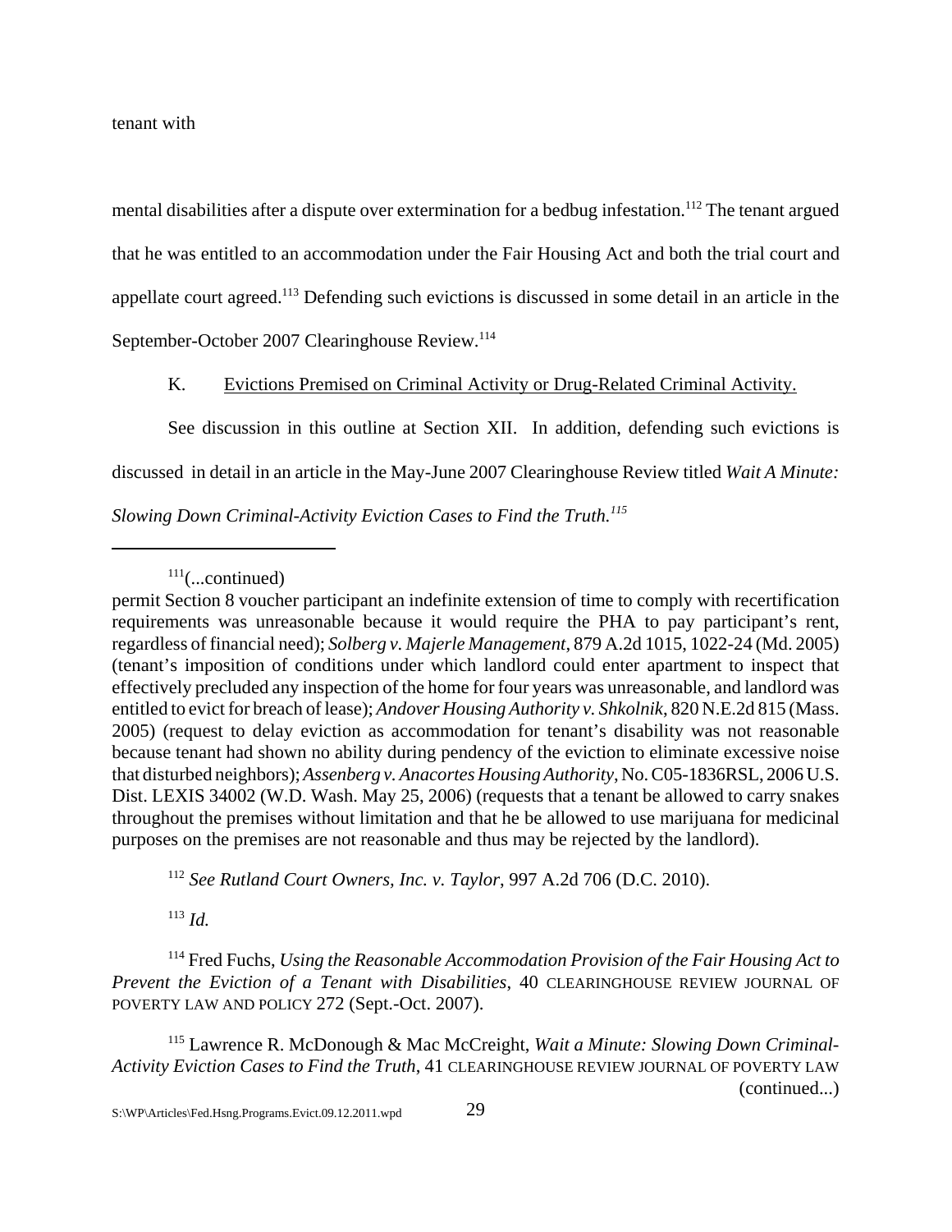tenant with

mental disabilities after a dispute over extermination for a bedbug infestation.[112] The tenant argued that he was entitled to an accommodation under the Fair Housing Act and both the trial court and appellate court agreed.[113] Defending such evictions is discussed in some detail in an article in the September-October 2007 Clearinghouse Review.[114]

K. Evictions Premised on Criminal Activity or Drug-Related Criminal Activity.

See discussion in this outline at Section XII. In addition, defending such evictions is discussed in detail in an article in the May-June 2007 Clearinghouse Review titled *Wait A Minute: Slowing Down Criminal-Activity Eviction Cases to Find the Truth.*[115]

---

[111](...continued)
permit Section 8 voucher participant an indefinite extension of time to comply with recertification requirements was unreasonable because it would require the PHA to pay participant's rent, regardless of financial need); *Solberg v. Majerle Management*, 879 A.2d 1015, 1022-24 (Md. 2005) (tenant's imposition of conditions under which landlord could enter apartment to inspect that effectively precluded any inspection of the home for four years was unreasonable, and landlord was entitled to evict for breach of lease); *Andover Housing Authority v. Shkolnik*, 820 N.E.2d 815 (Mass. 2005) (request to delay eviction as accommodation for tenant's disability was not reasonable because tenant had shown no ability during pendency of the eviction to eliminate excessive noise that disturbed neighbors); *Assenberg v. Anacortes Housing Authority*, No. C05-1836RSL, 2006 U.S. Dist. LEXIS 34002 (W.D. Wash. May 25, 2006) (requests that a tenant be allowed to carry snakes throughout the premises without limitation and that he be allowed to use marijuana for medicinal purposes on the premises are not reasonable and thus may be rejected by the landlord).

[112] *See Rutland Court Owners, Inc. v. Taylor*, 997 A.2d 706 (D.C. 2010).

[113] *Id.*

[114] Fred Fuchs, *Using the Reasonable Accommodation Provision of the Fair Housing Act to Prevent the Eviction of a Tenant with Disabilities*, 40 CLEARINGHOUSE REVIEW JOURNAL OF POVERTY LAW AND POLICY 272 (Sept.-Oct. 2007).

[115] Lawrence R. McDonough & Mac McCreight, *Wait a Minute: Slowing Down Criminal-Activity Eviction Cases to Find the Truth*, 41 CLEARINGHOUSE REVIEW JOURNAL OF POVERTY LAW (continued...)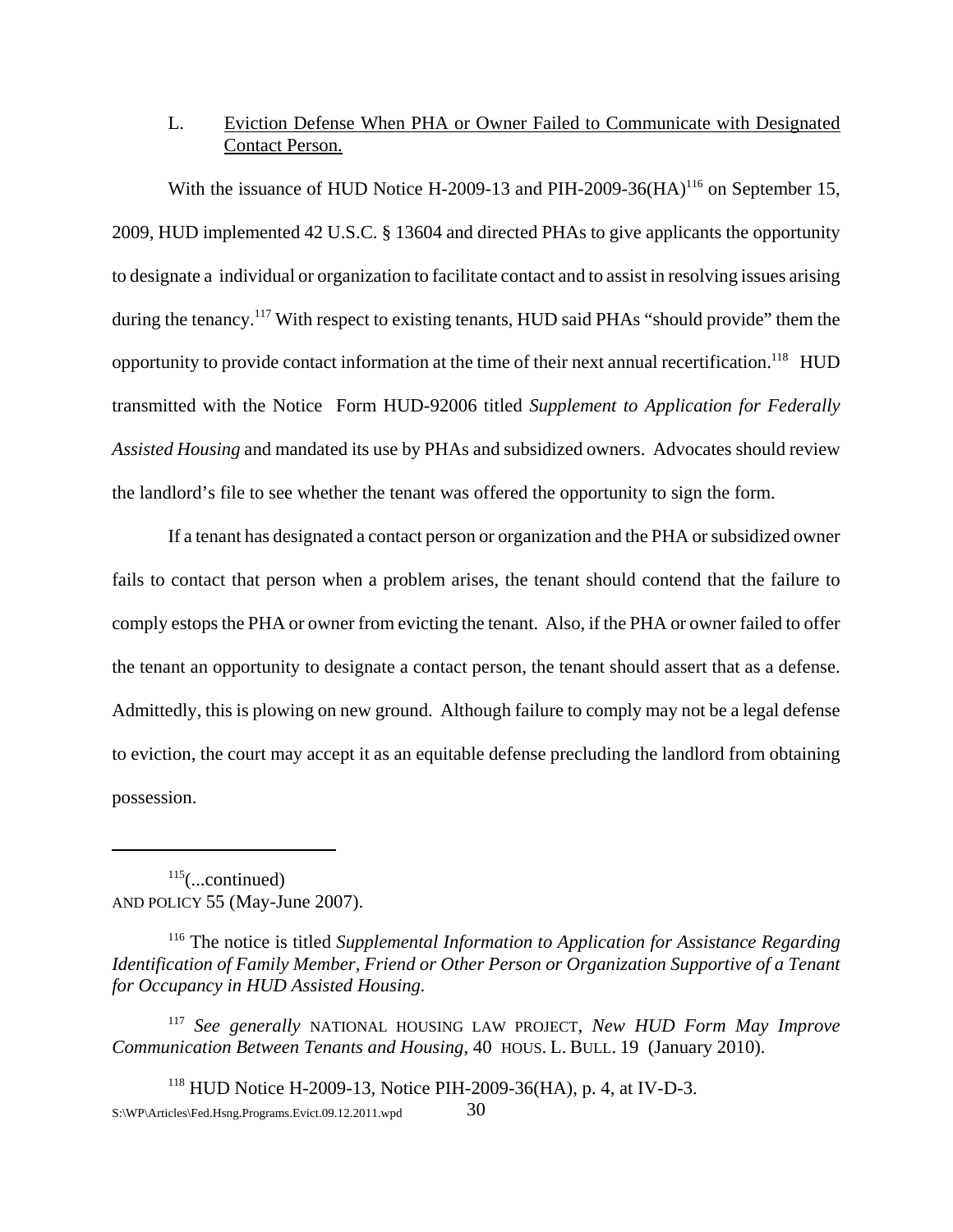### L. Eviction Defense When PHA or Owner Failed to Communicate with Designated Contact Person.

With the issuance of HUD Notice H-2009-13 and PIH-2009-36(HA)[116] on September 15, 2009, HUD implemented 42 U.S.C. § 13604 and directed PHAs to give applicants the opportunity to designate a individual or organization to facilitate contact and to assist in resolving issues arising during the tenancy.[117] With respect to existing tenants, HUD said PHAs "should provide" them the opportunity to provide contact information at the time of their next annual recertification.[118] HUD transmitted with the Notice Form HUD-92006 titled *Supplement to Application for Federally Assisted Housing* and mandated its use by PHAs and subsidized owners. Advocates should review the landlord's file to see whether the tenant was offered the opportunity to sign the form.

If a tenant has designated a contact person or organization and the PHA or subsidized owner fails to contact that person when a problem arises, the tenant should contend that the failure to comply estops the PHA or owner from evicting the tenant. Also, if the PHA or owner failed to offer the tenant an opportunity to designate a contact person, the tenant should assert that as a defense. Admittedly, this is plowing on new ground. Although failure to comply may not be a legal defense to eviction, the court may accept it as an equitable defense precluding the landlord from obtaining possession.

---

[115](...continued) AND POLICY 55 (May-June 2007).

[116] The notice is titled *Supplemental Information to Application for Assistance Regarding Identification of Family Member, Friend or Other Person or Organization Supportive of a Tenant for Occupancy in HUD Assisted Housing.*

[117] *See generally* NATIONAL HOUSING LAW PROJECT, *New HUD Form May Improve Communication Between Tenants and Housing*, 40 HOUS. L. BULL. 19 (January 2010).

[118] HUD Notice H-2009-13, Notice PIH-2009-36(HA), p. 4, at IV-D-3.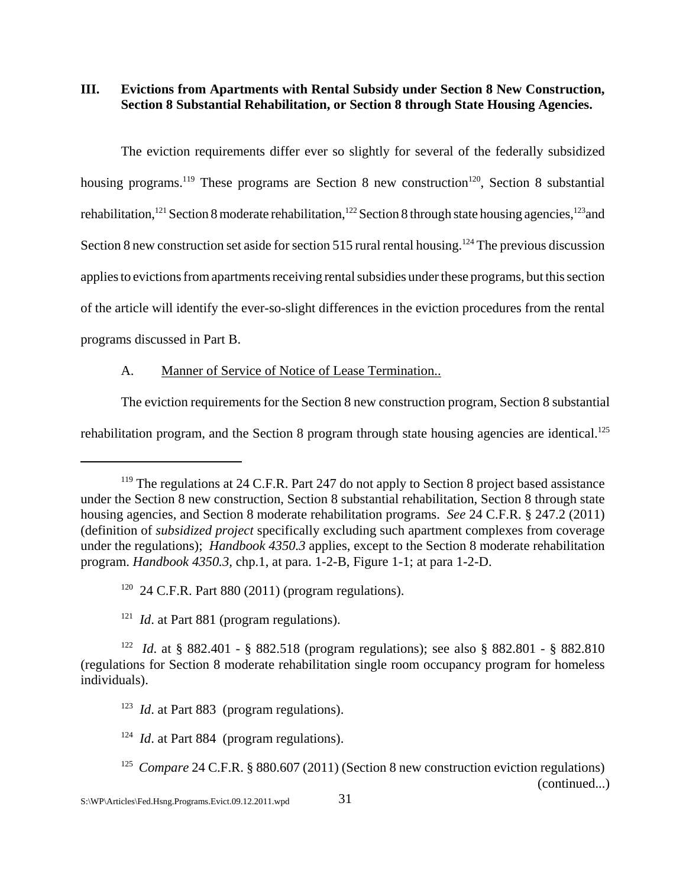## III. Evictions from Apartments with Rental Subsidy under Section 8 New Construction, Section 8 Substantial Rehabilitation, or Section 8 through State Housing Agencies.

The eviction requirements differ ever so slightly for several of the federally subsidized housing programs.[119] These programs are Section 8 new construction[120], Section 8 substantial rehabilitation,[121] Section 8 moderate rehabilitation,[122] Section 8 through state housing agencies,[123] and Section 8 new construction set aside for section 515 rural rental housing.[124] The previous discussion applies to evictions from apartments receiving rental subsidies under these programs, but this section of the article will identify the ever-so-slight differences in the eviction procedures from the rental programs discussed in Part B.

### A. Manner of Service of Notice of Lease Termination..

The eviction requirements for the Section 8 new construction program, Section 8 substantial rehabilitation program, and the Section 8 program through state housing agencies are identical.[125]

---

[119] The regulations at 24 C.F.R. Part 247 do not apply to Section 8 project based assistance under the Section 8 new construction, Section 8 substantial rehabilitation, Section 8 through state housing agencies, and Section 8 moderate rehabilitation programs. *See* 24 C.F.R. § 247.2 (2011) (definition of *subsidized project* specifically excluding such apartment complexes from coverage under the regulations); *Handbook 4350.3* applies, except to the Section 8 moderate rehabilitation program. *Handbook 4350.3,* chp.1, at para. 1-2-B, Figure 1-1; at para 1-2-D.

[120] 24 C.F.R. Part 880 (2011) (program regulations).

[121] *Id*. at Part 881 (program regulations).

[122] *Id*. at § 882.401 - § 882.518 (program regulations); see also § 882.801 - § 882.810 (regulations for Section 8 moderate rehabilitation single room occupancy program for homeless individuals).

[123] *Id*. at Part 883 (program regulations).

[124] *Id*. at Part 884 (program regulations).

[125] *Compare* 24 C.F.R. § 880.607 (2011) (Section 8 new construction eviction regulations) (continued...)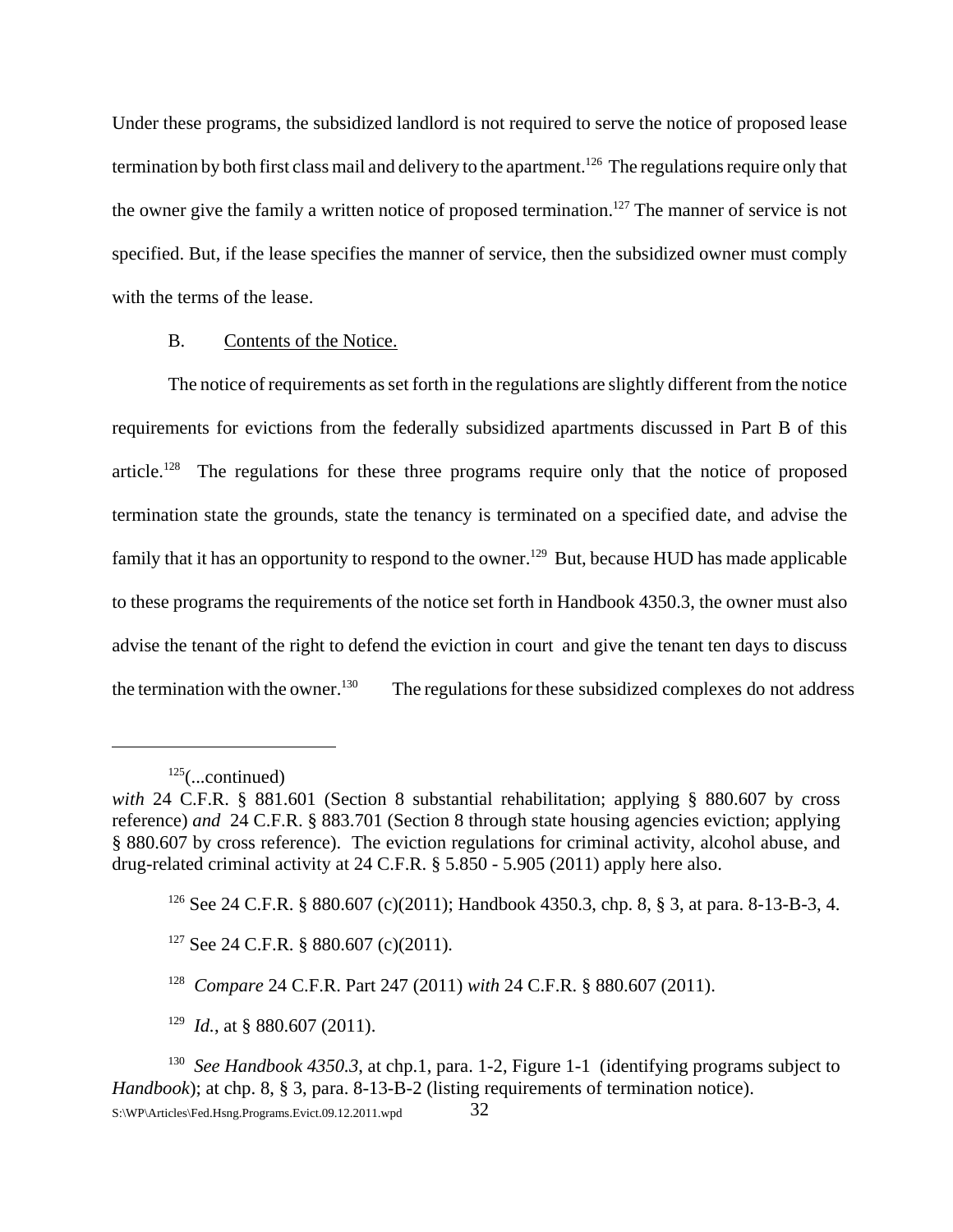Under these programs, the subsidized landlord is not required to serve the notice of proposed lease termination by both first class mail and delivery to the apartment.[126] The regulations require only that the owner give the family a written notice of proposed termination.[127] The manner of service is not specified. But, if the lease specifies the manner of service, then the subsidized owner must comply with the terms of the lease.

B. Contents of the Notice.

The notice of requirements as set forth in the regulations are slightly different from the notice requirements for evictions from the federally subsidized apartments discussed in Part B of this article.[128] The regulations for these three programs require only that the notice of proposed termination state the grounds, state the tenancy is terminated on a specified date, and advise the family that it has an opportunity to respond to the owner.[129] But, because HUD has made applicable to these programs the requirements of the notice set forth in Handbook 4350.3, the owner must also advise the tenant of the right to defend the eviction in court and give the tenant ten days to discuss the termination with the owner.[130] The regulations for these subsidized complexes do not address

---

[125](...continued) *with* 24 C.F.R. § 881.601 (Section 8 substantial rehabilitation; applying § 880.607 by cross reference) *and* 24 C.F.R. § 883.701 (Section 8 through state housing agencies eviction; applying § 880.607 by cross reference). The eviction regulations for criminal activity, alcohol abuse, and drug-related criminal activity at 24 C.F.R. § 5.850 - 5.905 (2011) apply here also.

[126] See 24 C.F.R. § 880.607 (c)(2011); Handbook 4350.3, chp. 8, § 3, at para. 8-13-B-3, 4.

[127] See 24 C.F.R. § 880.607 (c)(2011).

[128] *Compare* 24 C.F.R. Part 247 (2011) *with* 24 C.F.R. § 880.607 (2011).

[129] *Id.*, at § 880.607 (2011).

[130] *See Handbook 4350.3*, at chp.1, para. 1-2, Figure 1-1 (identifying programs subject to *Handbook*); at chp. 8, § 3, para. 8-13-B-2 (listing requirements of termination notice).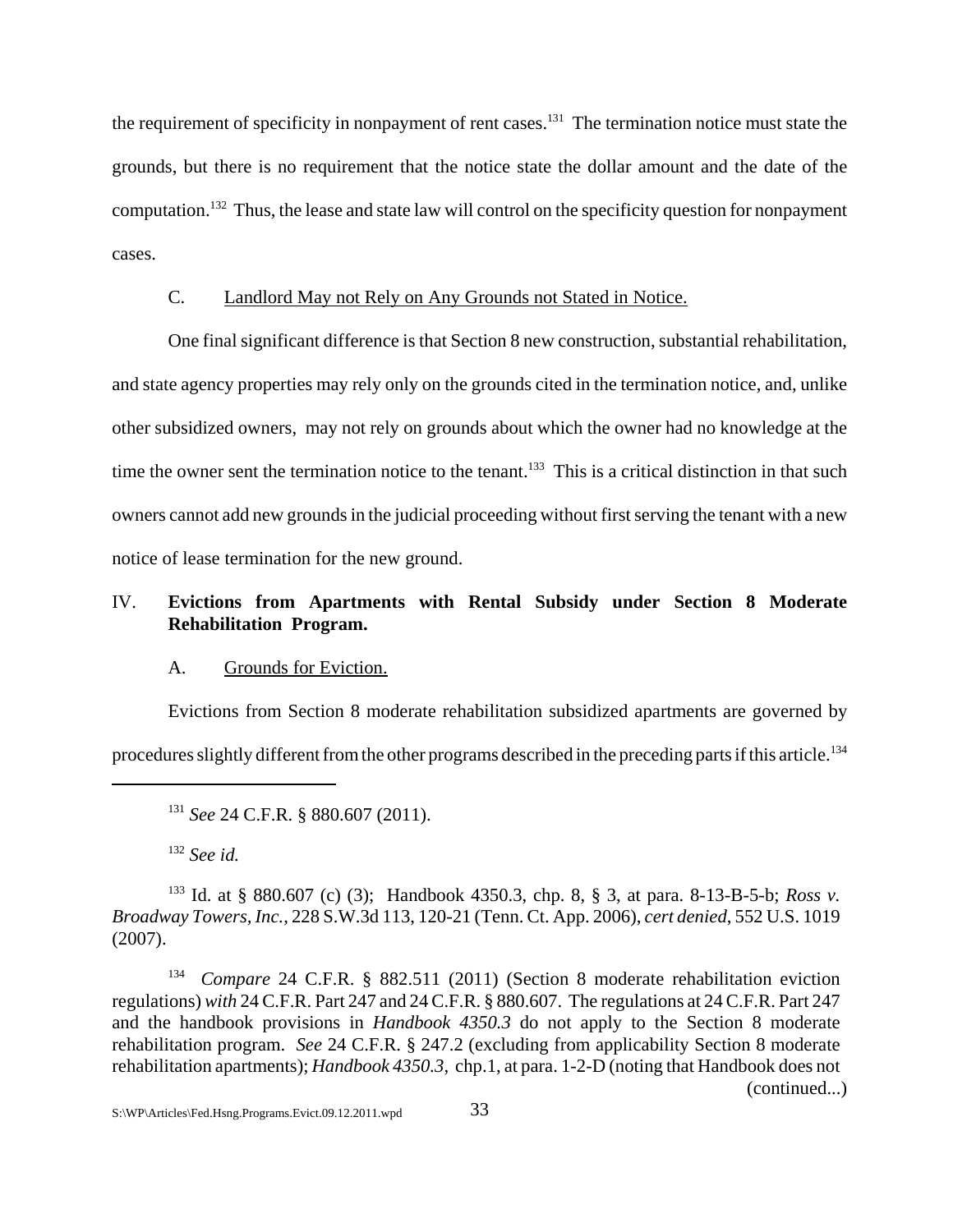the requirement of specificity in nonpayment of rent cases.[131] The termination notice must state the grounds, but there is no requirement that the notice state the dollar amount and the date of the computation.[132] Thus, the lease and state law will control on the specificity question for nonpayment cases.

C. Landlord May not Rely on Any Grounds not Stated in Notice.

One final significant difference is that Section 8 new construction, substantial rehabilitation, and state agency properties may rely only on the grounds cited in the termination notice, and, unlike other subsidized owners, may not rely on grounds about which the owner had no knowledge at the time the owner sent the termination notice to the tenant.[133] This is a critical distinction in that such owners cannot add new grounds in the judicial proceeding without first serving the tenant with a new notice of lease termination for the new ground.

## IV. **Evictions from Apartments with Rental Subsidy under Section 8 Moderate Rehabilitation Program.**

A. Grounds for Eviction.

Evictions from Section 8 moderate rehabilitation subsidized apartments are governed by procedures slightly different from the other programs described in the preceding parts if this article.[134]

---

[131] *See* 24 C.F.R. § 880.607 (2011).

[132] *See id.*

[133] Id. at § 880.607 (c) (3); Handbook 4350.3, chp. 8, § 3, at para. 8-13-B-5-b; *Ross v. Broadway Towers, Inc.*, 228 S.W.3d 113, 120-21 (Tenn. Ct. App. 2006), *cert denied*, 552 U.S. 1019 (2007).

[134] *Compare* 24 C.F.R. § 882.511 (2011) (Section 8 moderate rehabilitation eviction regulations) *with* 24 C.F.R. Part 247 and 24 C.F.R. § 880.607. The regulations at 24 C.F.R. Part 247 and the handbook provisions in *Handbook 4350.3* do not apply to the Section 8 moderate rehabilitation program. *See* 24 C.F.R. § 247.2 (excluding from applicability Section 8 moderate rehabilitation apartments); *Handbook 4350.3*, chp.1, at para. 1-2-D (noting that Handbook does not (continued...)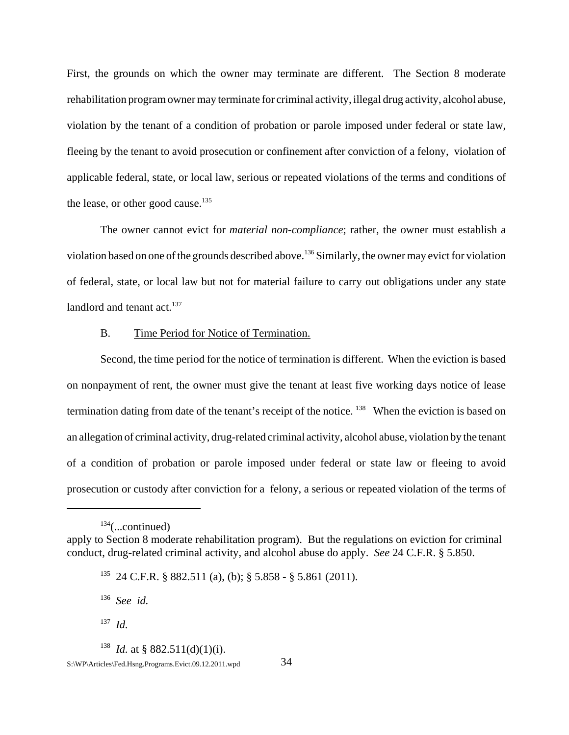First, the grounds on which the owner may terminate are different. The Section 8 moderate rehabilitation program owner may terminate for criminal activity, illegal drug activity, alcohol abuse, violation by the tenant of a condition of probation or parole imposed under federal or state law, fleeing by the tenant to avoid prosecution or confinement after conviction of a felony, violation of applicable federal, state, or local law, serious or repeated violations of the terms and conditions of the lease, or other good cause.[135]

The owner cannot evict for *material non-compliance*; rather, the owner must establish a violation based on one of the grounds described above.[136] Similarly, the owner may evict for violation of federal, state, or local law but not for material failure to carry out obligations under any state landlord and tenant act.[137]

B. Time Period for Notice of Termination.

Second, the time period for the notice of termination is different. When the eviction is based on nonpayment of rent, the owner must give the tenant at least five working days notice of lease termination dating from date of the tenant's receipt of the notice. [138] When the eviction is based on an allegation of criminal activity, drug-related criminal activity, alcohol abuse, violation by the tenant of a condition of probation or parole imposed under federal or state law or fleeing to avoid prosecution or custody after conviction for a felony, a serious or repeated violation of the terms of

---

[134](...continued)
apply to Section 8 moderate rehabilitation program). But the regulations on eviction for criminal conduct, drug-related criminal activity, and alcohol abuse do apply. *See* 24 C.F.R. § 5.850.

[135] 24 C.F.R. § 882.511 (a), (b); § 5.858 - § 5.861 (2011).

[136] *See id.*

[137] *Id.*

[138] *Id.* at § 882.511(d)(1)(i).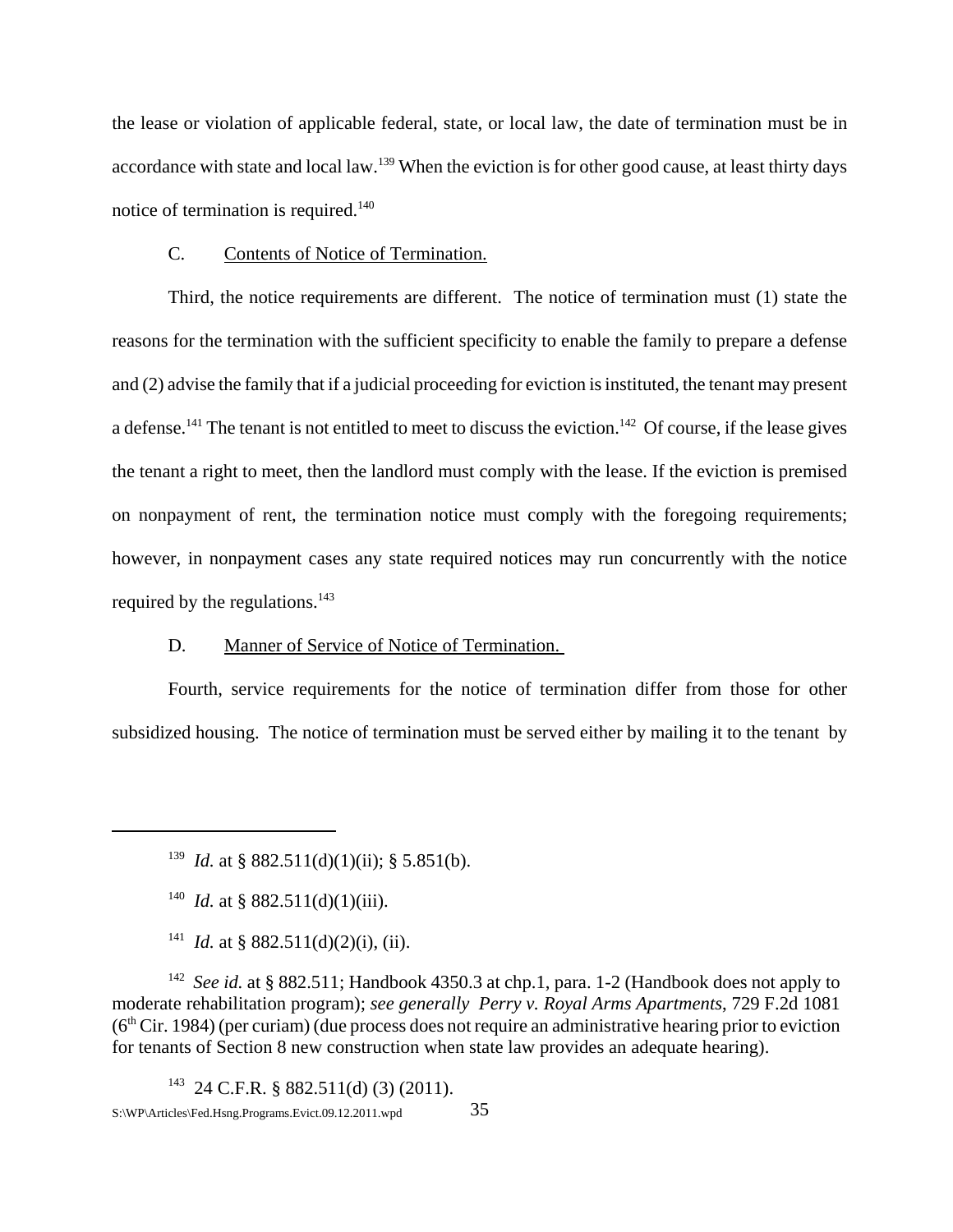the lease or violation of applicable federal, state, or local law, the date of termination must be in accordance with state and local law.[139] When the eviction is for other good cause, at least thirty days notice of termination is required.[140]

C. Contents of Notice of Termination.

Third, the notice requirements are different. The notice of termination must (1) state the reasons for the termination with the sufficient specificity to enable the family to prepare a defense and (2) advise the family that if a judicial proceeding for eviction is instituted, the tenant may present a defense.[141] The tenant is not entitled to meet to discuss the eviction.[142] Of course, if the lease gives the tenant a right to meet, then the landlord must comply with the lease. If the eviction is premised on nonpayment of rent, the termination notice must comply with the foregoing requirements; however, in nonpayment cases any state required notices may run concurrently with the notice required by the regulations.[143]

D. Manner of Service of Notice of Termination.

Fourth, service requirements for the notice of termination differ from those for other subsidized housing. The notice of termination must be served either by mailing it to the tenant by

---

[139] *Id.* at § 882.511(d)(1)(ii); § 5.851(b).

[140] *Id.* at § 882.511(d)(1)(iii).

[141] *Id.* at § 882.511(d)(2)(i), (ii).

[142] *See id.* at § 882.511; Handbook 4350.3 at chp.1, para. 1-2 (Handbook does not apply to moderate rehabilitation program); *see generally Perry v. Royal Arms Apartments*, 729 F.2d 1081 (6th Cir. 1984) (per curiam) (due process does not require an administrative hearing prior to eviction for tenants of Section 8 new construction when state law provides an adequate hearing).

[143] 24 C.F.R. § 882.511(d) (3) (2011).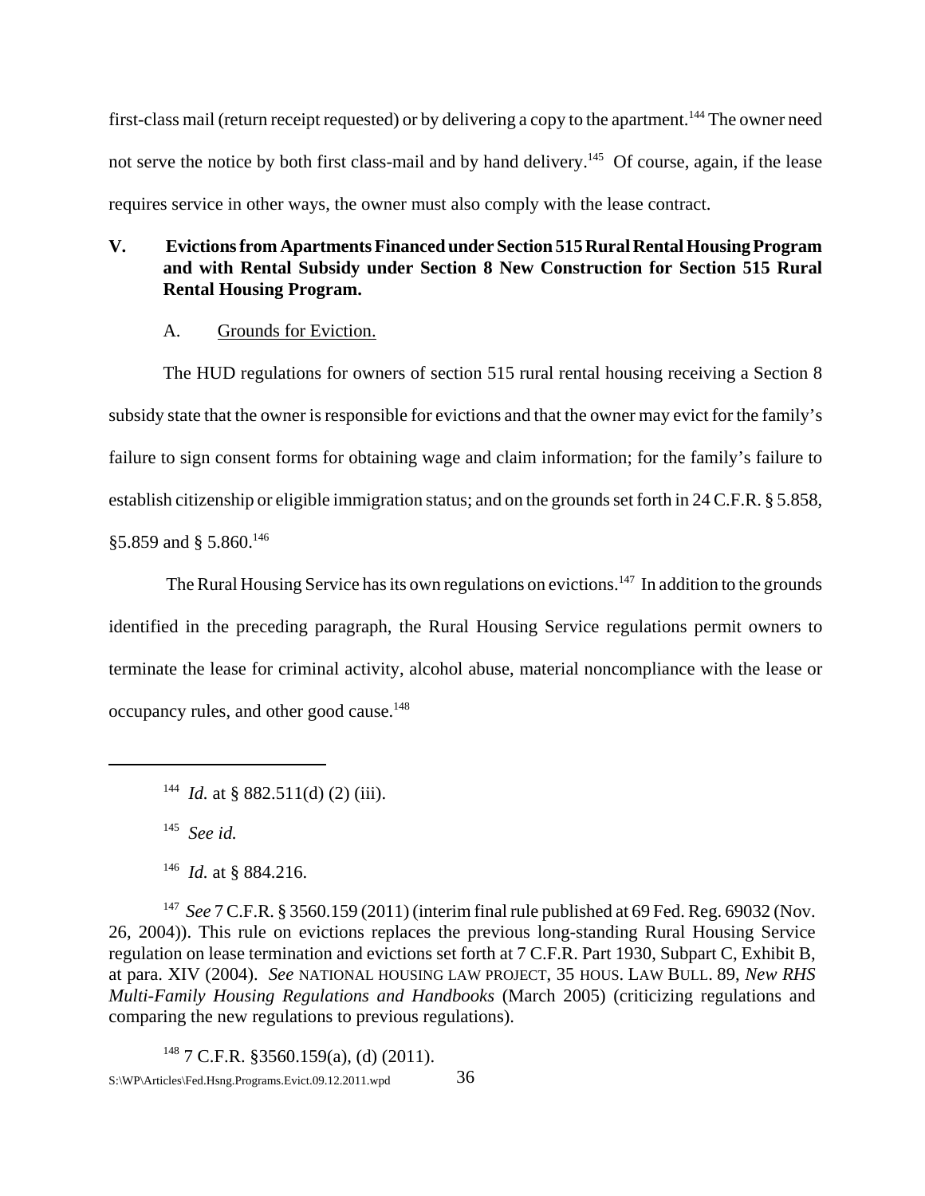first-class mail (return receipt requested) or by delivering a copy to the apartment.[144] The owner need not serve the notice by both first class-mail and by hand delivery.[145] Of course, again, if the lease requires service in other ways, the owner must also comply with the lease contract.

## V. Evictions from Apartments Financed under Section 515 Rural Rental Housing Program and with Rental Subsidy under Section 8 New Construction for Section 515 Rural Rental Housing Program.

### A. Grounds for Eviction.

The HUD regulations for owners of section 515 rural rental housing receiving a Section 8 subsidy state that the owner is responsible for evictions and that the owner may evict for the family's failure to sign consent forms for obtaining wage and claim information; for the family's failure to establish citizenship or eligible immigration status; and on the grounds set forth in 24 C.F.R. § 5.858, §5.859 and § 5.860.[146]

The Rural Housing Service has its own regulations on evictions.[147] In addition to the grounds identified in the preceding paragraph, the Rural Housing Service regulations permit owners to terminate the lease for criminal activity, alcohol abuse, material noncompliance with the lease or occupancy rules, and other good cause.[148]

---

[144] *Id.* at § 882.511(d) (2) (iii).

[145] *See id.*

[146] *Id.* at § 884.216.

[147] *See* 7 C.F.R. § 3560.159 (2011) (interim final rule published at 69 Fed. Reg. 69032 (Nov. 26, 2004)). This rule on evictions replaces the previous long-standing Rural Housing Service regulation on lease termination and evictions set forth at 7 C.F.R. Part 1930, Subpart C, Exhibit B, at para. XIV (2004). *See* NATIONAL HOUSING LAW PROJECT, 35 HOUS. LAW BULL. 89, *New RHS Multi-Family Housing Regulations and Handbooks* (March 2005) (criticizing regulations and comparing the new regulations to previous regulations).

[148] 7 C.F.R. §3560.159(a), (d) (2011).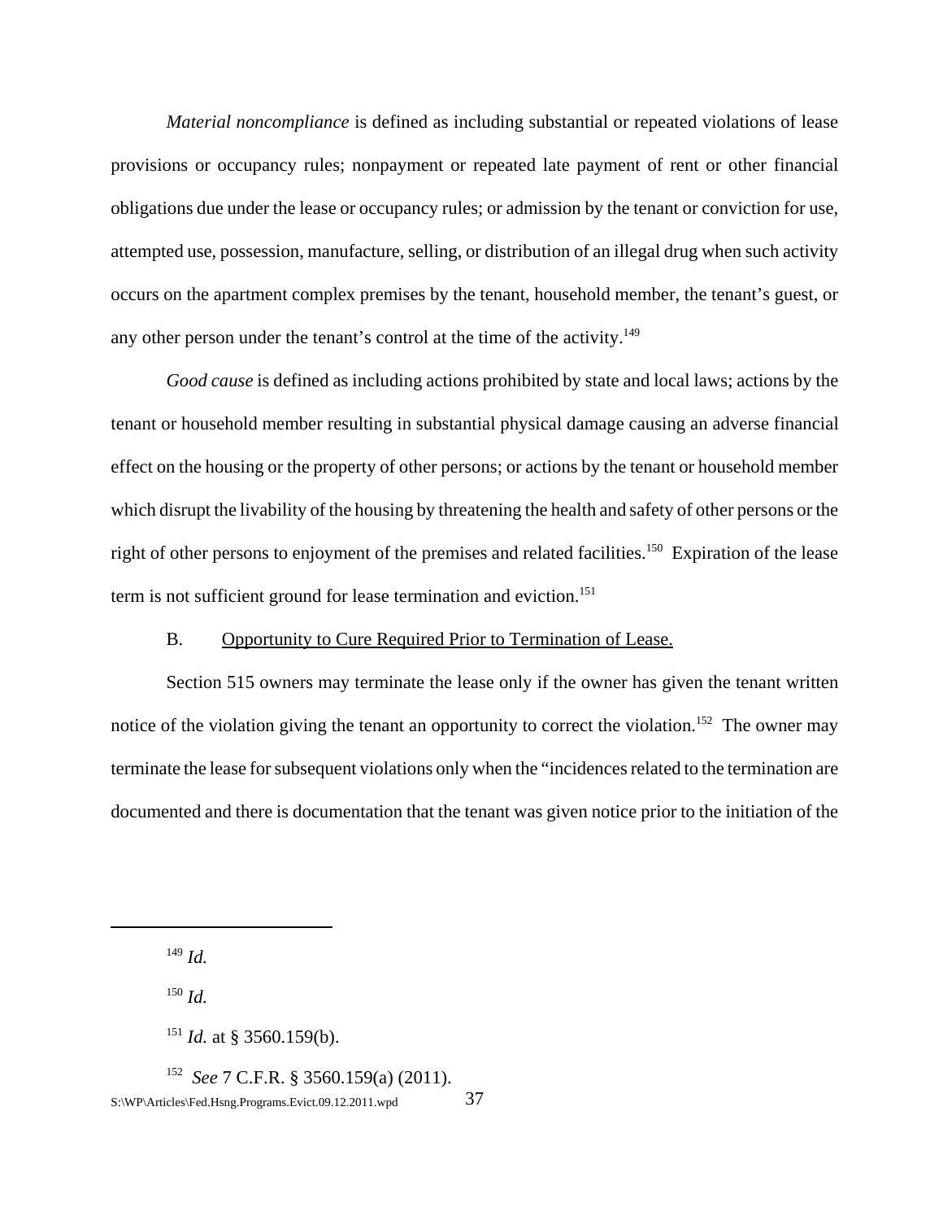*Material noncompliance* is defined as including substantial or repeated violations of lease provisions or occupancy rules; nonpayment or repeated late payment of rent or other financial obligations due under the lease or occupancy rules; or admission by the tenant or conviction for use, attempted use, possession, manufacture, selling, or distribution of an illegal drug when such activity occurs on the apartment complex premises by the tenant, household member, the tenant's guest, or any other person under the tenant's control at the time of the activity.[149]

*Good cause* is defined as including actions prohibited by state and local laws; actions by the tenant or household member resulting in substantial physical damage causing an adverse financial effect on the housing or the property of other persons; or actions by the tenant or household member which disrupt the livability of the housing by threatening the health and safety of other persons or the right of other persons to enjoyment of the premises and related facilities.[150] Expiration of the lease term is not sufficient ground for lease termination and eviction.[151]

B. Opportunity to Cure Required Prior to Termination of Lease.

Section 515 owners may terminate the lease only if the owner has given the tenant written notice of the violation giving the tenant an opportunity to correct the violation.[152] The owner may terminate the lease for subsequent violations only when the "incidences related to the termination are documented and there is documentation that the tenant was given notice prior to the initiation of the

---

[149] *Id.*

[150] *Id.*

[151] *Id.* at § 3560.159(b).

[152] *See* 7 C.F.R. § 3560.159(a) (2011).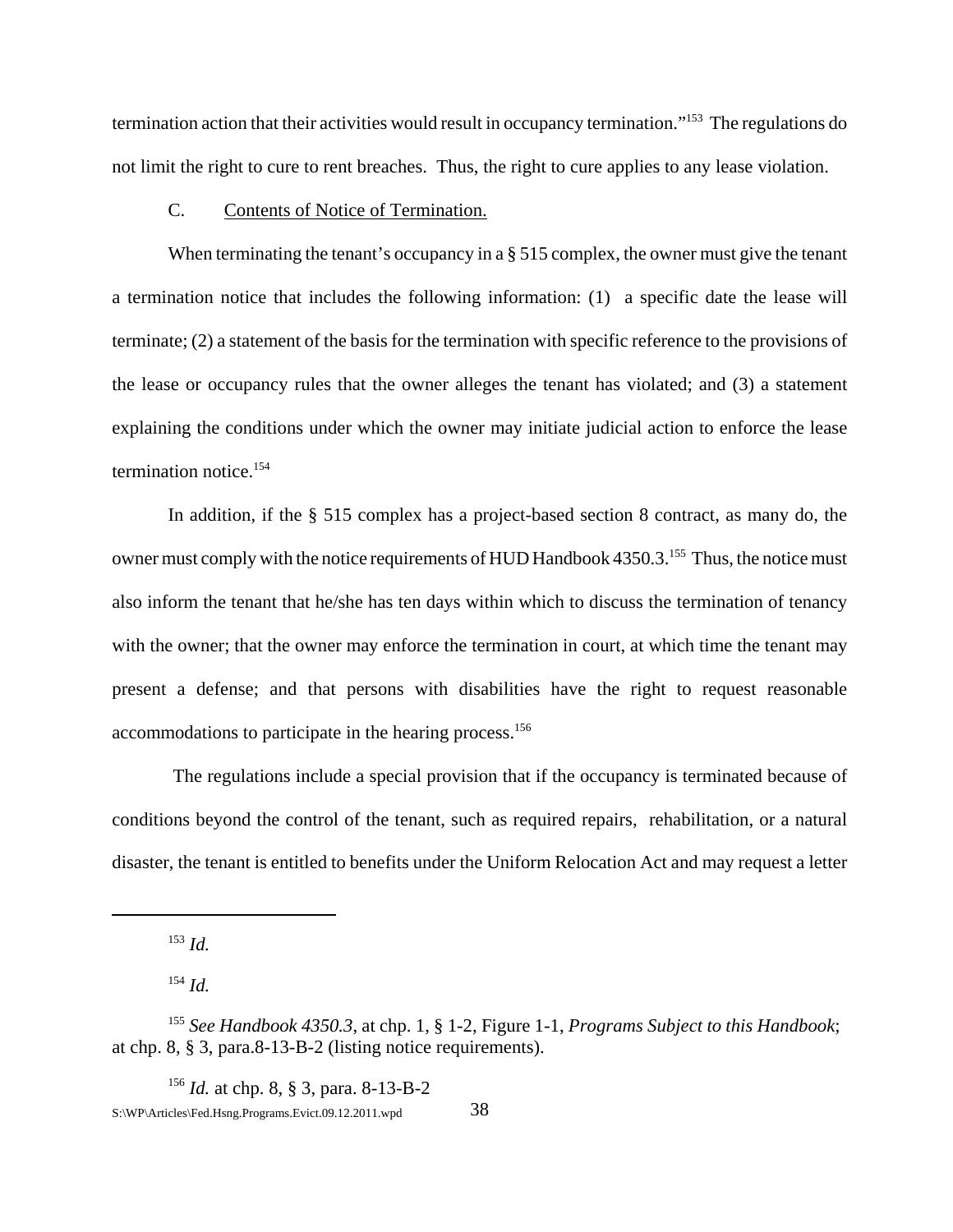termination action that their activities would result in occupancy termination."[153] The regulations do not limit the right to cure to rent breaches. Thus, the right to cure applies to any lease violation.

C. <u>Contents of Notice of Termination.</u>

When terminating the tenant's occupancy in a § 515 complex, the owner must give the tenant a termination notice that includes the following information: (1) a specific date the lease will terminate; (2) a statement of the basis for the termination with specific reference to the provisions of the lease or occupancy rules that the owner alleges the tenant has violated; and (3) a statement explaining the conditions under which the owner may initiate judicial action to enforce the lease termination notice.[154]

In addition, if the § 515 complex has a project-based section 8 contract, as many do, the owner must comply with the notice requirements of HUD Handbook 4350.3.[155] Thus, the notice must also inform the tenant that he/she has ten days within which to discuss the termination of tenancy with the owner; that the owner may enforce the termination in court, at which time the tenant may present a defense; and that persons with disabilities have the right to request reasonable accommodations to participate in the hearing process.[156]

The regulations include a special provision that if the occupancy is terminated because of conditions beyond the control of the tenant, such as required repairs, rehabilitation, or a natural disaster, the tenant is entitled to benefits under the Uniform Relocation Act and may request a letter

---

[153] *Id.*

[154] *Id.*

[155] *See Handbook 4350.3*, at chp. 1, § 1-2, Figure 1-1, *Programs Subject to this Handbook*; at chp. 8, § 3, para.8-13-B-2 (listing notice requirements).

[156] *Id.* at chp. 8, § 3, para. 8-13-B-2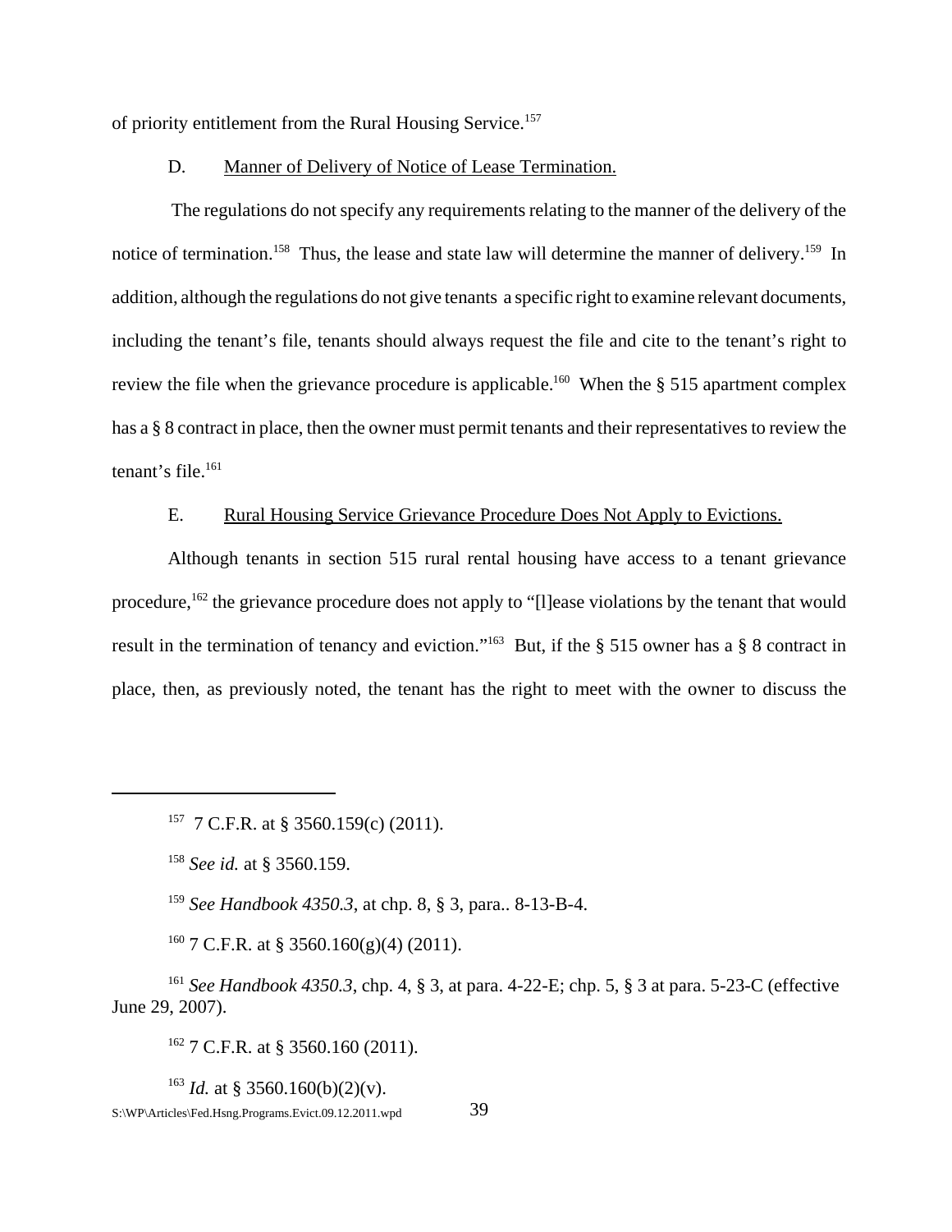of priority entitlement from the Rural Housing Service.[157]

D. Manner of Delivery of Notice of Lease Termination.

The regulations do not specify any requirements relating to the manner of the delivery of the notice of termination.[158] Thus, the lease and state law will determine the manner of delivery.[159] In addition, although the regulations do not give tenants a specific right to examine relevant documents, including the tenant's file, tenants should always request the file and cite to the tenant's right to review the file when the grievance procedure is applicable.[160] When the § 515 apartment complex has a § 8 contract in place, then the owner must permit tenants and their representatives to review the tenant's file.[161]

E. Rural Housing Service Grievance Procedure Does Not Apply to Evictions.

Although tenants in section 515 rural rental housing have access to a tenant grievance procedure,[162] the grievance procedure does not apply to "[l]ease violations by the tenant that would result in the termination of tenancy and eviction."[163] But, if the § 515 owner has a § 8 contract in place, then, as previously noted, the tenant has the right to meet with the owner to discuss the

---

[157] 7 C.F.R. at § 3560.159(c) (2011).

[158] *See id.* at § 3560.159.

[159] *See Handbook 4350.3*, at chp. 8, § 3, para.. 8-13-B-4.

[160] 7 C.F.R. at § 3560.160(g)(4) (2011).

[161] *See Handbook 4350.3*, chp. 4, § 3, at para. 4-22-E; chp. 5, § 3 at para. 5-23-C (effective June 29, 2007).

[162] 7 C.F.R. at § 3560.160 (2011).

[163] *Id.* at § 3560.160(b)(2)(v).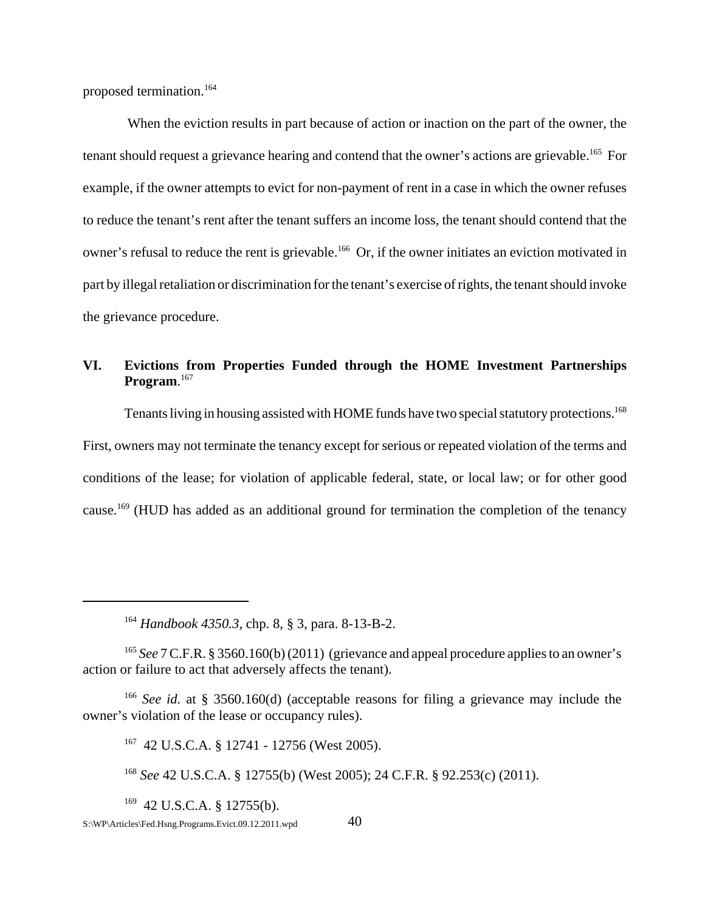proposed termination.[164]

When the eviction results in part because of action or inaction on the part of the owner, the tenant should request a grievance hearing and contend that the owner's actions are grievable.[165] For example, if the owner attempts to evict for non-payment of rent in a case in which the owner refuses to reduce the tenant's rent after the tenant suffers an income loss, the tenant should contend that the owner's refusal to reduce the rent is grievable.[166] Or, if the owner initiates an eviction motivated in part by illegal retaliation or discrimination for the tenant's exercise of rights, the tenant should invoke the grievance procedure.

## VI. Evictions from Properties Funded through the HOME Investment Partnerships Program.[167]

Tenants living in housing assisted with HOME funds have two special statutory protections.[168] First, owners may not terminate the tenancy except for serious or repeated violation of the terms and conditions of the lease; for violation of applicable federal, state, or local law; or for other good cause.[169] (HUD has added as an additional ground for termination the completion of the tenancy

---

[164] *Handbook 4350.3*, chp. 8, § 3, para. 8-13-B-2.

[165] *See* 7 C.F.R. § 3560.160(b) (2011) (grievance and appeal procedure applies to an owner's action or failure to act that adversely affects the tenant).

[166] *See id.* at § 3560.160(d) (acceptable reasons for filing a grievance may include the owner's violation of the lease or occupancy rules).

[167] 42 U.S.C.A. § 12741 - 12756 (West 2005).

[168] *See* 42 U.S.C.A. § 12755(b) (West 2005); 24 C.F.R. § 92.253(c) (2011).

[169] 42 U.S.C.A. § 12755(b).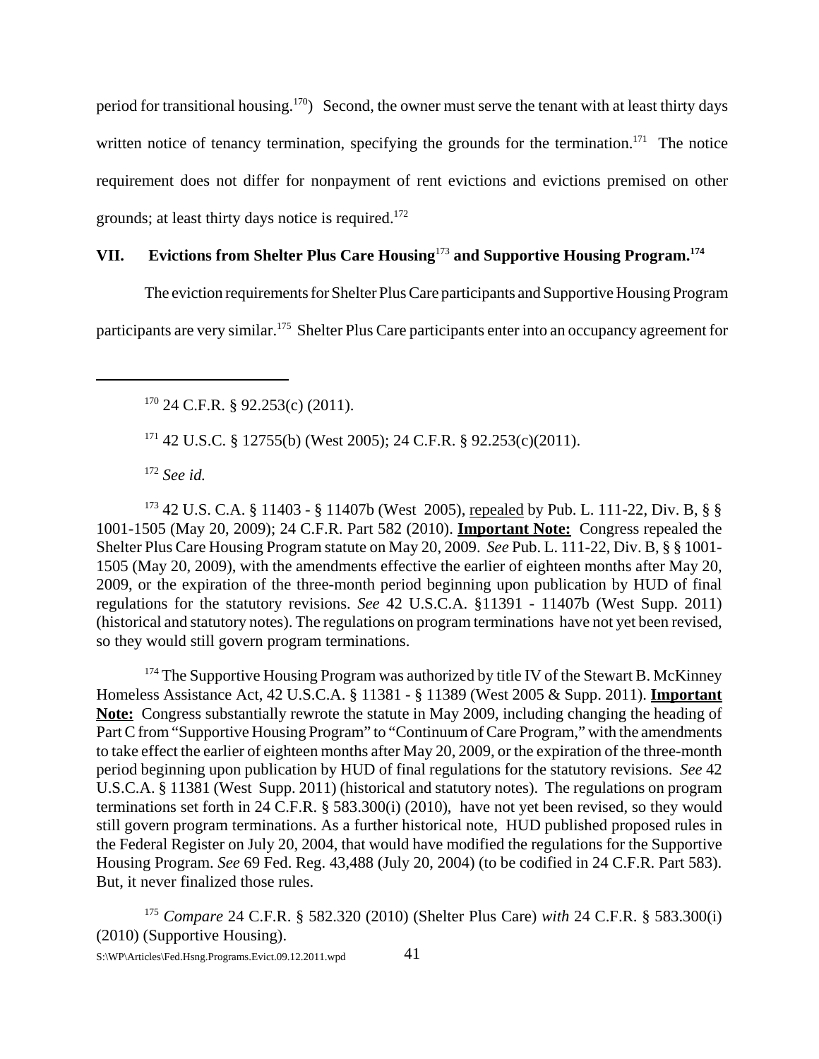period for transitional housing.[170]) Second, the owner must serve the tenant with at least thirty days written notice of tenancy termination, specifying the grounds for the termination.[171] The notice requirement does not differ for nonpayment of rent evictions and evictions premised on other grounds; at least thirty days notice is required.[172]

## VII. Evictions from Shelter Plus Care Housing[173] and Supportive Housing Program.[174]

The eviction requirements for Shelter Plus Care participants and Supportive Housing Program participants are very similar.[175] Shelter Plus Care participants enter into an occupancy agreement for

---

[170] 24 C.F.R. § 92.253(c) (2011).

[171] 42 U.S.C. § 12755(b) (West 2005); 24 C.F.R. § 92.253(c)(2011).

[172] *See id.*

[173] 42 U.S. C.A. § 11403 - § 11407b (West 2005), repealed by Pub. L. 111-22, Div. B, § § 1001-1505 (May 20, 2009); 24 C.F.R. Part 582 (2010). **Important Note:** Congress repealed the Shelter Plus Care Housing Program statute on May 20, 2009. *See* Pub. L. 111-22, Div. B, § § 1001-1505 (May 20, 2009), with the amendments effective the earlier of eighteen months after May 20, 2009, or the expiration of the three-month period beginning upon publication by HUD of final regulations for the statutory revisions. *See* 42 U.S.C.A. §11391 - 11407b (West Supp. 2011) (historical and statutory notes). The regulations on program terminations have not yet been revised, so they would still govern program terminations.

[174] The Supportive Housing Program was authorized by title IV of the Stewart B. McKinney Homeless Assistance Act, 42 U.S.C.A. § 11381 - § 11389 (West 2005 & Supp. 2011). **Important Note:** Congress substantially rewrote the statute in May 2009, including changing the heading of Part C from "Supportive Housing Program" to "Continuum of Care Program," with the amendments to take effect the earlier of eighteen months after May 20, 2009, or the expiration of the three-month period beginning upon publication by HUD of final regulations for the statutory revisions. *See* 42 U.S.C.A. § 11381 (West Supp. 2011) (historical and statutory notes). The regulations on program terminations set forth in 24 C.F.R. § 583.300(i) (2010), have not yet been revised, so they would still govern program terminations. As a further historical note, HUD published proposed rules in the Federal Register on July 20, 2004, that would have modified the regulations for the Supportive Housing Program. *See* 69 Fed. Reg. 43,488 (July 20, 2004) (to be codified in 24 C.F.R. Part 583). But, it never finalized those rules.

[175] *Compare* 24 C.F.R. § 582.320 (2010) (Shelter Plus Care) *with* 24 C.F.R. § 583.300(i) (2010) (Supportive Housing).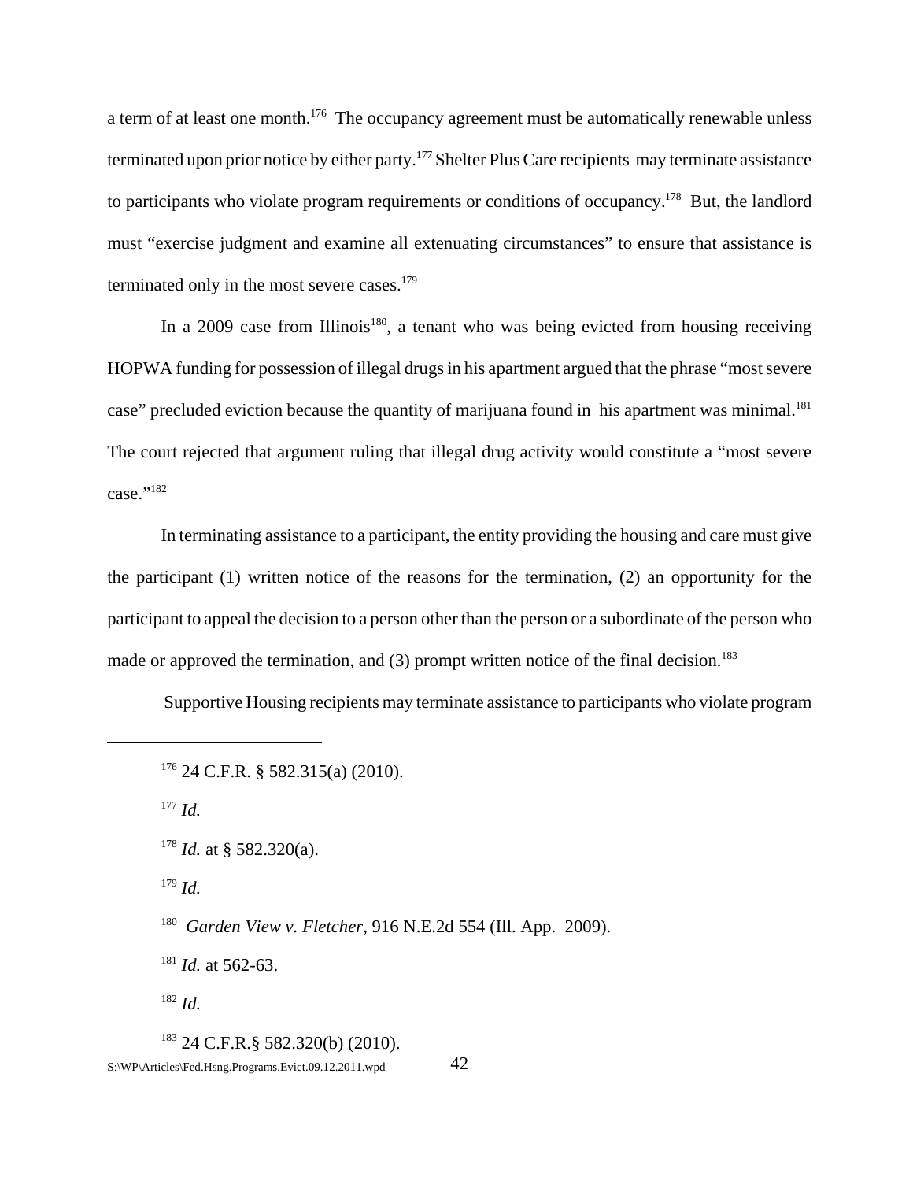a term of at least one month.[176] The occupancy agreement must be automatically renewable unless terminated upon prior notice by either party.[177] Shelter Plus Care recipients may terminate assistance to participants who violate program requirements or conditions of occupancy.[178] But, the landlord must "exercise judgment and examine all extenuating circumstances" to ensure that assistance is terminated only in the most severe cases.[179]

In a 2009 case from Illinois[180], a tenant who was being evicted from housing receiving HOPWA funding for possession of illegal drugs in his apartment argued that the phrase "most severe case" precluded eviction because the quantity of marijuana found in his apartment was minimal.[181] The court rejected that argument ruling that illegal drug activity would constitute a "most severe case."[182]

In terminating assistance to a participant, the entity providing the housing and care must give the participant (1) written notice of the reasons for the termination, (2) an opportunity for the participant to appeal the decision to a person other than the person or a subordinate of the person who made or approved the termination, and (3) prompt written notice of the final decision.[183]

Supportive Housing recipients may terminate assistance to participants who violate program

---

[176] 24 C.F.R. § 582.315(a) (2010).

[177] *Id.*

[178] *Id.* at § 582.320(a).

[179] *Id.*

[180] *Garden View v. Fletcher*, 916 N.E.2d 554 (Ill. App. 2009).

[181] *Id.* at 562-63.

[182] *Id.*

[183] 24 C.F.R.§ 582.320(b) (2010).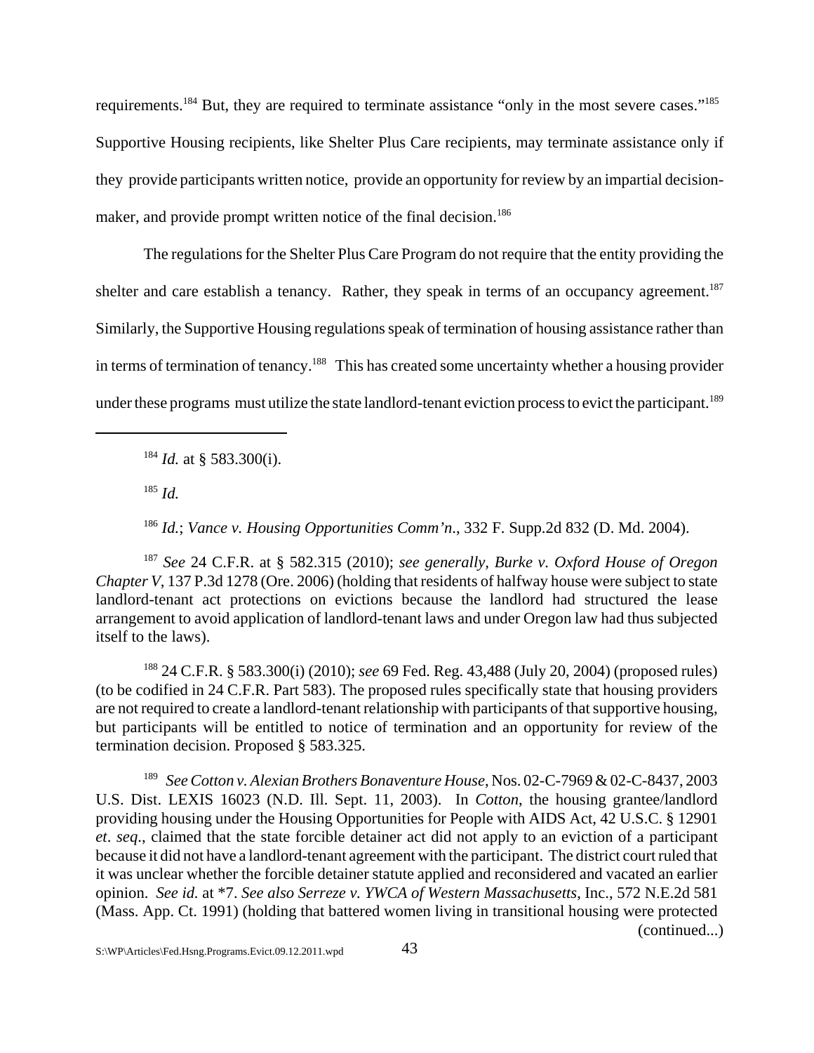requirements.[184] But, they are required to terminate assistance "only in the most severe cases."[185] Supportive Housing recipients, like Shelter Plus Care recipients, may terminate assistance only if they provide participants written notice, provide an opportunity for review by an impartial decision-maker, and provide prompt written notice of the final decision.[186]

The regulations for the Shelter Plus Care Program do not require that the entity providing the shelter and care establish a tenancy. Rather, they speak in terms of an occupancy agreement.[187] Similarly, the Supportive Housing regulations speak of termination of housing assistance rather than in terms of termination of tenancy.[188] This has created some uncertainty whether a housing provider under these programs must utilize the state landlord-tenant eviction process to evict the participant.[189]

---

[184] *Id.* at § 583.300(i).

[185] *Id.*

[186] *Id.*; *Vance v. Housing Opportunities Comm'n*., 332 F. Supp.2d 832 (D. Md. 2004).

[187] *See* 24 C.F.R. at § 582.315 (2010); *see generally*, *Burke v. Oxford House of Oregon Chapter V*, 137 P.3d 1278 (Ore. 2006) (holding that residents of halfway house were subject to state landlord-tenant act protections on evictions because the landlord had structured the lease arrangement to avoid application of landlord-tenant laws and under Oregon law had thus subjected itself to the laws).

[188] 24 C.F.R. § 583.300(i) (2010); *see* 69 Fed. Reg. 43,488 (July 20, 2004) (proposed rules) (to be codified in 24 C.F.R. Part 583). The proposed rules specifically state that housing providers are not required to create a landlord-tenant relationship with participants of that supportive housing, but participants will be entitled to notice of termination and an opportunity for review of the termination decision. Proposed § 583.325.

[189] *See Cotton v. Alexian Brothers Bonaventure House*, Nos. 02-C-7969 & 02-C-8437, 2003 U.S. Dist. LEXIS 16023 (N.D. Ill. Sept. 11, 2003). In *Cotton*, the housing grantee/landlord providing housing under the Housing Opportunities for People with AIDS Act, 42 U.S.C. § 12901 *et*. *seq*., claimed that the state forcible detainer act did not apply to an eviction of a participant because it did not have a landlord-tenant agreement with the participant. The district court ruled that it was unclear whether the forcible detainer statute applied and reconsidered and vacated an earlier opinion. *See id.* at *7. *See also Serreze v. YWCA of Western Massachusetts*, Inc., 572 N.E.2d 581 (Mass. App. Ct. 1991) (holding that battered women living in transitional housing were protected (continued...)

S:\WP\Articles\Fed.Hsng.Programs.Evict.09.12.2011.wpd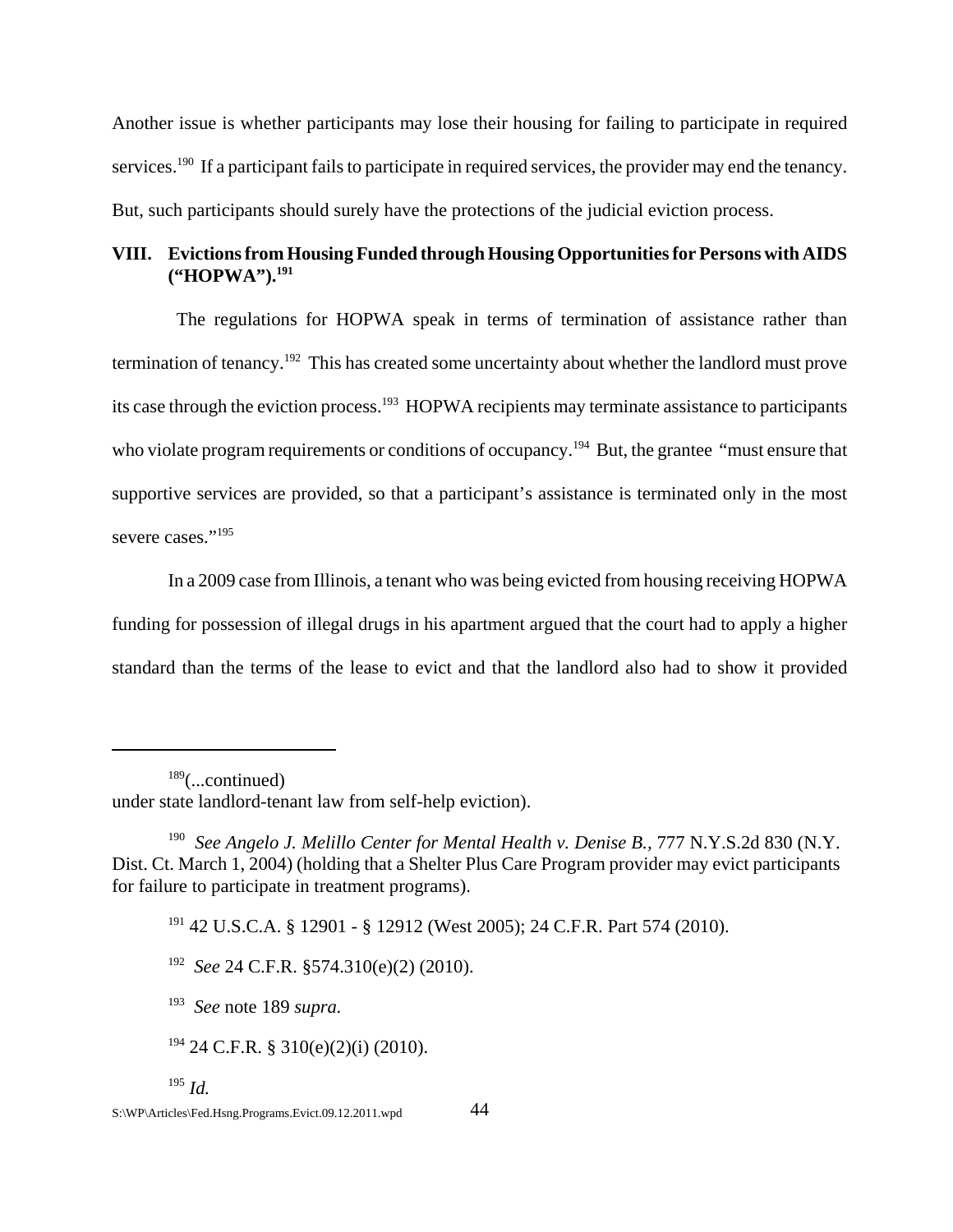Another issue is whether participants may lose their housing for failing to participate in required services.[190] If a participant fails to participate in required services, the provider may end the tenancy. But, such participants should surely have the protections of the judicial eviction process.

## VIII. Evictions from Housing Funded through Housing Opportunities for Persons with AIDS ("HOPWA").[191]

The regulations for HOPWA speak in terms of termination of assistance rather than termination of tenancy.[192] This has created some uncertainty about whether the landlord must prove its case through the eviction process.[193] HOPWA recipients may terminate assistance to participants who violate program requirements or conditions of occupancy.[194] But, the grantee "must ensure that supportive services are provided, so that a participant's assistance is terminated only in the most severe cases."[195]

In a 2009 case from Illinois, a tenant who was being evicted from housing receiving HOPWA funding for possession of illegal drugs in his apartment argued that the court had to apply a higher standard than the terms of the lease to evict and that the landlord also had to show it provided

---

[189](...continued) under state landlord-tenant law from self-help eviction).

[190] *See Angelo J. Melillo Center for Mental Health v. Denise B.,* 777 N.Y.S.2d 830 (N.Y. Dist. Ct. March 1, 2004) (holding that a Shelter Plus Care Program provider may evict participants for failure to participate in treatment programs).

[191] 42 U.S.C.A. § 12901 - § 12912 (West 2005); 24 C.F.R. Part 574 (2010).

[192] *See* 24 C.F.R. §574.310(e)(2) (2010).

[193] *See* note 189 *supra.*

[194] 24 C.F.R. § 310(e)(2)(i) (2010).

[195] *Id.*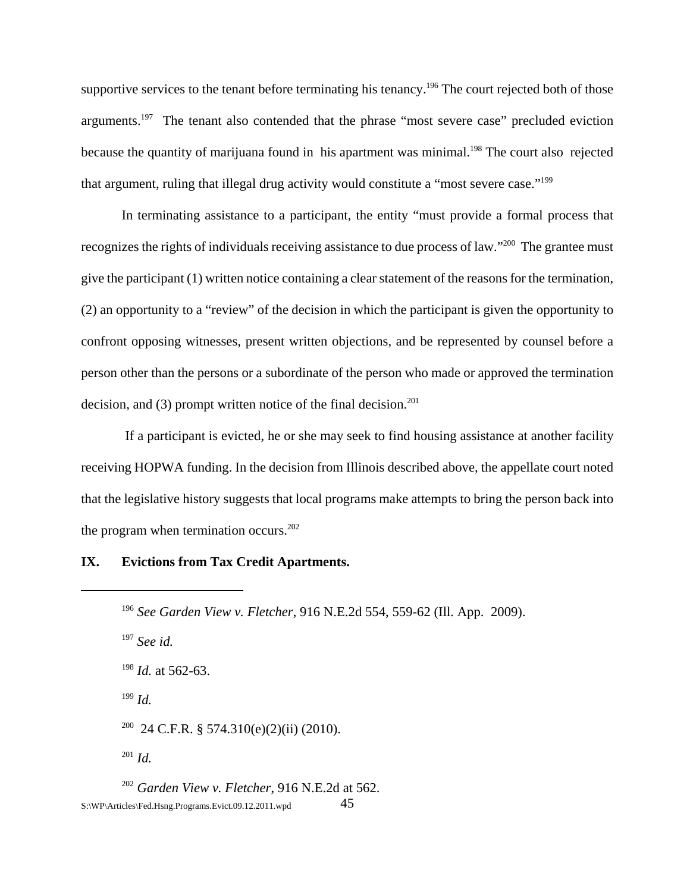supportive services to the tenant before terminating his tenancy.[196] The court rejected both of those arguments.[197] The tenant also contended that the phrase "most severe case" precluded eviction because the quantity of marijuana found in his apartment was minimal.[198] The court also rejected that argument, ruling that illegal drug activity would constitute a "most severe case."[199]

In terminating assistance to a participant, the entity "must provide a formal process that recognizes the rights of individuals receiving assistance to due process of law."[200] The grantee must give the participant (1) written notice containing a clear statement of the reasons for the termination, (2) an opportunity to a "review" of the decision in which the participant is given the opportunity to confront opposing witnesses, present written objections, and be represented by counsel before a person other than the persons or a subordinate of the person who made or approved the termination decision, and (3) prompt written notice of the final decision.[201]

If a participant is evicted, he or she may seek to find housing assistance at another facility receiving HOPWA funding. In the decision from Illinois described above, the appellate court noted that the legislative history suggests that local programs make attempts to bring the person back into the program when termination occurs.[202]

## IX. Evictions from Tax Credit Apartments.

---

[196] *See Garden View v. Fletcher*, 916 N.E.2d 554, 559-62 (Ill. App. 2009).

[197] *See id.*

[198] *Id.* at 562-63.

[199] *Id.*

[200] 24 C.F.R. § 574.310(e)(2)(ii) (2010).

[201] *Id.*

[202] *Garden View v. Fletcher*, 916 N.E.2d at 562.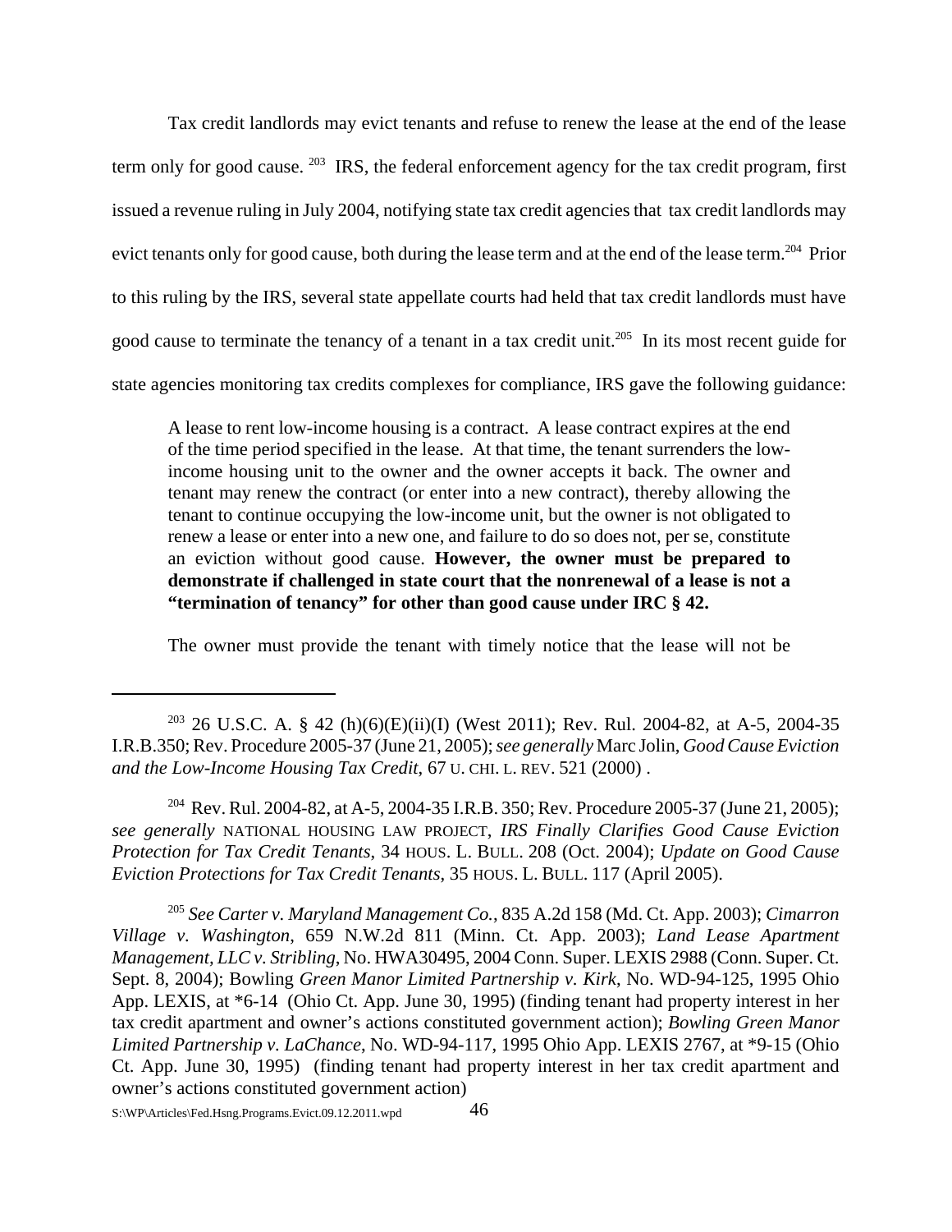Tax credit landlords may evict tenants and refuse to renew the lease at the end of the lease term only for good cause. [203] IRS, the federal enforcement agency for the tax credit program, first issued a revenue ruling in July 2004, notifying state tax credit agencies that tax credit landlords may evict tenants only for good cause, both during the lease term and at the end of the lease term.[204] Prior to this ruling by the IRS, several state appellate courts had held that tax credit landlords must have good cause to terminate the tenancy of a tenant in a tax credit unit.[205] In its most recent guide for state agencies monitoring tax credits complexes for compliance, IRS gave the following guidance:

> A lease to rent low-income housing is a contract. A lease contract expires at the end of the time period specified in the lease. At that time, the tenant surrenders the low-income housing unit to the owner and the owner accepts it back. The owner and tenant may renew the contract (or enter into a new contract), thereby allowing the tenant to continue occupying the low-income unit, but the owner is not obligated to renew a lease or enter into a new one, and failure to do so does not, per se, constitute an eviction without good cause. **However, the owner must be prepared to demonstrate if challenged in state court that the nonrenewal of a lease is not a "termination of tenancy" for other than good cause under IRC § 42.**
>
> The owner must provide the tenant with timely notice that the lease will not be

---

[203] 26 U.S.C. A. § 42 (h)(6)(E)(ii)(I) (West 2011); Rev. Rul. 2004-82, at A-5, 2004-35 I.R.B.350; Rev. Procedure 2005-37 (June 21, 2005); *see generally* Marc Jolin, *Good Cause Eviction and the Low-Income Housing Tax Credit*, 67 U. CHI. L. REV. 521 (2000) .

[204] Rev. Rul. 2004-82, at A-5, 2004-35 I.R.B. 350; Rev. Procedure 2005-37 (June 21, 2005); *see generally* NATIONAL HOUSING LAW PROJECT, *IRS Finally Clarifies Good Cause Eviction Protection for Tax Credit Tenants*, 34 HOUS. L. BULL. 208 (Oct. 2004); *Update on Good Cause Eviction Protections for Tax Credit Tenants*, 35 HOUS. L. BULL. 117 (April 2005).

[205] *See Carter v. Maryland Management Co.*, 835 A.2d 158 (Md. Ct. App. 2003); *Cimarron Village v. Washington*, 659 N.W.2d 811 (Minn. Ct. App. 2003); *Land Lease Apartment Management, LLC v. Stribling*, No. HWA30495, 2004 Conn. Super. LEXIS 2988 (Conn. Super. Ct. Sept. 8, 2004); Bowling *Green Manor Limited Partnership v. Kirk*, No. WD-94-125, 1995 Ohio App. LEXIS, at *6-14 (Ohio Ct. App. June 30, 1995) (finding tenant had property interest in her tax credit apartment and owner's actions constituted government action); *Bowling Green Manor Limited Partnership v. LaChance*, No. WD-94-117, 1995 Ohio App. LEXIS 2767, at *9-15 (Ohio Ct. App. June 30, 1995) (finding tenant had property interest in her tax credit apartment and owner's actions constituted government action)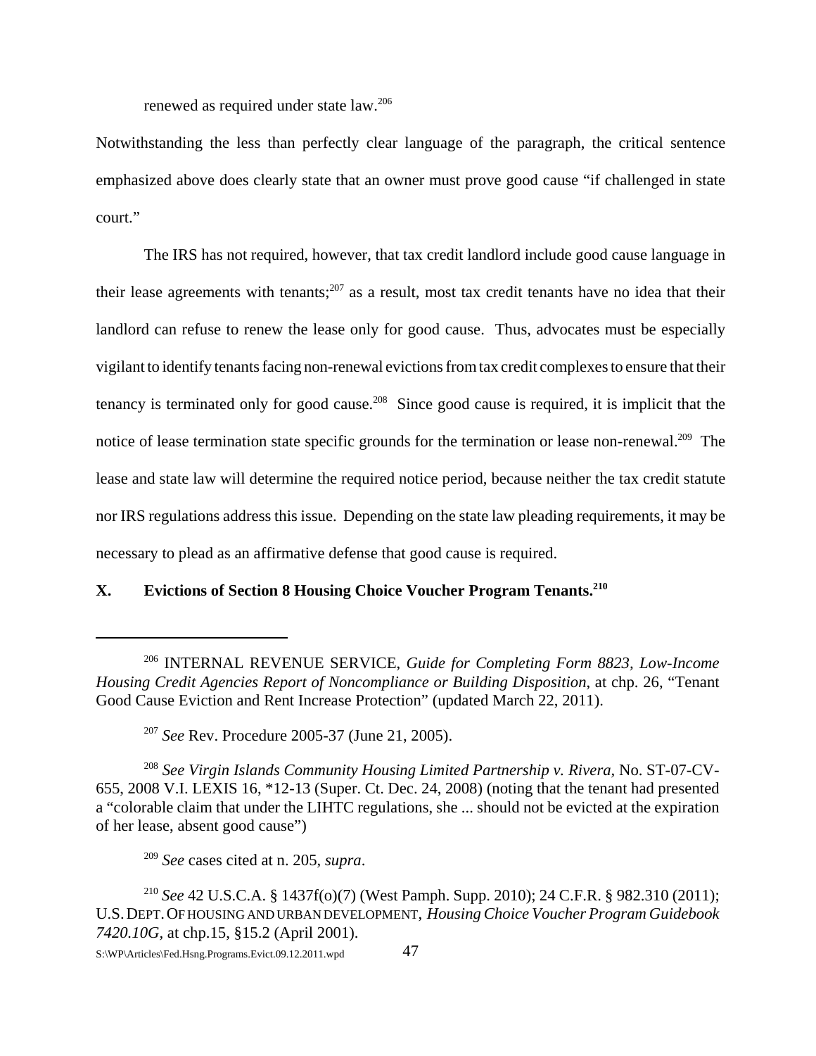renewed as required under state law.[206]

Notwithstanding the less than perfectly clear language of the paragraph, the critical sentence emphasized above does clearly state that an owner must prove good cause "if challenged in state court."

The IRS has not required, however, that tax credit landlord include good cause language in their lease agreements with tenants;[207] as a result, most tax credit tenants have no idea that their landlord can refuse to renew the lease only for good cause. Thus, advocates must be especially vigilant to identify tenants facing non-renewal evictions from tax credit complexes to ensure that their tenancy is terminated only for good cause.[208] Since good cause is required, it is implicit that the notice of lease termination state specific grounds for the termination or lease non-renewal.[209] The lease and state law will determine the required notice period, because neither the tax credit statute nor IRS regulations address this issue. Depending on the state law pleading requirements, it may be necessary to plead as an affirmative defense that good cause is required.

## X. Evictions of Section 8 Housing Choice Voucher Program Tenants.[210]

---

[206] INTERNAL REVENUE SERVICE, *Guide for Completing Form 8823, Low-Income Housing Credit Agencies Report of Noncompliance or Building Disposition*, at chp. 26, "Tenant Good Cause Eviction and Rent Increase Protection" (updated March 22, 2011).

[207] *See* Rev. Procedure 2005-37 (June 21, 2005).

[208] *See Virgin Islands Community Housing Limited Partnership v. Rivera*, No. ST-07-CV-655, 2008 V.I. LEXIS 16, *12-13 (Super. Ct. Dec. 24, 2008) (noting that the tenant had presented a "colorable claim that under the LIHTC regulations, she ... should not be evicted at the expiration of her lease, absent good cause")

[209] *See* cases cited at n. 205, *supra*.

[210] *See* 42 U.S.C.A. § 1437f(o)(7) (West Pamph. Supp. 2010); 24 C.F.R. § 982.310 (2011); U.S. DEPT. OF HOUSING AND URBAN DEVELOPMENT, *Housing Choice Voucher Program Guidebook 7420.10G*, at chp.15, §15.2 (April 2001).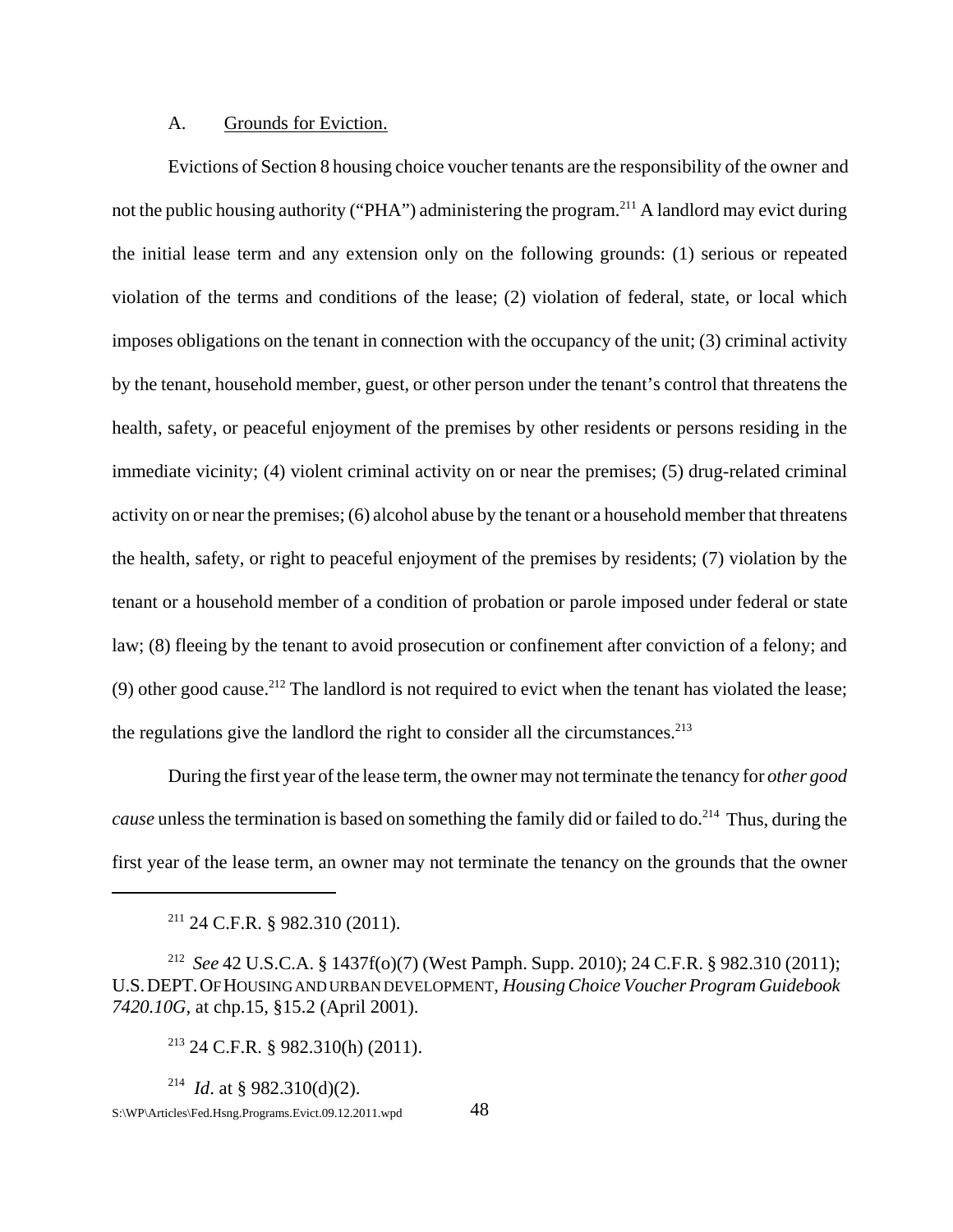A. Grounds for Eviction.

Evictions of Section 8 housing choice voucher tenants are the responsibility of the owner and not the public housing authority ("PHA") administering the program.[211] A landlord may evict during the initial lease term and any extension only on the following grounds: (1) serious or repeated violation of the terms and conditions of the lease; (2) violation of federal, state, or local which imposes obligations on the tenant in connection with the occupancy of the unit; (3) criminal activity by the tenant, household member, guest, or other person under the tenant's control that threatens the health, safety, or peaceful enjoyment of the premises by other residents or persons residing in the immediate vicinity; (4) violent criminal activity on or near the premises; (5) drug-related criminal activity on or near the premises; (6) alcohol abuse by the tenant or a household member that threatens the health, safety, or right to peaceful enjoyment of the premises by residents; (7) violation by the tenant or a household member of a condition of probation or parole imposed under federal or state law; (8) fleeing by the tenant to avoid prosecution or confinement after conviction of a felony; and (9) other good cause.[212] The landlord is not required to evict when the tenant has violated the lease; the regulations give the landlord the right to consider all the circumstances.[213]

During the first year of the lease term, the owner may not terminate the tenancy for *other good cause* unless the termination is based on something the family did or failed to do.[214] Thus, during the first year of the lease term, an owner may not terminate the tenancy on the grounds that the owner

---

[211] 24 C.F.R. § 982.310 (2011).

[212] *See* 42 U.S.C.A. § 1437f(o)(7) (West Pamph. Supp. 2010); 24 C.F.R. § 982.310 (2011); U.S. DEPT. OF HOUSING AND URBAN DEVELOPMENT, *Housing Choice Voucher Program Guidebook 7420.10G,* at chp.15, §15.2 (April 2001).

[213] 24 C.F.R. § 982.310(h) (2011).

[214] *Id*. at § 982.310(d)(2).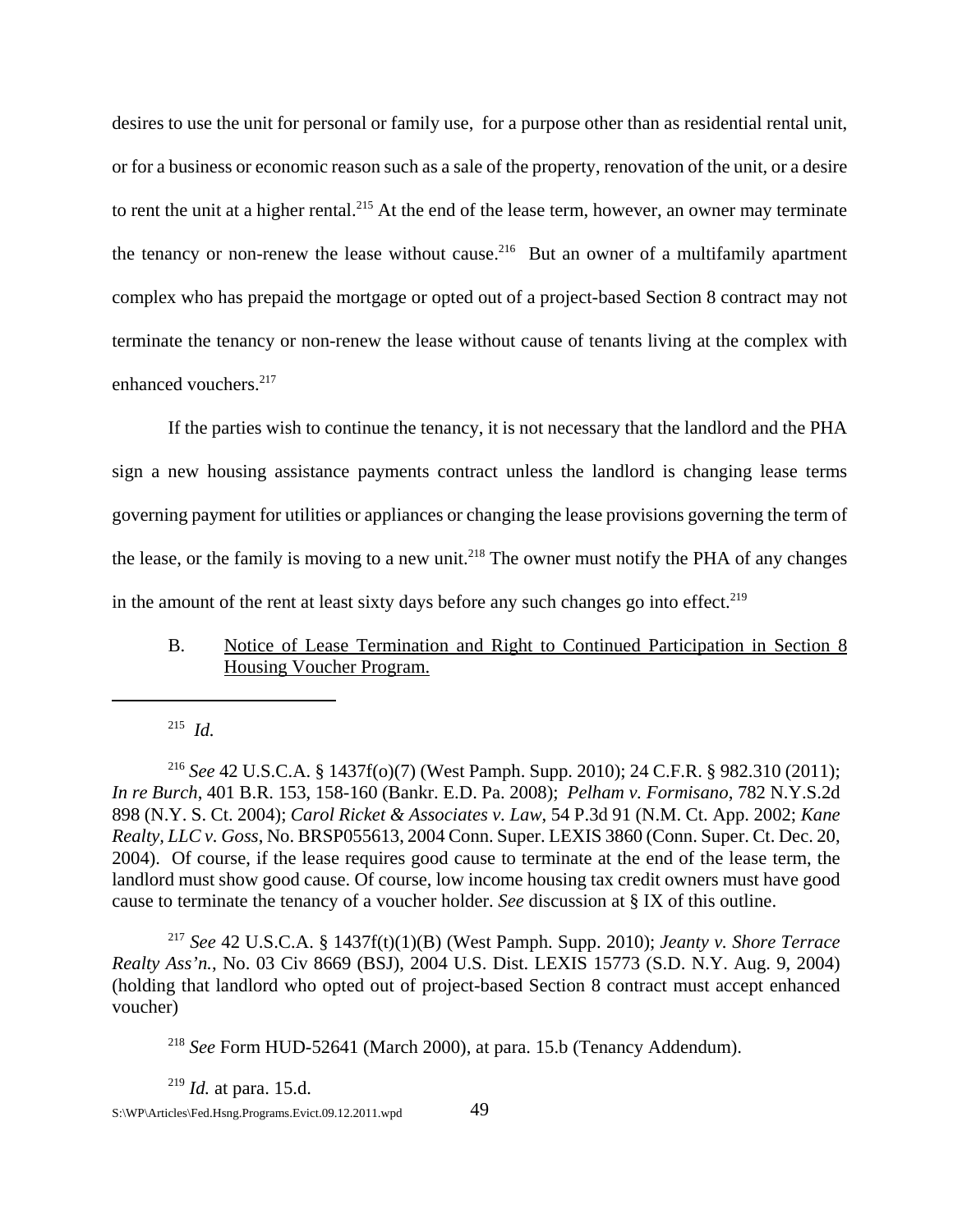desires to use the unit for personal or family use, for a purpose other than as residential rental unit, or for a business or economic reason such as a sale of the property, renovation of the unit, or a desire to rent the unit at a higher rental.[215] At the end of the lease term, however, an owner may terminate the tenancy or non-renew the lease without cause.[216] But an owner of a multifamily apartment complex who has prepaid the mortgage or opted out of a project-based Section 8 contract may not terminate the tenancy or non-renew the lease without cause of tenants living at the complex with enhanced vouchers.[217]

If the parties wish to continue the tenancy, it is not necessary that the landlord and the PHA sign a new housing assistance payments contract unless the landlord is changing lease terms governing payment for utilities or appliances or changing the lease provisions governing the term of the lease, or the family is moving to a new unit.[218] The owner must notify the PHA of any changes in the amount of the rent at least sixty days before any such changes go into effect.[219]

B. Notice of Lease Termination and Right to Continued Participation in Section 8 Housing Voucher Program.

---

[215] *Id.*

[216] *See* 42 U.S.C.A. § 1437f(o)(7) (West Pamph. Supp. 2010); 24 C.F.R. § 982.310 (2011); *In re Burch*, 401 B.R. 153, 158-160 (Bankr. E.D. Pa. 2008); *Pelham v. Formisano*, 782 N.Y.S.2d 898 (N.Y. S. Ct. 2004); *Carol Ricket & Associates v. Law*, 54 P.3d 91 (N.M. Ct. App. 2002; *Kane Realty, LLC v. Goss*, No. BRSP055613, 2004 Conn. Super. LEXIS 3860 (Conn. Super. Ct. Dec. 20, 2004). Of course, if the lease requires good cause to terminate at the end of the lease term, the landlord must show good cause. Of course, low income housing tax credit owners must have good cause to terminate the tenancy of a voucher holder. *See* discussion at § IX of this outline.

[217] *See* 42 U.S.C.A. § 1437f(t)(1)(B) (West Pamph. Supp. 2010); *Jeanty v. Shore Terrace Realty Ass'n.*, No. 03 Civ 8669 (BSJ), 2004 U.S. Dist. LEXIS 15773 (S.D. N.Y. Aug. 9, 2004) (holding that landlord who opted out of project-based Section 8 contract must accept enhanced voucher)

[218] *See* Form HUD-52641 (March 2000), at para. 15.b (Tenancy Addendum).

[219] *Id.* at para. 15.d.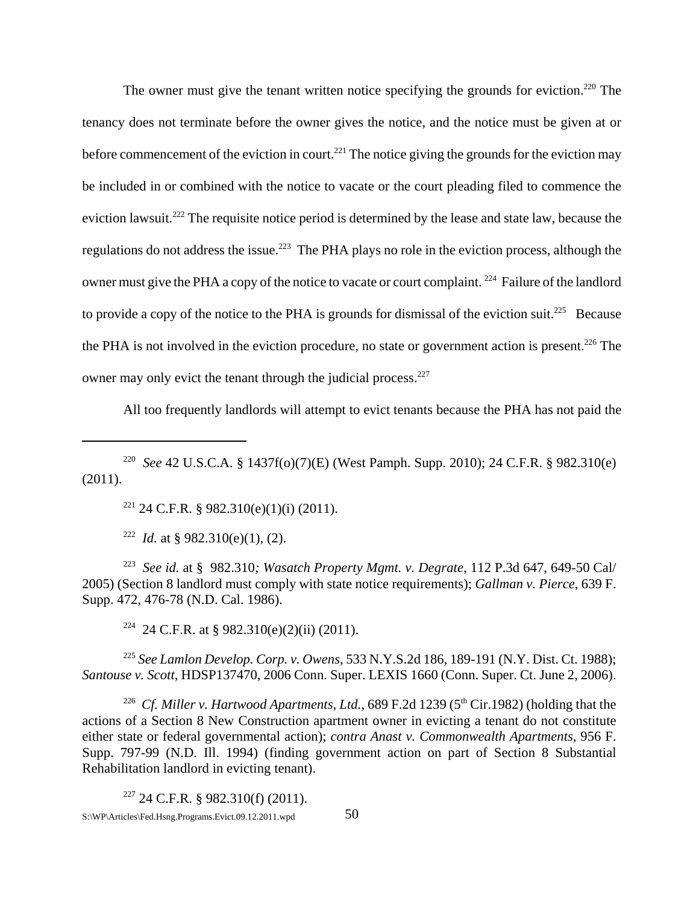The owner must give the tenant written notice specifying the grounds for eviction.[220] The tenancy does not terminate before the owner gives the notice, and the notice must be given at or before commencement of the eviction in court.[221] The notice giving the grounds for the eviction may be included in or combined with the notice to vacate or the court pleading filed to commence the eviction lawsuit.[222] The requisite notice period is determined by the lease and state law, because the regulations do not address the issue.[223] The PHA plays no role in the eviction process, although the owner must give the PHA a copy of the notice to vacate or court complaint.[224] Failure of the landlord to provide a copy of the notice to the PHA is grounds for dismissal of the eviction suit.[225] Because the PHA is not involved in the eviction procedure, no state or government action is present.[226] The owner may only evict the tenant through the judicial process.[227]

All too frequently landlords will attempt to evict tenants because the PHA has not paid the

---

[220] *See* 42 U.S.C.A. § 1437f(o)(7)(E) (West Pamph. Supp. 2010); 24 C.F.R. § 982.310(e) (2011).

[221] 24 C.F.R. § 982.310(e)(1)(i) (2011).

[222] *Id.* at § 982.310(e)(1), (2).

[223] *See id.* at § 982.310*; Wasatch Property Mgmt. v. Degrate*, 112 P.3d 647, 649-50 Cal/ 2005) (Section 8 landlord must comply with state notice requirements); *Gallman v. Pierce*, 639 F. Supp. 472, 476-78 (N.D. Cal. 1986).

[224] 24 C.F.R. at § 982.310(e)(2)(ii) (2011).

[225] *See Lamlon Develop. Corp. v. Owens*, 533 N.Y.S.2d 186, 189-191 (N.Y. Dist. Ct. 1988); *Santouse v. Scott*, HDSP137470, 2006 Conn. Super. LEXIS 1660 (Conn. Super. Ct. June 2, 2006).

[226] *Cf. Miller v. Hartwood Apartments, Ltd.*, 689 F.2d 1239 (5th Cir.1982) (holding that the actions of a Section 8 New Construction apartment owner in evicting a tenant do not constitute either state or federal governmental action); *contra Anast v. Commonwealth Apartments*, 956 F. Supp. 797-99 (N.D. Ill. 1994) (finding government action on part of Section 8 Substantial Rehabilitation landlord in evicting tenant).

[227] 24 C.F.R. § 982.310(f) (2011).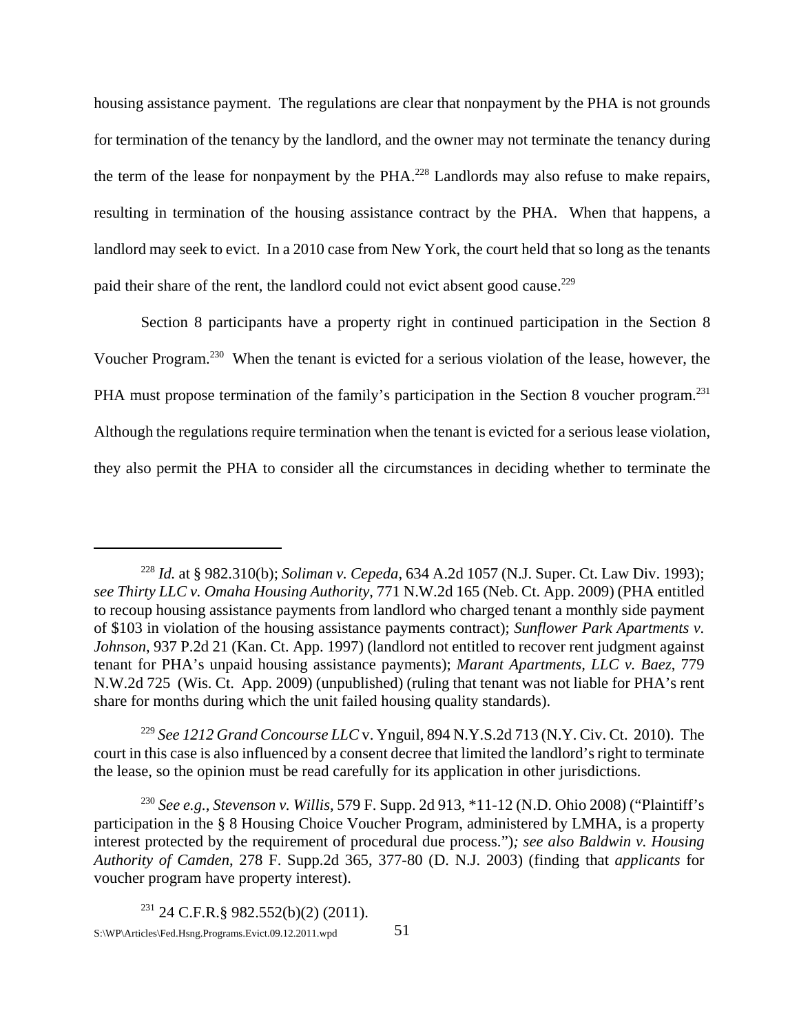housing assistance payment. The regulations are clear that nonpayment by the PHA is not grounds for termination of the tenancy by the landlord, and the owner may not terminate the tenancy during the term of the lease for nonpayment by the PHA.[228] Landlords may also refuse to make repairs, resulting in termination of the housing assistance contract by the PHA. When that happens, a landlord may seek to evict. In a 2010 case from New York, the court held that so long as the tenants paid their share of the rent, the landlord could not evict absent good cause.[229]

Section 8 participants have a property right in continued participation in the Section 8 Voucher Program.[230] When the tenant is evicted for a serious violation of the lease, however, the PHA must propose termination of the family's participation in the Section 8 voucher program.[231] Although the regulations require termination when the tenant is evicted for a serious lease violation, they also permit the PHA to consider all the circumstances in deciding whether to terminate the

---

[228] *Id.* at § 982.310(b); *Soliman v. Cepeda*, 634 A.2d 1057 (N.J. Super. Ct. Law Div. 1993); *see Thirty LLC v. Omaha Housing Authority*, 771 N.W.2d 165 (Neb. Ct. App. 2009) (PHA entitled to recoup housing assistance payments from landlord who charged tenant a monthly side payment of $103 in violation of the housing assistance payments contract); *Sunflower Park Apartments v. Johnson*, 937 P.2d 21 (Kan. Ct. App. 1997) (landlord not entitled to recover rent judgment against tenant for PHA's unpaid housing assistance payments); *Marant Apartments, LLC v. Baez*, 779 N.W.2d 725 (Wis. Ct. App. 2009) (unpublished) (ruling that tenant was not liable for PHA's rent share for months during which the unit failed housing quality standards).

[229] *See 1212 Grand Concourse LLC* v. Ynguil, 894 N.Y.S.2d 713 (N.Y. Civ. Ct. 2010). The court in this case is also influenced by a consent decree that limited the landlord's right to terminate the lease, so the opinion must be read carefully for its application in other jurisdictions.

[230] *See e.g.*, *Stevenson v. Willis*, 579 F. Supp. 2d 913, *11-12 (N.D. Ohio 2008) ("Plaintiff's participation in the § 8 Housing Choice Voucher Program, administered by LMHA, is a property interest protected by the requirement of procedural due process.")*; see also Baldwin v. Housing Authority of Camden*, 278 F. Supp.2d 365, 377-80 (D. N.J. 2003) (finding that *applicants* for voucher program have property interest).

[231] 24 C.F.R.§ 982.552(b)(2) (2011).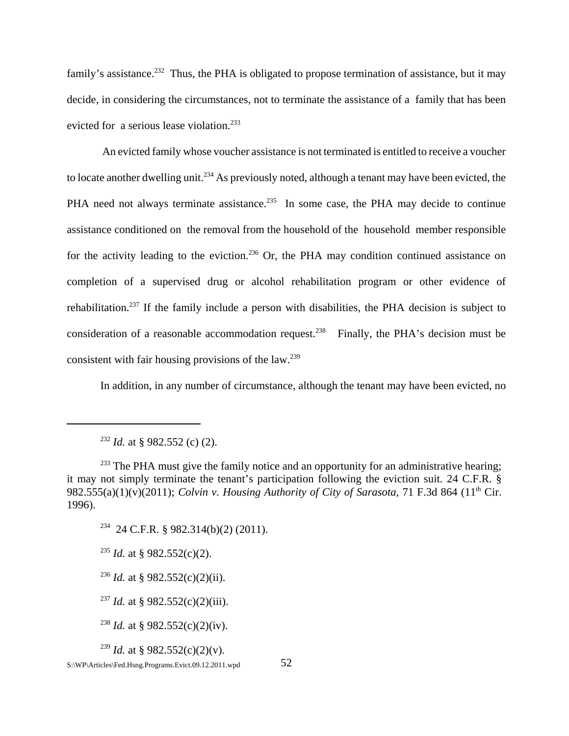family's assistance.[232] Thus, the PHA is obligated to propose termination of assistance, but it may decide, in considering the circumstances, not to terminate the assistance of a family that has been evicted for a serious lease violation.[233]

An evicted family whose voucher assistance is not terminated is entitled to receive a voucher to locate another dwelling unit.[234] As previously noted, although a tenant may have been evicted, the PHA need not always terminate assistance.[235] In some case, the PHA may decide to continue assistance conditioned on the removal from the household of the household member responsible for the activity leading to the eviction.[236] Or, the PHA may condition continued assistance on completion of a supervised drug or alcohol rehabilitation program or other evidence of rehabilitation.[237] If the family include a person with disabilities, the PHA decision is subject to consideration of a reasonable accommodation request.[238] Finally, the PHA's decision must be consistent with fair housing provisions of the law.[239]

In addition, in any number of circumstance, although the tenant may have been evicted, no

---

[232] *Id.* at § 982.552 (c) (2).

[233] The PHA must give the family notice and an opportunity for an administrative hearing; it may not simply terminate the tenant's participation following the eviction suit. 24 C.F.R. § 982.555(a)(1)(v)(2011); *Colvin v. Housing Authority of City of Sarasota*, 71 F.3d 864 (11th Cir. 1996).

[234] 24 C.F.R. § 982.314(b)(2) (2011).

[235] *Id.* at § 982.552(c)(2).

[236] *Id.* at § 982.552(c)(2)(ii).

[237] *Id.* at § 982.552(c)(2)(iii).

[238] *Id.* at § 982.552(c)(2)(iv).

[239] *Id.* at § 982.552(c)(2)(v).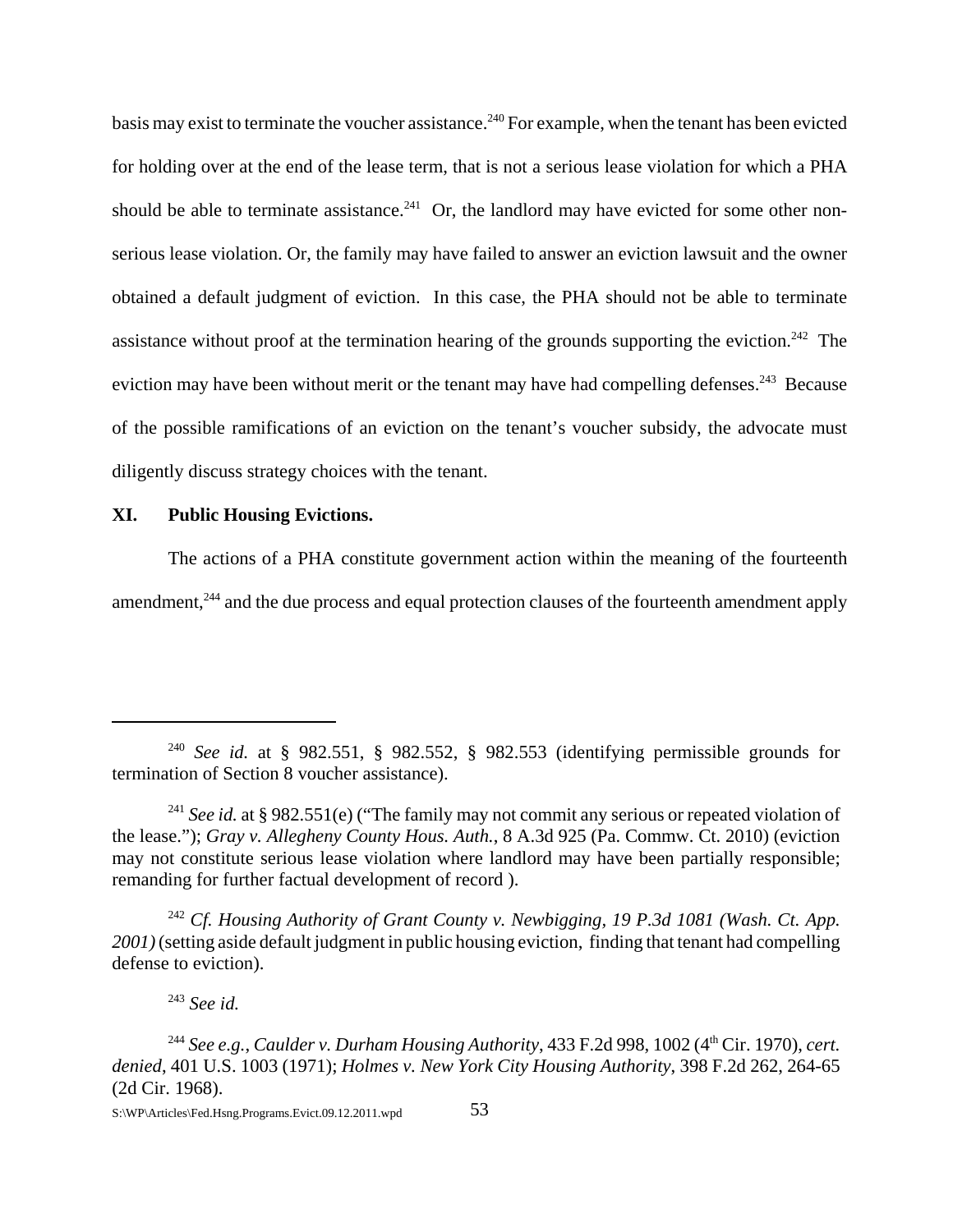basis may exist to terminate the voucher assistance.[240] For example, when the tenant has been evicted for holding over at the end of the lease term, that is not a serious lease violation for which a PHA should be able to terminate assistance.[241] Or, the landlord may have evicted for some other non-serious lease violation. Or, the family may have failed to answer an eviction lawsuit and the owner obtained a default judgment of eviction. In this case, the PHA should not be able to terminate assistance without proof at the termination hearing of the grounds supporting the eviction.[242] The eviction may have been without merit or the tenant may have had compelling defenses.[243] Because of the possible ramifications of an eviction on the tenant's voucher subsidy, the advocate must diligently discuss strategy choices with the tenant.

## XI. Public Housing Evictions.

The actions of a PHA constitute government action within the meaning of the fourteenth amendment,[244] and the due process and equal protection clauses of the fourteenth amendment apply

---

[240] *See id.* at § 982.551, § 982.552, § 982.553 (identifying permissible grounds for termination of Section 8 voucher assistance).

[241] *See id.* at § 982.551(e) ("The family may not commit any serious or repeated violation of the lease."); *Gray v. Allegheny County Hous. Auth.*, 8 A.3d 925 (Pa. Commw. Ct. 2010) (eviction may not constitute serious lease violation where landlord may have been partially responsible; remanding for further factual development of record ).

[242] *Cf. Housing Authority of Grant County v. Newbigging, 19 P.3d 1081 (Wash. Ct. App. 2001)* (setting aside default judgment in public housing eviction, finding that tenant had compelling defense to eviction).

[243] *See id.*

[244] *See e.g.*, *Caulder v. Durham Housing Authority*, 433 F.2d 998, 1002 (4th Cir. 1970), *cert. denied*, 401 U.S. 1003 (1971); *Holmes v. New York City Housing Authority*, 398 F.2d 262, 264-65 (2d Cir. 1968).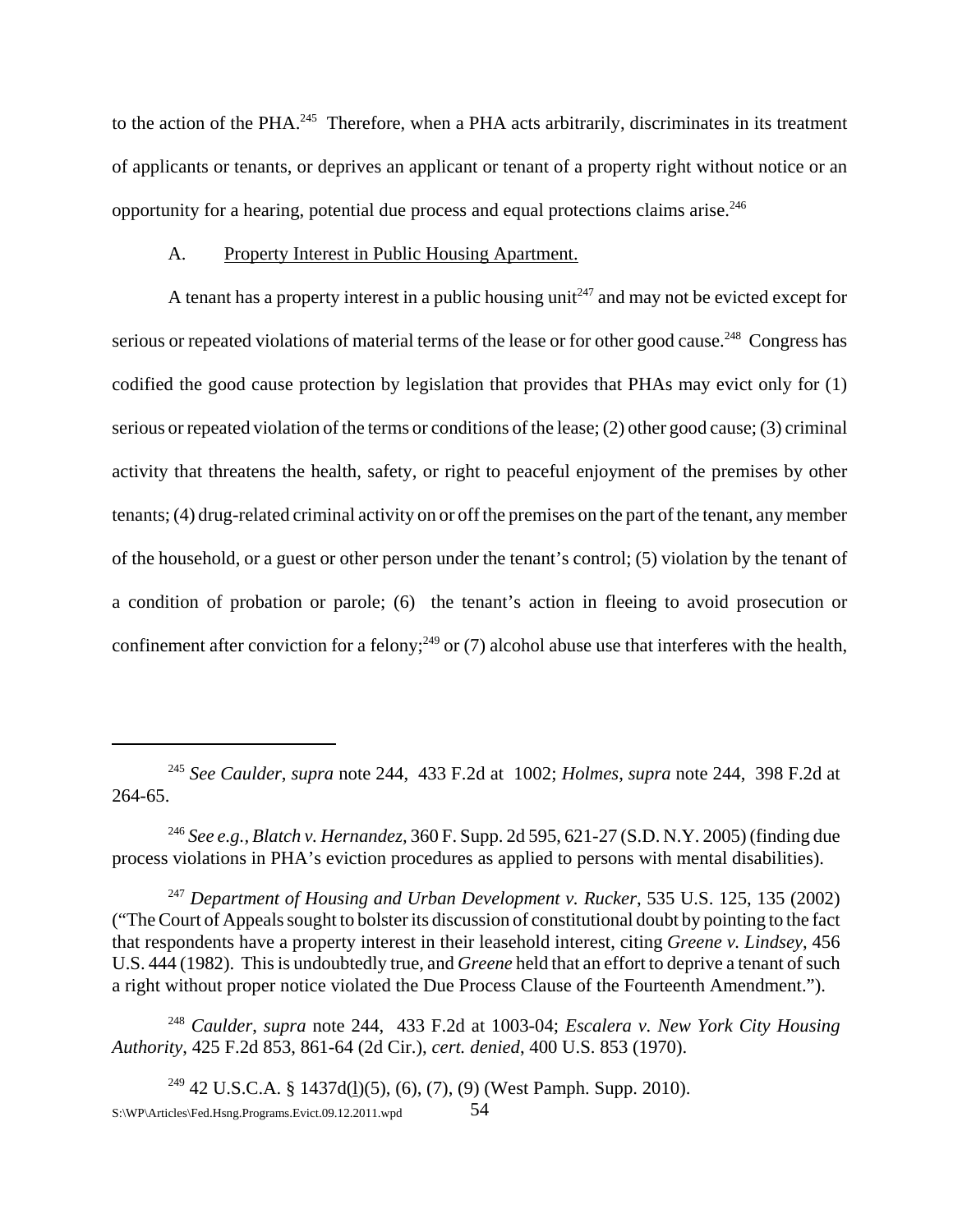to the action of the PHA.[245] Therefore, when a PHA acts arbitrarily, discriminates in its treatment of applicants or tenants, or deprives an applicant or tenant of a property right without notice or an opportunity for a hearing, potential due process and equal protections claims arise.[246]

A. Property Interest in Public Housing Apartment.

A tenant has a property interest in a public housing unit[247] and may not be evicted except for serious or repeated violations of material terms of the lease or for other good cause.[248] Congress has codified the good cause protection by legislation that provides that PHAs may evict only for (1) serious or repeated violation of the terms or conditions of the lease; (2) other good cause; (3) criminal activity that threatens the health, safety, or right to peaceful enjoyment of the premises by other tenants; (4) drug-related criminal activity on or off the premises on the part of the tenant, any member of the household, or a guest or other person under the tenant's control; (5) violation by the tenant of a condition of probation or parole; (6) the tenant's action in fleeing to avoid prosecution or confinement after conviction for a felony;[249] or (7) alcohol abuse use that interferes with the health,

---

[245] *See Caulder*, *supra* note 244, 433 F.2d at 1002; *Holmes*, *supra* note 244, 398 F.2d at 264-65.

[246] *See e.g.*, *Blatch v. Hernandez*, 360 F. Supp. 2d 595, 621-27 (S.D. N.Y. 2005) (finding due process violations in PHA's eviction procedures as applied to persons with mental disabilities).

[247] *Department of Housing and Urban Development v. Rucker*, 535 U.S. 125, 135 (2002) ("The Court of Appeals sought to bolster its discussion of constitutional doubt by pointing to the fact that respondents have a property interest in their leasehold interest, citing *Greene v. Lindsey*, 456 U.S. 444 (1982). This is undoubtedly true, and *Greene* held that an effort to deprive a tenant of such a right without proper notice violated the Due Process Clause of the Fourteenth Amendment.").

[248] *Caulder*, *supra* note 244, 433 F.2d at 1003-04; *Escalera v. New York City Housing Authority*, 425 F.2d 853, 861-64 (2d Cir.), *cert. denied*, 400 U.S. 853 (1970).

[249] 42 U.S.C.A. § 1437d(l)(5), (6), (7), (9) (West Pamph. Supp. 2010).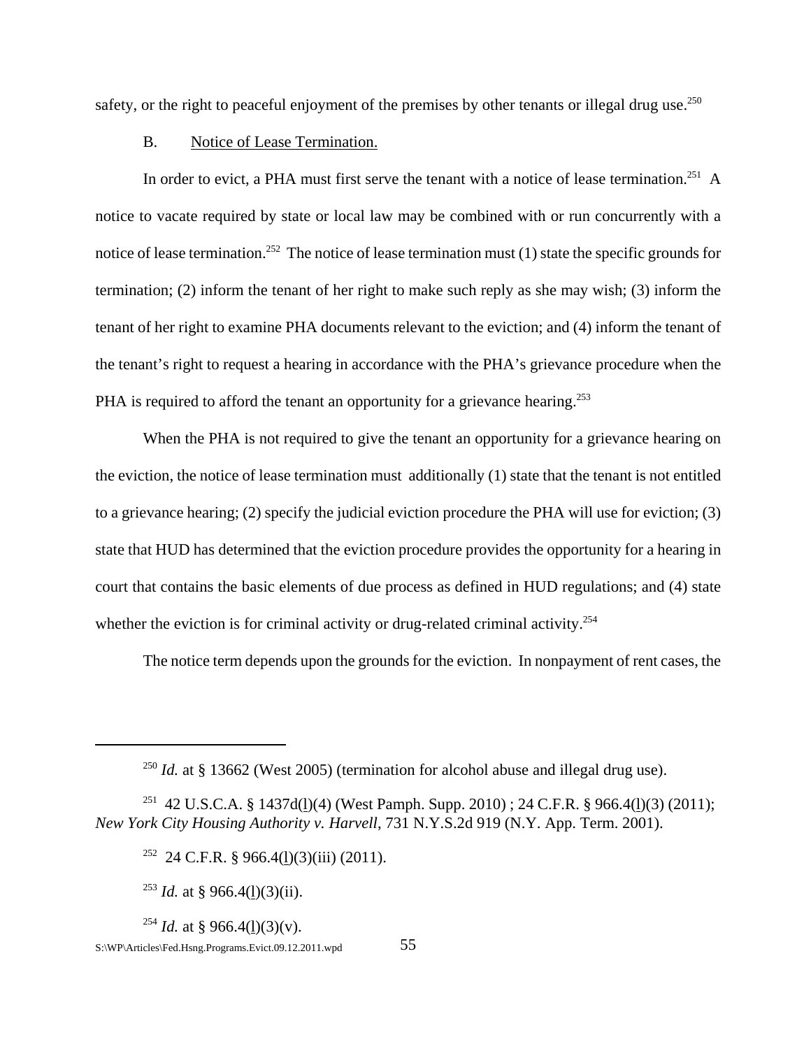safety, or the right to peaceful enjoyment of the premises by other tenants or illegal drug use.[250]

B. Notice of Lease Termination.

In order to evict, a PHA must first serve the tenant with a notice of lease termination.[251] A notice to vacate required by state or local law may be combined with or run concurrently with a notice of lease termination.[252] The notice of lease termination must (1) state the specific grounds for termination; (2) inform the tenant of her right to make such reply as she may wish; (3) inform the tenant of her right to examine PHA documents relevant to the eviction; and (4) inform the tenant of the tenant's right to request a hearing in accordance with the PHA's grievance procedure when the PHA is required to afford the tenant an opportunity for a grievance hearing.[253]

When the PHA is not required to give the tenant an opportunity for a grievance hearing on the eviction, the notice of lease termination must additionally (1) state that the tenant is not entitled to a grievance hearing; (2) specify the judicial eviction procedure the PHA will use for eviction; (3) state that HUD has determined that the eviction procedure provides the opportunity for a hearing in court that contains the basic elements of due process as defined in HUD regulations; and (4) state whether the eviction is for criminal activity or drug-related criminal activity.[254]

The notice term depends upon the grounds for the eviction. In nonpayment of rent cases, the

---

[250] *Id.* at § 13662 (West 2005) (termination for alcohol abuse and illegal drug use).

[251] 42 U.S.C.A. § 1437d(l)(4) (West Pamph. Supp. 2010) ; 24 C.F.R. § 966.4(l)(3) (2011); *New York City Housing Authority v. Harvell*, 731 N.Y.S.2d 919 (N.Y. App. Term. 2001).

[252] 24 C.F.R. § 966.4(l)(3)(iii) (2011).

[253] *Id.* at § 966.4(l)(3)(ii).

[254] *Id.* at § 966.4(l)(3)(v).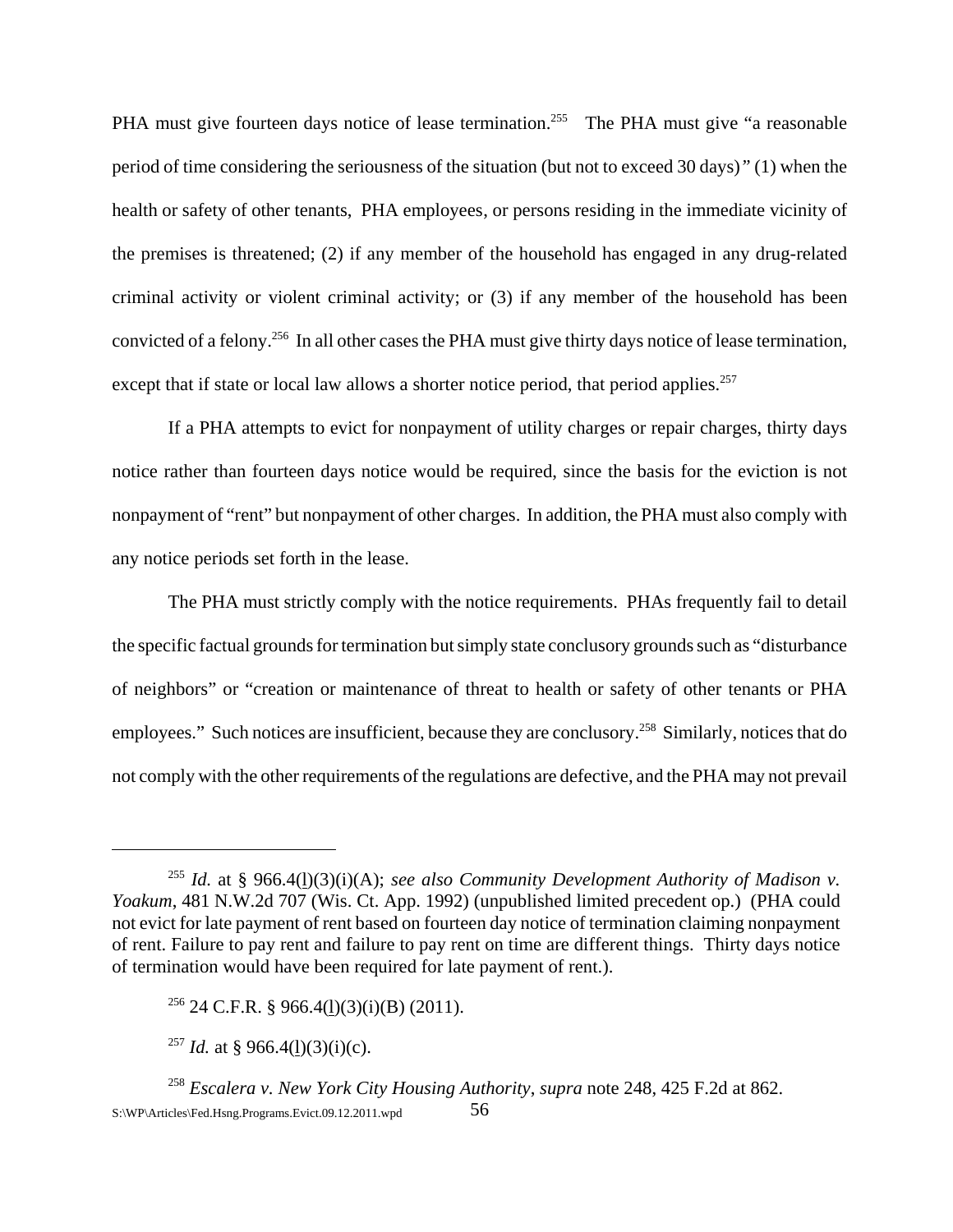PHA must give fourteen days notice of lease termination.[255] The PHA must give "a reasonable period of time considering the seriousness of the situation (but not to exceed 30 days)" (1) when the health or safety of other tenants, PHA employees, or persons residing in the immediate vicinity of the premises is threatened; (2) if any member of the household has engaged in any drug-related criminal activity or violent criminal activity; or (3) if any member of the household has been convicted of a felony.[256] In all other cases the PHA must give thirty days notice of lease termination, except that if state or local law allows a shorter notice period, that period applies.[257]

If a PHA attempts to evict for nonpayment of utility charges or repair charges, thirty days notice rather than fourteen days notice would be required, since the basis for the eviction is not nonpayment of "rent" but nonpayment of other charges. In addition, the PHA must also comply with any notice periods set forth in the lease.

The PHA must strictly comply with the notice requirements. PHAs frequently fail to detail the specific factual grounds for termination but simply state conclusory grounds such as "disturbance of neighbors" or "creation or maintenance of threat to health or safety of other tenants or PHA employees." Such notices are insufficient, because they are conclusory.[258] Similarly, notices that do not comply with the other requirements of the regulations are defective, and the PHA may not prevail

---

[255] *Id.* at § 966.4(l)(3)(i)(A); *see also Community Development Authority of Madison v. Yoakum*, 481 N.W.2d 707 (Wis. Ct. App. 1992) (unpublished limited precedent op.) (PHA could not evict for late payment of rent based on fourteen day notice of termination claiming nonpayment of rent. Failure to pay rent and failure to pay rent on time are different things. Thirty days notice of termination would have been required for late payment of rent.).

[256] 24 C.F.R. § 966.4(l)(3)(i)(B) (2011).

[257] *Id.* at § 966.4(l)(3)(i)(c).

[258] *Escalera v. New York City Housing Authority*, *supra* note 248, 425 F.2d at 862.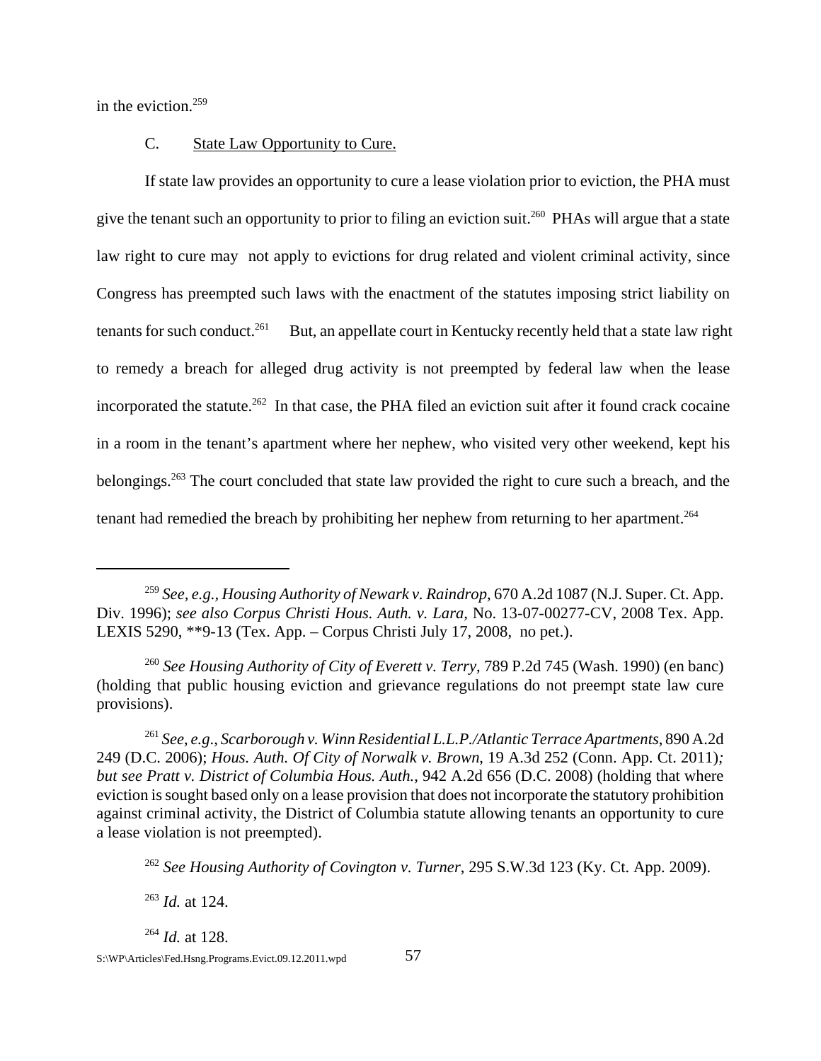in the eviction.[259]

### C. State Law Opportunity to Cure.

If state law provides an opportunity to cure a lease violation prior to eviction, the PHA must give the tenant such an opportunity to prior to filing an eviction suit.[260] PHAs will argue that a state law right to cure may not apply to evictions for drug related and violent criminal activity, since Congress has preempted such laws with the enactment of the statutes imposing strict liability on tenants for such conduct.[261] But, an appellate court in Kentucky recently held that a state law right to remedy a breach for alleged drug activity is not preempted by federal law when the lease incorporated the statute.[262] In that case, the PHA filed an eviction suit after it found crack cocaine in a room in the tenant's apartment where her nephew, who visited very other weekend, kept his belongings.[263] The court concluded that state law provided the right to cure such a breach, and the tenant had remedied the breach by prohibiting her nephew from returning to her apartment.[264]

---

[259] *See, e.g., Housing Authority of Newark v. Raindrop*, 670 A.2d 1087 (N.J. Super. Ct. App. Div. 1996); *see also Corpus Christi Hous. Auth. v. Lara*, No. 13-07-00277-CV, 2008 Tex. App. LEXIS 5290, **9-13 (Tex. App. – Corpus Christi July 17, 2008, no pet.).

[260] *See Housing Authority of City of Everett v. Terry*, 789 P.2d 745 (Wash. 1990) (en banc) (holding that public housing eviction and grievance regulations do not preempt state law cure provisions).

[261] *See*, *e.g*., *Scarborough v. Winn Residential L.L.P./Atlantic Terrace Apartments*, 890 A.2d 249 (D.C. 2006); *Hous. Auth. Of City of Norwalk v. Brown*, 19 A.3d 252 (Conn. App. Ct. 2011)*; but see Pratt v. District of Columbia Hous. Auth.*, 942 A.2d 656 (D.C. 2008) (holding that where eviction is sought based only on a lease provision that does not incorporate the statutory prohibition against criminal activity, the District of Columbia statute allowing tenants an opportunity to cure a lease violation is not preempted).

[262] *See Housing Authority of Covington v. Turner*, 295 S.W.3d 123 (Ky. Ct. App. 2009).

[263] *Id.* at 124.

[264] *Id.* at 128.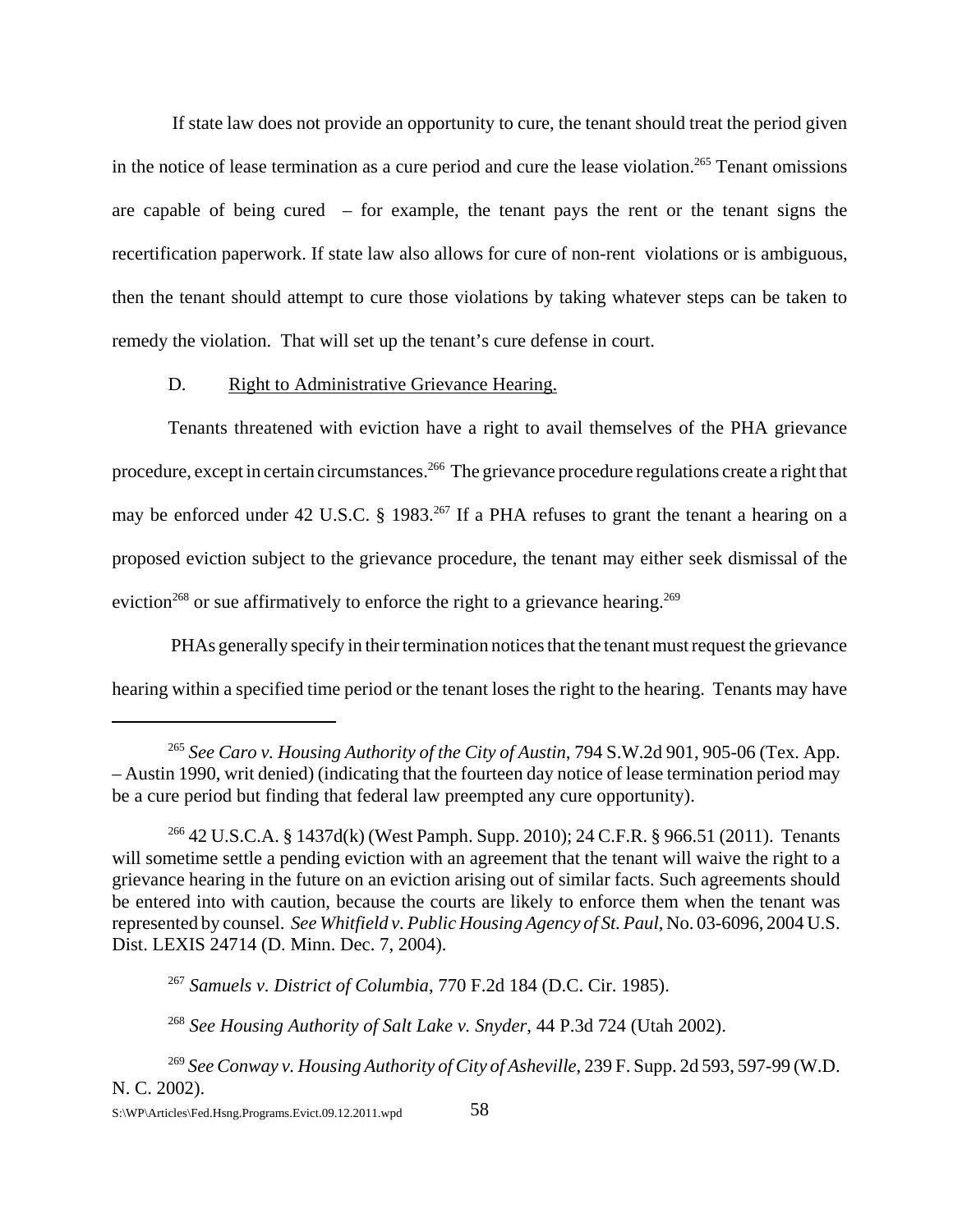If state law does not provide an opportunity to cure, the tenant should treat the period given in the notice of lease termination as a cure period and cure the lease violation.[265] Tenant omissions are capable of being cured – for example, the tenant pays the rent or the tenant signs the recertification paperwork. If state law also allows for cure of non-rent violations or is ambiguous, then the tenant should attempt to cure those violations by taking whatever steps can be taken to remedy the violation. That will set up the tenant's cure defense in court.

D. Right to Administrative Grievance Hearing.

Tenants threatened with eviction have a right to avail themselves of the PHA grievance procedure, except in certain circumstances.[266] The grievance procedure regulations create a right that may be enforced under 42 U.S.C. § 1983.[267] If a PHA refuses to grant the tenant a hearing on a proposed eviction subject to the grievance procedure, the tenant may either seek dismissal of the eviction[268] or sue affirmatively to enforce the right to a grievance hearing.[269]

PHAs generally specify in their termination notices that the tenant must request the grievance hearing within a specified time period or the tenant loses the right to the hearing. Tenants may have

---

[265] *See Caro v. Housing Authority of the City of Austin*, 794 S.W.2d 901, 905-06 (Tex. App. – Austin 1990, writ denied) (indicating that the fourteen day notice of lease termination period may be a cure period but finding that federal law preempted any cure opportunity).

[266] 42 U.S.C.A. § 1437d(k) (West Pamph. Supp. 2010); 24 C.F.R. § 966.51 (2011). Tenants will sometime settle a pending eviction with an agreement that the tenant will waive the right to a grievance hearing in the future on an eviction arising out of similar facts. Such agreements should be entered into with caution, because the courts are likely to enforce them when the tenant was represented by counsel. *See Whitfield v. Public Housing Agency of St. Paul*, No. 03-6096, 2004 U.S. Dist. LEXIS 24714 (D. Minn. Dec. 7, 2004).

[267] *Samuels v. District of Columbia*, 770 F.2d 184 (D.C. Cir. 1985).

[268] *See Housing Authority of Salt Lake v. Snyder*, 44 P.3d 724 (Utah 2002).

[269] *See Conway v. Housing Authority of City of Asheville*, 239 F. Supp. 2d 593, 597-99 (W.D. N. C. 2002).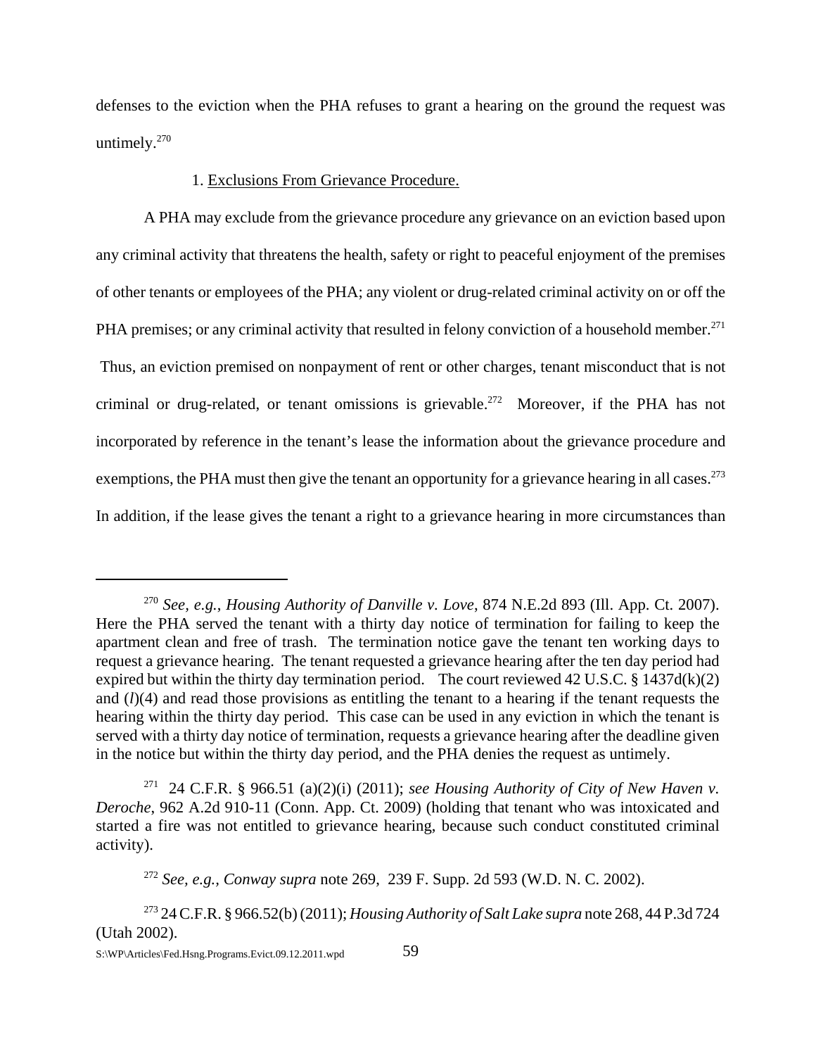defenses to the eviction when the PHA refuses to grant a hearing on the ground the request was untimely.[270]

1. Exclusions From Grievance Procedure.

A PHA may exclude from the grievance procedure any grievance on an eviction based upon any criminal activity that threatens the health, safety or right to peaceful enjoyment of the premises of other tenants or employees of the PHA; any violent or drug-related criminal activity on or off the PHA premises; or any criminal activity that resulted in felony conviction of a household member.[271] Thus, an eviction premised on nonpayment of rent or other charges, tenant misconduct that is not criminal or drug-related, or tenant omissions is grievable.[272] Moreover, if the PHA has not incorporated by reference in the tenant's lease the information about the grievance procedure and exemptions, the PHA must then give the tenant an opportunity for a grievance hearing in all cases.[273] In addition, if the lease gives the tenant a right to a grievance hearing in more circumstances than

---

[270] *See, e.g.*, *Housing Authority of Danville v. Love*, 874 N.E.2d 893 (Ill. App. Ct. 2007). Here the PHA served the tenant with a thirty day notice of termination for failing to keep the apartment clean and free of trash. The termination notice gave the tenant ten working days to request a grievance hearing. The tenant requested a grievance hearing after the ten day period had expired but within the thirty day termination period. The court reviewed 42 U.S.C. § 1437d(k)(2) and (*l*)(4) and read those provisions as entitling the tenant to a hearing if the tenant requests the hearing within the thirty day period. This case can be used in any eviction in which the tenant is served with a thirty day notice of termination, requests a grievance hearing after the deadline given in the notice but within the thirty day period, and the PHA denies the request as untimely.

[271] 24 C.F.R. § 966.51 (a)(2)(i) (2011); *see Housing Authority of City of New Haven v. Deroche*, 962 A.2d 910-11 (Conn. App. Ct. 2009) (holding that tenant who was intoxicated and started a fire was not entitled to grievance hearing, because such conduct constituted criminal activity).

[272] *See, e.g., Conway supra* note 269, 239 F. Supp. 2d 593 (W.D. N. C. 2002).

[273] 24 C.F.R. § 966.52(b) (2011); *Housing Authority of Salt Lake supra* note 268, 44 P.3d 724 (Utah 2002).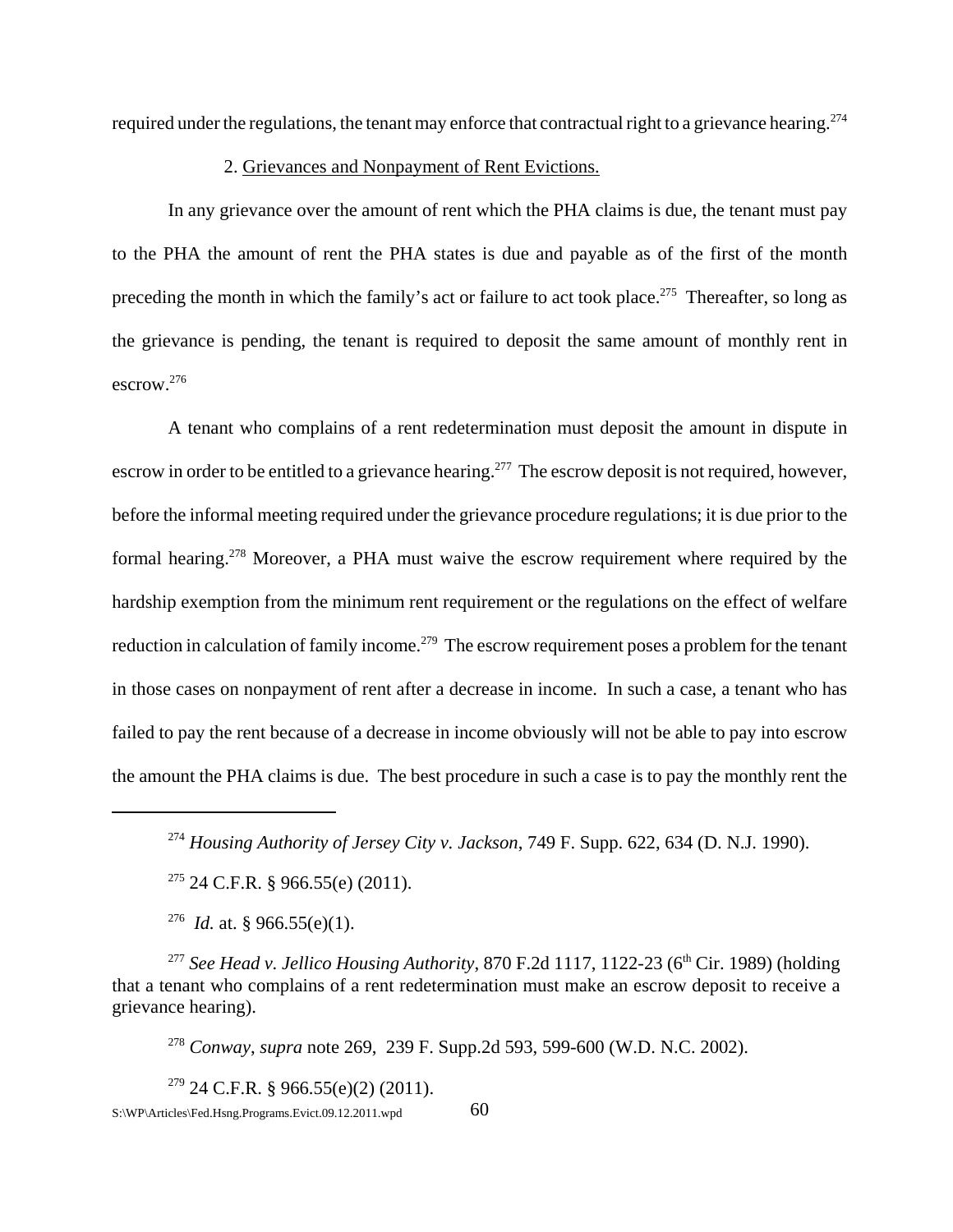required under the regulations, the tenant may enforce that contractual right to a grievance hearing.[274]

2. Grievances and Nonpayment of Rent Evictions.

In any grievance over the amount of rent which the PHA claims is due, the tenant must pay to the PHA the amount of rent the PHA states is due and payable as of the first of the month preceding the month in which the family's act or failure to act took place.[275] Thereafter, so long as the grievance is pending, the tenant is required to deposit the same amount of monthly rent in escrow.[276]

A tenant who complains of a rent redetermination must deposit the amount in dispute in escrow in order to be entitled to a grievance hearing.[277] The escrow deposit is not required, however, before the informal meeting required under the grievance procedure regulations; it is due prior to the formal hearing.[278] Moreover, a PHA must waive the escrow requirement where required by the hardship exemption from the minimum rent requirement or the regulations on the effect of welfare reduction in calculation of family income.[279] The escrow requirement poses a problem for the tenant in those cases on nonpayment of rent after a decrease in income. In such a case, a tenant who has failed to pay the rent because of a decrease in income obviously will not be able to pay into escrow the amount the PHA claims is due. The best procedure in such a case is to pay the monthly rent the

---

[274] *Housing Authority of Jersey City v. Jackson*, 749 F. Supp. 622, 634 (D. N.J. 1990).

[275] 24 C.F.R. § 966.55(e) (2011).

[276] *Id.* at. § 966.55(e)(1).

[277] *See Head v. Jellico Housing Authority*, 870 F.2d 1117, 1122-23 (6th Cir. 1989) (holding that a tenant who complains of a rent redetermination must make an escrow deposit to receive a grievance hearing).

[278] *Conway*, *supra* note 269, 239 F. Supp.2d 593, 599-600 (W.D. N.C. 2002).

[279] 24 C.F.R. § 966.55(e)(2) (2011).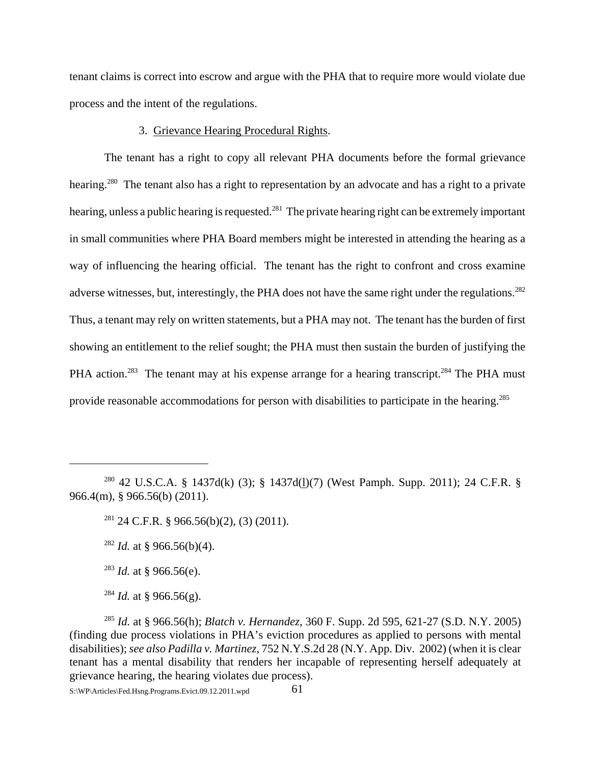tenant claims is correct into escrow and argue with the PHA that to require more would violate due process and the intent of the regulations.

3. Grievance Hearing Procedural Rights.

The tenant has a right to copy all relevant PHA documents before the formal grievance hearing.[280] The tenant also has a right to representation by an advocate and has a right to a private hearing, unless a public hearing is requested.[281] The private hearing right can be extremely important in small communities where PHA Board members might be interested in attending the hearing as a way of influencing the hearing official. The tenant has the right to confront and cross examine adverse witnesses, but, interestingly, the PHA does not have the same right under the regulations.[282] Thus, a tenant may rely on written statements, but a PHA may not. The tenant has the burden of first showing an entitlement to the relief sought; the PHA must then sustain the burden of justifying the PHA action.[283] The tenant may at his expense arrange for a hearing transcript.[284] The PHA must provide reasonable accommodations for person with disabilities to participate in the hearing.[285]

---

[280] 42 U.S.C.A. § 1437d(k) (3); § 1437d(l)(7) (West Pamph. Supp. 2011); 24 C.F.R. § 966.4(m), § 966.56(b) (2011).

[281] 24 C.F.R. § 966.56(b)(2), (3) (2011).

[282] *Id.* at § 966.56(b)(4).

[283] *Id.* at § 966.56(e).

[284] *Id.* at § 966.56(g).

[285] *Id.* at § 966.56(h); *Blatch v. Hernandez*, 360 F. Supp. 2d 595, 621-27 (S.D. N.Y. 2005) (finding due process violations in PHA's eviction procedures as applied to persons with mental disabilities); *see also Padilla v. Martinez*, 752 N.Y.S.2d 28 (N.Y. App. Div. 2002) (when it is clear tenant has a mental disability that renders her incapable of representing herself adequately at grievance hearing, the hearing violates due process).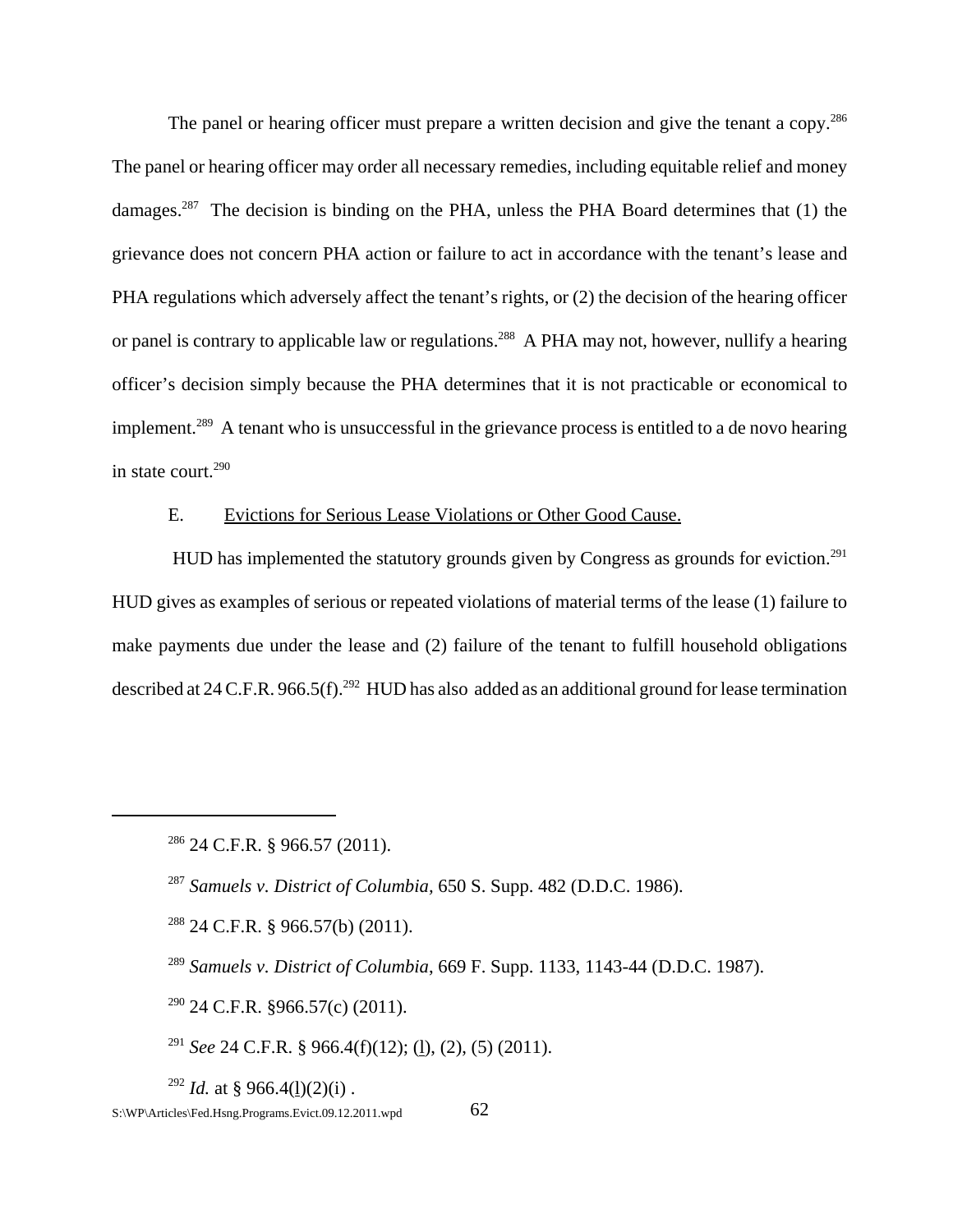The panel or hearing officer must prepare a written decision and give the tenant a copy.[286] The panel or hearing officer may order all necessary remedies, including equitable relief and money damages.[287] The decision is binding on the PHA, unless the PHA Board determines that (1) the grievance does not concern PHA action or failure to act in accordance with the tenant's lease and PHA regulations which adversely affect the tenant's rights, or (2) the decision of the hearing officer or panel is contrary to applicable law or regulations.[288] A PHA may not, however, nullify a hearing officer's decision simply because the PHA determines that it is not practicable or economical to implement.[289] A tenant who is unsuccessful in the grievance process is entitled to a de novo hearing in state court.[290]

E. Evictions for Serious Lease Violations or Other Good Cause.

HUD has implemented the statutory grounds given by Congress as grounds for eviction.[291] HUD gives as examples of serious or repeated violations of material terms of the lease (1) failure to make payments due under the lease and (2) failure of the tenant to fulfill household obligations described at 24 C.F.R. 966.5(f).[292] HUD has also added as an additional ground for lease termination

---

[286] 24 C.F.R. § 966.57 (2011).

[287] *Samuels v. District of Columbia*, 650 S. Supp. 482 (D.D.C. 1986).

[288] 24 C.F.R. § 966.57(b) (2011).

[289] *Samuels v. District of Columbia*, 669 F. Supp. 1133, 1143-44 (D.D.C. 1987).

[290] 24 C.F.R. §966.57(c) (2011).

[291] *See* 24 C.F.R. § 966.4(f)(12); (l), (2), (5) (2011).

[292] *Id.* at § 966.4(l)(2)(i) .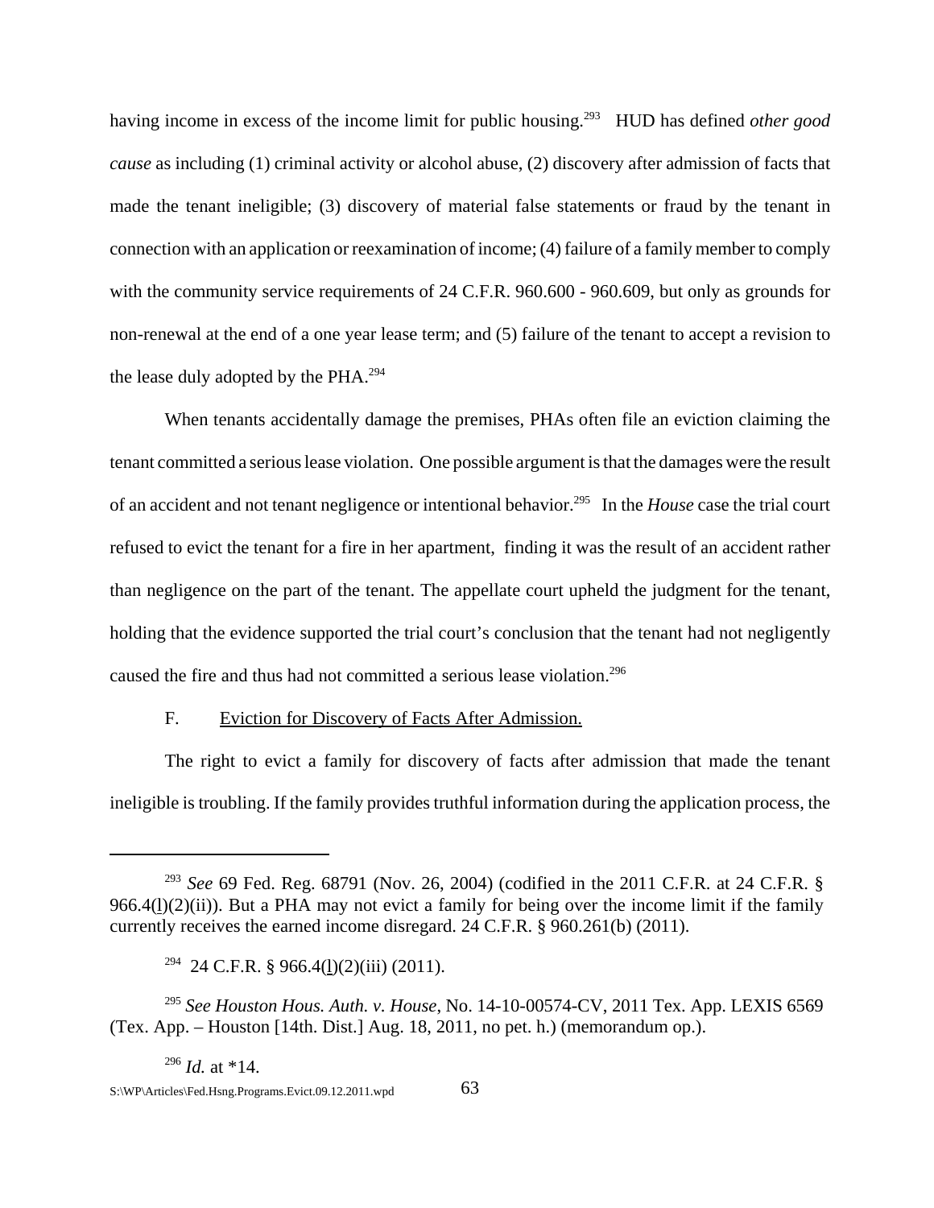having income in excess of the income limit for public housing.[293] HUD has defined *other good cause* as including (1) criminal activity or alcohol abuse, (2) discovery after admission of facts that made the tenant ineligible; (3) discovery of material false statements or fraud by the tenant in connection with an application or reexamination of income; (4) failure of a family member to comply with the community service requirements of 24 C.F.R. 960.600 - 960.609, but only as grounds for non-renewal at the end of a one year lease term; and (5) failure of the tenant to accept a revision to the lease duly adopted by the PHA.[294]

When tenants accidentally damage the premises, PHAs often file an eviction claiming the tenant committed a serious lease violation. One possible argument is that the damages were the result of an accident and not tenant negligence or intentional behavior.[295] In the *House* case the trial court refused to evict the tenant for a fire in her apartment, finding it was the result of an accident rather than negligence on the part of the tenant. The appellate court upheld the judgment for the tenant, holding that the evidence supported the trial court's conclusion that the tenant had not negligently caused the fire and thus had not committed a serious lease violation.[296]

F. <u>Eviction for Discovery of Facts After Admission.</u>

The right to evict a family for discovery of facts after admission that made the tenant ineligible is troubling. If the family provides truthful information during the application process, the

---

[293] *See* 69 Fed. Reg. 68791 (Nov. 26, 2004) (codified in the 2011 C.F.R. at 24 C.F.R. § 966.4(<u>l</u>)(2)(ii)). But a PHA may not evict a family for being over the income limit if the family currently receives the earned income disregard. 24 C.F.R. § 960.261(b) (2011).

[294] 24 C.F.R. § 966.4(<u>l</u>)(2)(iii) (2011).

[295] *See Houston Hous. Auth. v. House*, No. 14-10-00574-CV, 2011 Tex. App. LEXIS 6569 (Tex. App. – Houston [14th. Dist.] Aug. 18, 2011, no pet. h.) (memorandum op.).

[296] *Id.* at *14.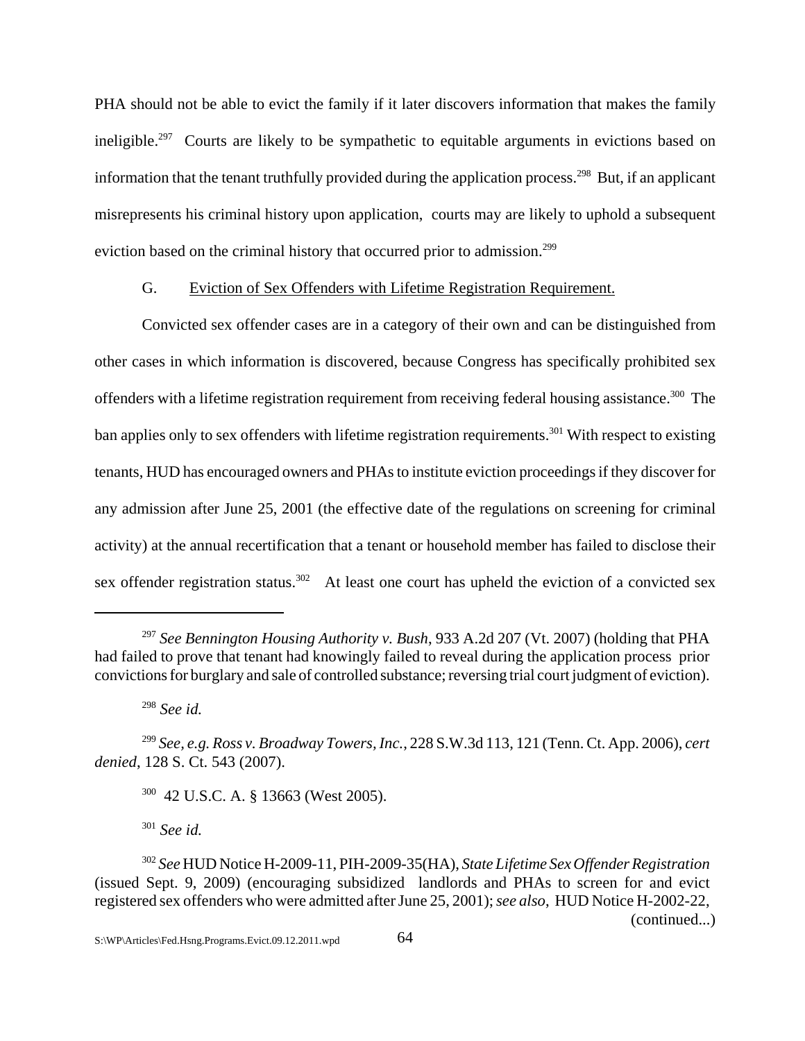PHA should not be able to evict the family if it later discovers information that makes the family ineligible.[297] Courts are likely to be sympathetic to equitable arguments in evictions based on information that the tenant truthfully provided during the application process.[298] But, if an applicant misrepresents his criminal history upon application, courts may are likely to uphold a subsequent eviction based on the criminal history that occurred prior to admission.[299]

### G. Eviction of Sex Offenders with Lifetime Registration Requirement.

Convicted sex offender cases are in a category of their own and can be distinguished from other cases in which information is discovered, because Congress has specifically prohibited sex offenders with a lifetime registration requirement from receiving federal housing assistance.[300] The ban applies only to sex offenders with lifetime registration requirements.[301] With respect to existing tenants, HUD has encouraged owners and PHAs to institute eviction proceedings if they discover for any admission after June 25, 2001 (the effective date of the regulations on screening for criminal activity) at the annual recertification that a tenant or household member has failed to disclose their sex offender registration status.[302] At least one court has upheld the eviction of a convicted sex

---

[297] *See Bennington Housing Authority v. Bush*, 933 A.2d 207 (Vt. 2007) (holding that PHA had failed to prove that tenant had knowingly failed to reveal during the application process prior convictions for burglary and sale of controlled substance; reversing trial court judgment of eviction).

[298] *See id.*

[299] *See, e.g. Ross v. Broadway Towers, Inc.*, 228 S.W.3d 113, 121 (Tenn. Ct. App. 2006), *cert denied*, 128 S. Ct. 543 (2007).

[300] 42 U.S.C. A. § 13663 (West 2005).

[301] *See id.*

[302] *See* HUD Notice H-2009-11, PIH-2009-35(HA), *State Lifetime Sex Offender Registration* (issued Sept. 9, 2009) (encouraging subsidized landlords and PHAs to screen for and evict registered sex offenders who were admitted after June 25, 2001); *see also*, HUD Notice H-2002-22, (continued...)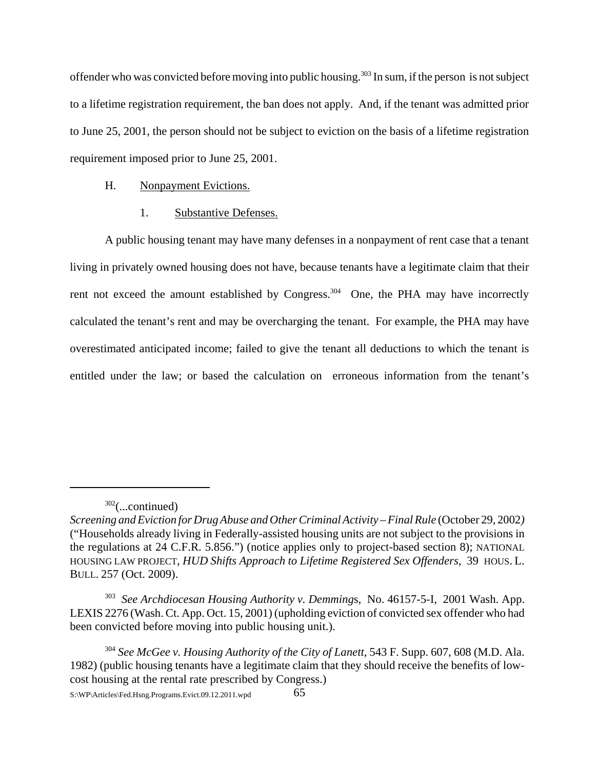offender who was convicted before moving into public housing.[303] In sum, if the person is not subject to a lifetime registration requirement, the ban does not apply. And, if the tenant was admitted prior to June 25, 2001, the person should not be subject to eviction on the basis of a lifetime registration requirement imposed prior to June 25, 2001.

### H. Nonpayment Evictions.

#### 1. Substantive Defenses.

A public housing tenant may have many defenses in a nonpayment of rent case that a tenant living in privately owned housing does not have, because tenants have a legitimate claim that their rent not exceed the amount established by Congress.[304] One, the PHA may have incorrectly calculated the tenant's rent and may be overcharging the tenant. For example, the PHA may have overestimated anticipated income; failed to give the tenant all deductions to which the tenant is entitled under the law; or based the calculation on erroneous information from the tenant's

---

[302](...continued) *Screening and Eviction for Drug Abuse and Other Criminal Activity – Final Rule* (October 29, 2002) ("Households already living in Federally-assisted housing units are not subject to the provisions in the regulations at 24 C.F.R. 5.856.") (notice applies only to project-based section 8); NATIONAL HOUSING LAW PROJECT, *HUD Shifts Approach to Lifetime Registered Sex Offenders*, 39 HOUS. L. BULL. 257 (Oct. 2009).

[303] *See Archdiocesan Housing Authority v. Demmings*, No. 46157-5-I, 2001 Wash. App. LEXIS 2276 (Wash. Ct. App. Oct. 15, 2001) (upholding eviction of convicted sex offender who had been convicted before moving into public housing unit.).

[304] *See McGee v. Housing Authority of the City of Lanett*, 543 F. Supp. 607, 608 (M.D. Ala. 1982) (public housing tenants have a legitimate claim that they should receive the benefits of low-cost housing at the rental rate prescribed by Congress.)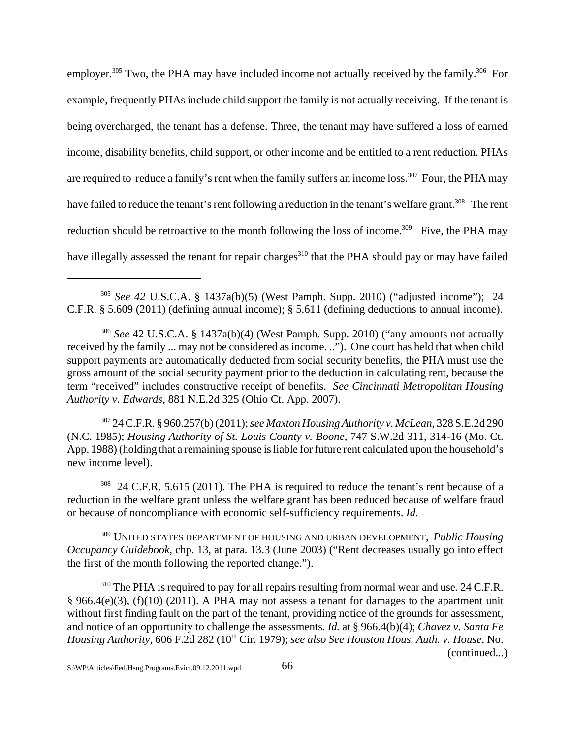employer.[305] Two, the PHA may have included income not actually received by the family.[306] For example, frequently PHAs include child support the family is not actually receiving. If the tenant is being overcharged, the tenant has a defense. Three, the tenant may have suffered a loss of earned income, disability benefits, child support, or other income and be entitled to a rent reduction. PHAs are required to reduce a family's rent when the family suffers an income loss.[307] Four, the PHA may have failed to reduce the tenant's rent following a reduction in the tenant's welfare grant.[308] The rent reduction should be retroactive to the month following the loss of income.[309] Five, the PHA may have illegally assessed the tenant for repair charges[310] that the PHA should pay or may have failed

---

[305] *See 42* U.S.C.A. § 1437a(b)(5) (West Pamph. Supp. 2010) ("adjusted income"); 24 C.F.R. § 5.609 (2011) (defining annual income); § 5.611 (defining deductions to annual income).

[306] *See* 42 U.S.C.A. § 1437a(b)(4) (West Pamph. Supp. 2010) ("any amounts not actually received by the family ... may not be considered as income. .."). One court has held that when child support payments are automatically deducted from social security benefits, the PHA must use the gross amount of the social security payment prior to the deduction in calculating rent, because the term "received" includes constructive receipt of benefits. *See Cincinnati Metropolitan Housing Authority v. Edwards,* 881 N.E.2d 325 (Ohio Ct. App. 2007).

[307] 24 C.F.R. § 960.257(b) (2011); *see Maxton Housing Authority v. McLean*, 328 S.E.2d 290 (N.C. 1985); *Housing Authority of St. Louis County v. Boone*, 747 S.W.2d 311, 314-16 (Mo. Ct. App. 1988) (holding that a remaining spouse is liable for future rent calculated upon the household's new income level).

[308] 24 C.F.R. 5.615 (2011). The PHA is required to reduce the tenant's rent because of a reduction in the welfare grant unless the welfare grant has been reduced because of welfare fraud or because of noncompliance with economic self-sufficiency requirements. *Id.*

[309] UNITED STATES DEPARTMENT OF HOUSING AND URBAN DEVELOPMENT, *Public Housing Occupancy Guidebook*, chp. 13, at para. 13.3 (June 2003) ("Rent decreases usually go into effect the first of the month following the reported change.").

[310] The PHA is required to pay for all repairs resulting from normal wear and use. 24 C.F.R. § 966.4(e)(3), (f)(10) (2011). A PHA may not assess a tenant for damages to the apartment unit without first finding fault on the part of the tenant, providing notice of the grounds for assessment, and notice of an opportunity to challenge the assessments. *Id.* at § 966.4(b)(4); *Chavez v. Santa Fe Housing Authority*, 606 F.2d 282 (10th Cir. 1979); *see also See Houston Hous. Auth. v. House*, No. (continued...)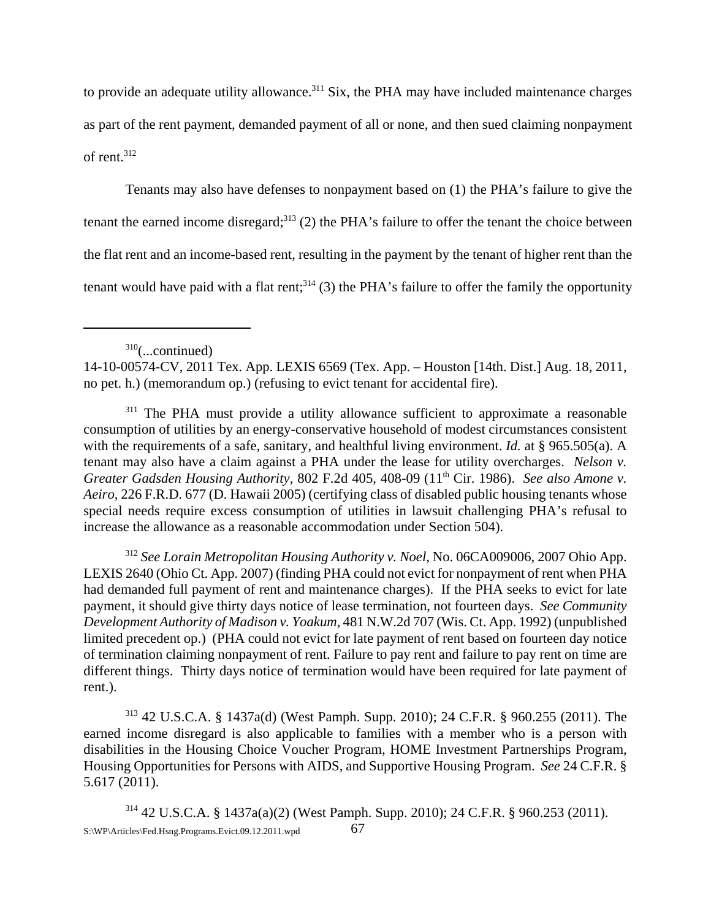to provide an adequate utility allowance.[311] Six, the PHA may have included maintenance charges as part of the rent payment, demanded payment of all or none, and then sued claiming nonpayment of rent.[312]

Tenants may also have defenses to nonpayment based on (1) the PHA's failure to give the tenant the earned income disregard;[313] (2) the PHA's failure to offer the tenant the choice between the flat rent and an income-based rent, resulting in the payment by the tenant of higher rent than the tenant would have paid with a flat rent;[314] (3) the PHA's failure to offer the family the opportunity

---

[310](...continued)
14-10-00574-CV, 2011 Tex. App. LEXIS 6569 (Tex. App. – Houston [14th. Dist.] Aug. 18, 2011, no pet. h.) (memorandum op.) (refusing to evict tenant for accidental fire).

[311] The PHA must provide a utility allowance sufficient to approximate a reasonable consumption of utilities by an energy-conservative household of modest circumstances consistent with the requirements of a safe, sanitary, and healthful living environment. *Id.* at § 965.505(a). A tenant may also have a claim against a PHA under the lease for utility overcharges. *Nelson v. Greater Gadsden Housing Authority*, 802 F.2d 405, 408-09 (11th Cir. 1986). *See also Amone v. Aeiro*, 226 F.R.D. 677 (D. Hawaii 2005) (certifying class of disabled public housing tenants whose special needs require excess consumption of utilities in lawsuit challenging PHA's refusal to increase the allowance as a reasonable accommodation under Section 504).

[312] *See Lorain Metropolitan Housing Authority v. Noel*, No. 06CA009006, 2007 Ohio App. LEXIS 2640 (Ohio Ct. App. 2007) (finding PHA could not evict for nonpayment of rent when PHA had demanded full payment of rent and maintenance charges). If the PHA seeks to evict for late payment, it should give thirty days notice of lease termination, not fourteen days. *See Community Development Authority of Madison v. Yoakum*, 481 N.W.2d 707 (Wis. Ct. App. 1992) (unpublished limited precedent op.) (PHA could not evict for late payment of rent based on fourteen day notice of termination claiming nonpayment of rent. Failure to pay rent and failure to pay rent on time are different things. Thirty days notice of termination would have been required for late payment of rent.).

[313] 42 U.S.C.A. § 1437a(d) (West Pamph. Supp. 2010); 24 C.F.R. § 960.255 (2011). The earned income disregard is also applicable to families with a member who is a person with disabilities in the Housing Choice Voucher Program, HOME Investment Partnerships Program, Housing Opportunities for Persons with AIDS, and Supportive Housing Program. *See* 24 C.F.R. § 5.617 (2011).

[314] 42 U.S.C.A. § 1437a(a)(2) (West Pamph. Supp. 2010); 24 C.F.R. § 960.253 (2011).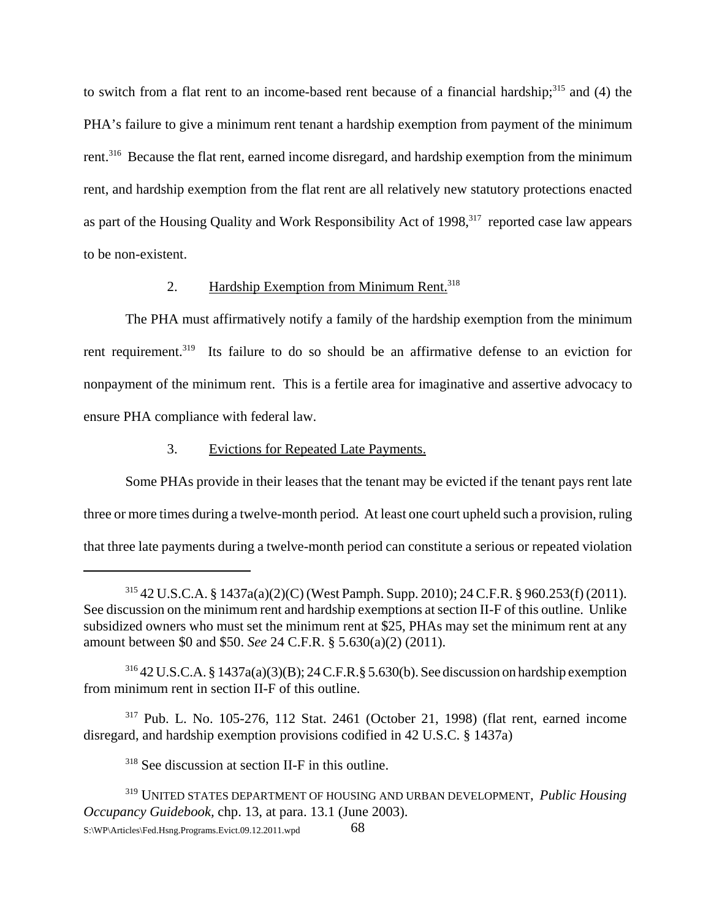to switch from a flat rent to an income-based rent because of a financial hardship;[315] and (4) the PHA's failure to give a minimum rent tenant a hardship exemption from payment of the minimum rent.[316] Because the flat rent, earned income disregard, and hardship exemption from the minimum rent, and hardship exemption from the flat rent are all relatively new statutory protections enacted as part of the Housing Quality and Work Responsibility Act of 1998,[317] reported case law appears to be non-existent.

2. Hardship Exemption from Minimum Rent.[318]

The PHA must affirmatively notify a family of the hardship exemption from the minimum rent requirement.[319] Its failure to do so should be an affirmative defense to an eviction for nonpayment of the minimum rent. This is a fertile area for imaginative and assertive advocacy to ensure PHA compliance with federal law.

3. Evictions for Repeated Late Payments.

Some PHAs provide in their leases that the tenant may be evicted if the tenant pays rent late three or more times during a twelve-month period. At least one court upheld such a provision, ruling that three late payments during a twelve-month period can constitute a serious or repeated violation

---

[315] 42 U.S.C.A. § 1437a(a)(2)(C) (West Pamph. Supp. 2010); 24 C.F.R. § 960.253(f) (2011). See discussion on the minimum rent and hardship exemptions at section II-F of this outline. Unlike subsidized owners who must set the minimum rent at $25, PHAs may set the minimum rent at any amount between $0 and $50. *See* 24 C.F.R. § 5.630(a)(2) (2011).

[316] 42 U.S.C.A. § 1437a(a)(3)(B); 24 C.F.R.§ 5.630(b). See discussion on hardship exemption from minimum rent in section II-F of this outline.

[317] Pub. L. No. 105-276, 112 Stat. 2461 (October 21, 1998) (flat rent, earned income disregard, and hardship exemption provisions codified in 42 U.S.C. § 1437a)

[318] See discussion at section II-F in this outline.

[319] UNITED STATES DEPARTMENT OF HOUSING AND URBAN DEVELOPMENT, *Public Housing Occupancy Guidebook*, chp. 13, at para. 13.1 (June 2003).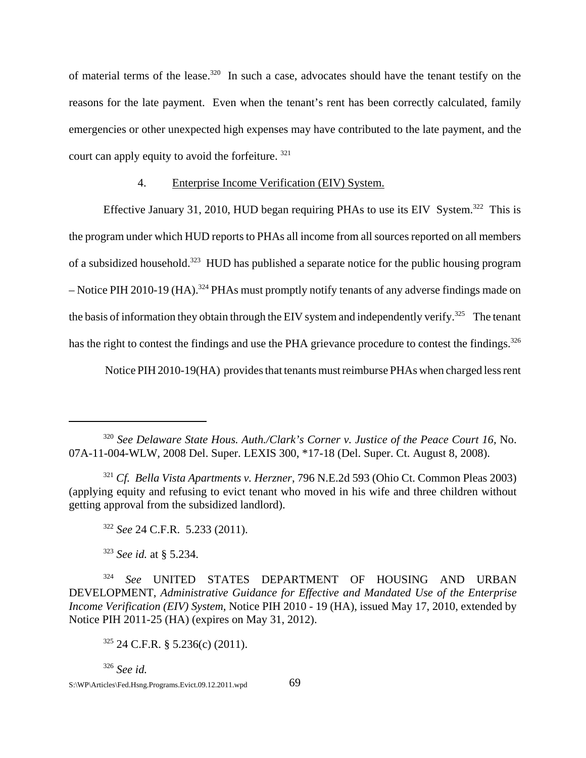of material terms of the lease.[320] In such a case, advocates should have the tenant testify on the reasons for the late payment. Even when the tenant's rent has been correctly calculated, family emergencies or other unexpected high expenses may have contributed to the late payment, and the court can apply equity to avoid the forfeiture. [321]

4. Enterprise Income Verification (EIV) System.

Effective January 31, 2010, HUD began requiring PHAs to use its EIV System.[322] This is the program under which HUD reports to PHAs all income from all sources reported on all members of a subsidized household.[323] HUD has published a separate notice for the public housing program – Notice PIH 2010-19 (HA).[324] PHAs must promptly notify tenants of any adverse findings made on the basis of information they obtain through the EIV system and independently verify.[325] The tenant has the right to contest the findings and use the PHA grievance procedure to contest the findings.[326]

Notice PIH 2010-19(HA) provides that tenants must reimburse PHAs when charged less rent

---

[320] *See Delaware State Hous. Auth./Clark's Corner v. Justice of the Peace Court 16*, No. 07A-11-004-WLW, 2008 Del. Super. LEXIS 300, *17-18 (Del. Super. Ct. August 8, 2008).

[321] *Cf. Bella Vista Apartments v. Herzner*, 796 N.E.2d 593 (Ohio Ct. Common Pleas 2003) (applying equity and refusing to evict tenant who moved in his wife and three children without getting approval from the subsidized landlord).

[322] *See* 24 C.F.R. 5.233 (2011).

[323] *See id.* at § 5.234.

[324] *See* UNITED STATES DEPARTMENT OF HOUSING AND URBAN DEVELOPMENT, *Administrative Guidance for Effective and Mandated Use of the Enterprise Income Verification (EIV) System*, Notice PIH 2010 - 19 (HA), issued May 17, 2010, extended by Notice PIH 2011-25 (HA) (expires on May 31, 2012).

[325] 24 C.F.R. § 5.236(c) (2011).

[326] *See id.*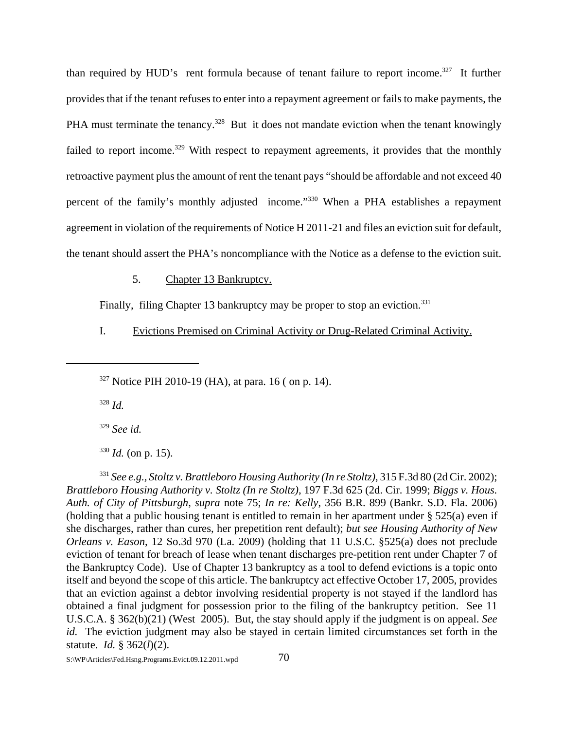than required by HUD's rent formula because of tenant failure to report income.[327] It further provides that if the tenant refuses to enter into a repayment agreement or fails to make payments, the PHA must terminate the tenancy.[328] But it does not mandate eviction when the tenant knowingly failed to report income.[329] With respect to repayment agreements, it provides that the monthly retroactive payment plus the amount of rent the tenant pays "should be affordable and not exceed 40 percent of the family's monthly adjusted income."[330] When a PHA establishes a repayment agreement in violation of the requirements of Notice H 2011-21 and files an eviction suit for default, the tenant should assert the PHA's noncompliance with the Notice as a defense to the eviction suit.

5. Chapter 13 Bankruptcy.

Finally, filing Chapter 13 bankruptcy may be proper to stop an eviction.[331]

I. Evictions Premised on Criminal Activity or Drug-Related Criminal Activity.

---

[327] Notice PIH 2010-19 (HA), at para. 16 ( on p. 14).

[328] *Id.*

[329] *See id.*

[330] *Id.* (on p. 15).

[331] *See e.g., Stoltz v. Brattleboro Housing Authority (In re Stoltz)*, 315 F.3d 80 (2d Cir. 2002); *Brattleboro Housing Authority v. Stoltz (In re Stoltz)*, 197 F.3d 625 (2d. Cir. 1999; *Biggs v. Hous. Auth. of City of Pittsburgh*, *supra* note 75; *In re: Kelly*, 356 B.R. 899 (Bankr. S.D. Fla. 2006) (holding that a public housing tenant is entitled to remain in her apartment under § 525(a) even if she discharges, rather than cures, her prepetition rent default); *but see Housing Authority of New Orleans v. Eason*, 12 So.3d 970 (La. 2009) (holding that 11 U.S.C. §525(a) does not preclude eviction of tenant for breach of lease when tenant discharges pre-petition rent under Chapter 7 of the Bankruptcy Code). Use of Chapter 13 bankruptcy as a tool to defend evictions is a topic onto itself and beyond the scope of this article. The bankruptcy act effective October 17, 2005, provides that an eviction against a debtor involving residential property is not stayed if the landlord has obtained a final judgment for possession prior to the filing of the bankruptcy petition. See 11 U.S.C.A. § 362(b)(21) (West 2005). But, the stay should apply if the judgment is on appeal. *See id.* The eviction judgment may also be stayed in certain limited circumstances set forth in the statute. *Id.* § 362(*l*)(2).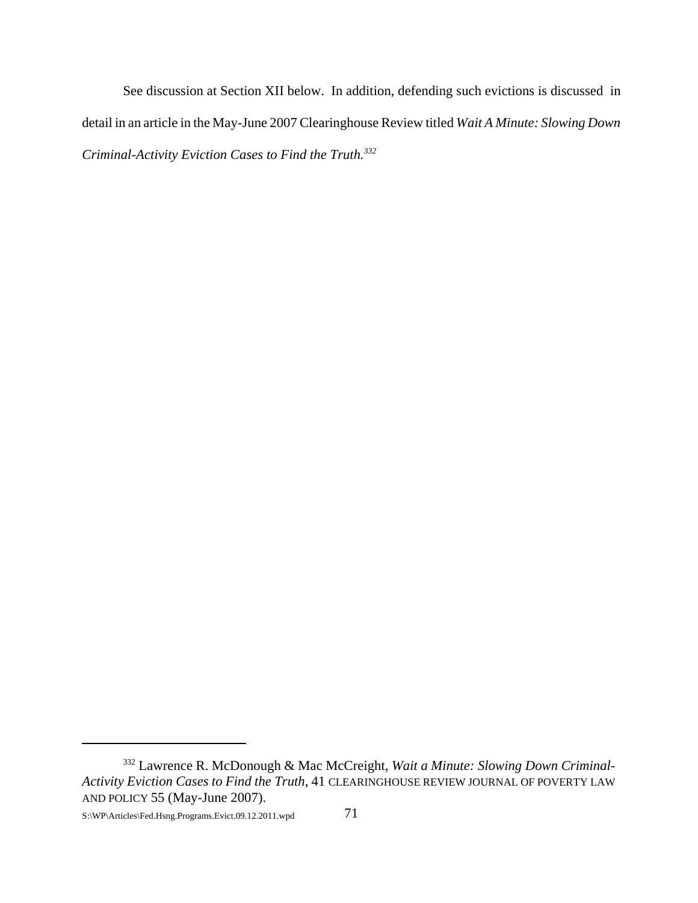See discussion at Section XII below. In addition, defending such evictions is discussed in detail in an article in the May-June 2007 Clearinghouse Review titled *Wait A Minute: Slowing Down Criminal-Activity Eviction Cases to Find the Truth.*[332]

---

[332] Lawrence R. McDonough & Mac McCreight, *Wait a Minute: Slowing Down Criminal-Activity Eviction Cases to Find the Truth*, 41 CLEARINGHOUSE REVIEW JOURNAL OF POVERTY LAW AND POLICY 55 (May-June 2007).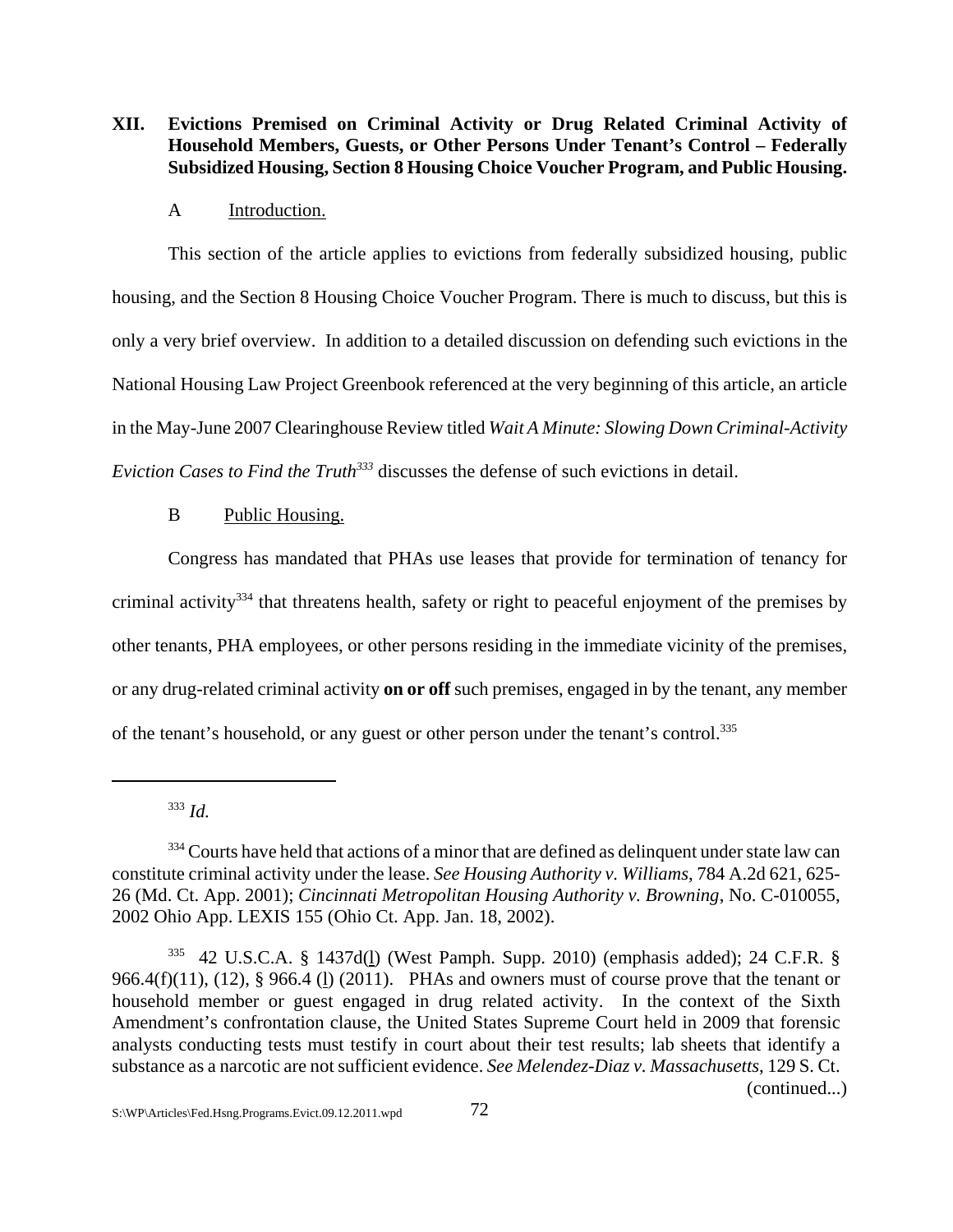## XII. Evictions Premised on Criminal Activity or Drug Related Criminal Activity of Household Members, Guests, or Other Persons Under Tenant's Control – Federally Subsidized Housing, Section 8 Housing Choice Voucher Program, and Public Housing.

### A Introduction.

This section of the article applies to evictions from federally subsidized housing, public housing, and the Section 8 Housing Choice Voucher Program. There is much to discuss, but this is only a very brief overview. In addition to a detailed discussion on defending such evictions in the National Housing Law Project Greenbook referenced at the very beginning of this article, an article in the May-June 2007 Clearinghouse Review titled *Wait A Minute: Slowing Down Criminal-Activity Eviction Cases to Find the Truth*[333] discusses the defense of such evictions in detail.

### B Public Housing.

Congress has mandated that PHAs use leases that provide for termination of tenancy for criminal activity[334] that threatens health, safety or right to peaceful enjoyment of the premises by other tenants, PHA employees, or other persons residing in the immediate vicinity of the premises, or any drug-related criminal activity **on or off** such premises, engaged in by the tenant, any member of the tenant's household, or any guest or other person under the tenant's control.[335]

---

[333] *Id.*

[334] Courts have held that actions of a minor that are defined as delinquent under state law can constitute criminal activity under the lease. *See Housing Authority v. Williams*, 784 A.2d 621, 625-26 (Md. Ct. App. 2001); *Cincinnati Metropolitan Housing Authority v. Browning*, No. C-010055, 2002 Ohio App. LEXIS 155 (Ohio Ct. App. Jan. 18, 2002).

[335] 42 U.S.C.A. § 1437d(l) (West Pamph. Supp. 2010) (emphasis added); 24 C.F.R. § 966.4(f)(11), (12), § 966.4 (l) (2011). PHAs and owners must of course prove that the tenant or household member or guest engaged in drug related activity. In the context of the Sixth Amendment's confrontation clause, the United States Supreme Court held in 2009 that forensic analysts conducting tests must testify in court about their test results; lab sheets that identify a substance as a narcotic are not sufficient evidence. *See Melendez-Diaz v. Massachusetts*, 129 S. Ct. (continued...)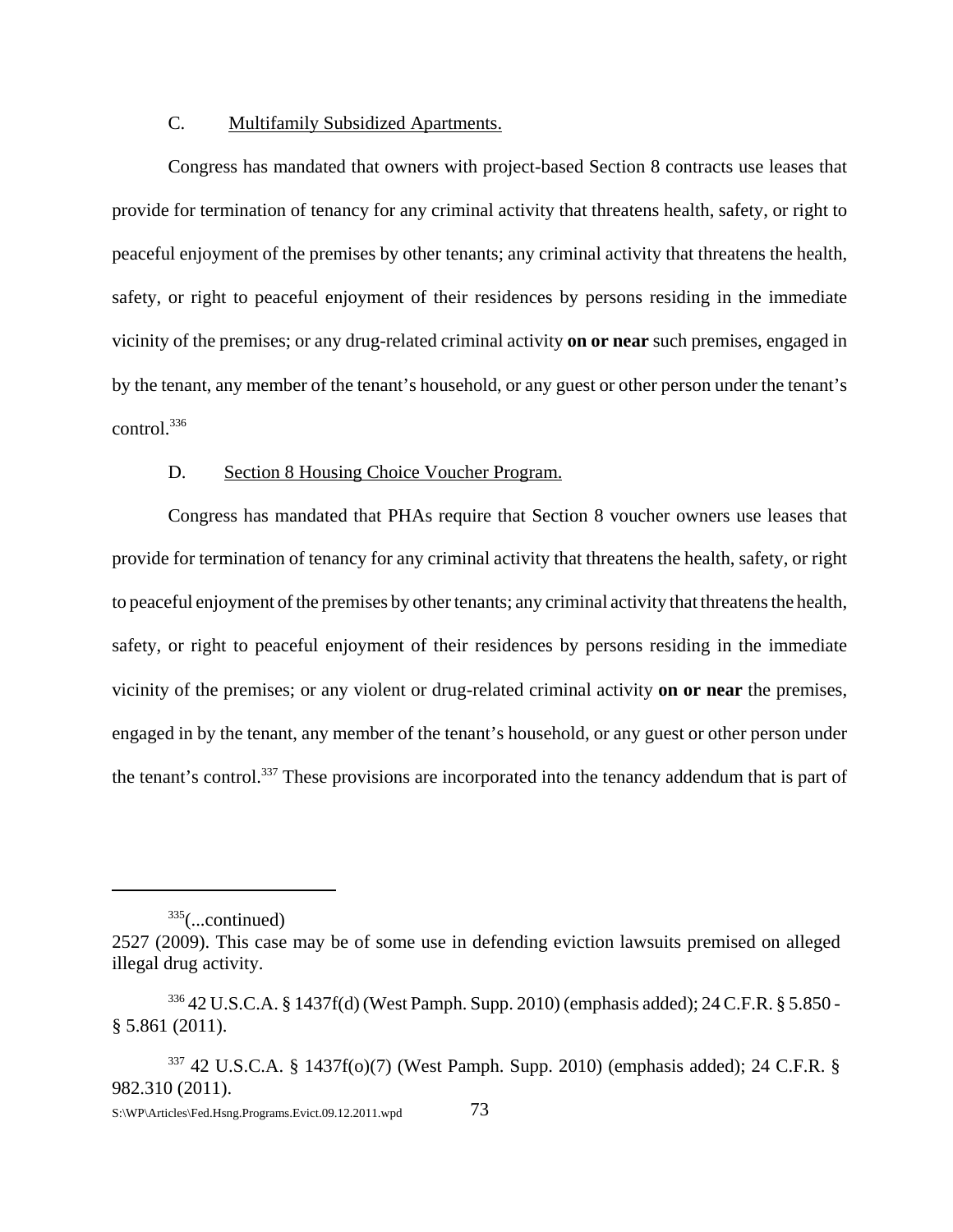C. Multifamily Subsidized Apartments.

Congress has mandated that owners with project-based Section 8 contracts use leases that provide for termination of tenancy for any criminal activity that threatens health, safety, or right to peaceful enjoyment of the premises by other tenants; any criminal activity that threatens the health, safety, or right to peaceful enjoyment of their residences by persons residing in the immediate vicinity of the premises; or any drug-related criminal activity **on or near** such premises, engaged in by the tenant, any member of the tenant's household, or any guest or other person under the tenant's control.[336]

D. Section 8 Housing Choice Voucher Program.

Congress has mandated that PHAs require that Section 8 voucher owners use leases that provide for termination of tenancy for any criminal activity that threatens the health, safety, or right to peaceful enjoyment of the premises by other tenants; any criminal activity that threatens the health, safety, or right to peaceful enjoyment of their residences by persons residing in the immediate vicinity of the premises; or any violent or drug-related criminal activity **on or near** the premises, engaged in by the tenant, any member of the tenant's household, or any guest or other person under the tenant's control.[337] These provisions are incorporated into the tenancy addendum that is part of

---

[335](...continued)
2527 (2009). This case may be of some use in defending eviction lawsuits premised on alleged illegal drug activity.

[336] 42 U.S.C.A. § 1437f(d) (West Pamph. Supp. 2010) (emphasis added); 24 C.F.R. § 5.850 - § 5.861 (2011).

[337] 42 U.S.C.A. § 1437f(o)(7) (West Pamph. Supp. 2010) (emphasis added); 24 C.F.R. § 982.310 (2011).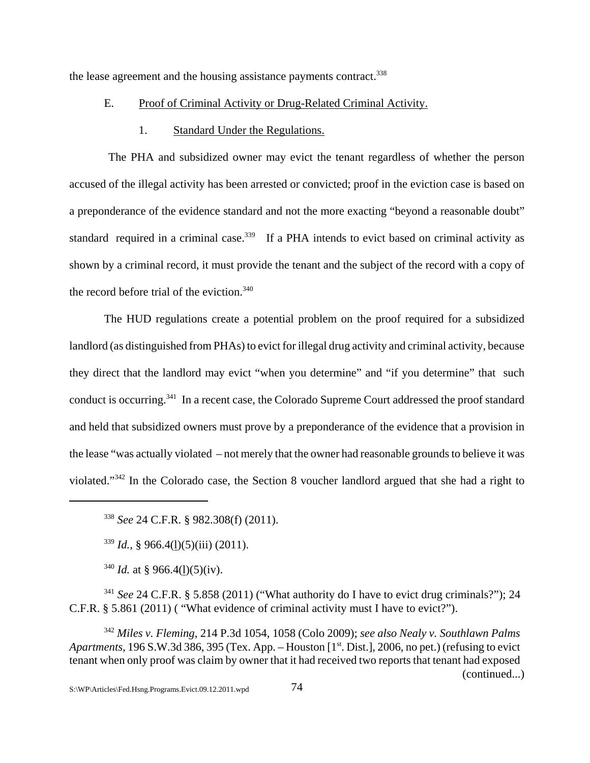the lease agreement and the housing assistance payments contract.[338]

E. Proof of Criminal Activity or Drug-Related Criminal Activity.

1. Standard Under the Regulations.

The PHA and subsidized owner may evict the tenant regardless of whether the person accused of the illegal activity has been arrested or convicted; proof in the eviction case is based on a preponderance of the evidence standard and not the more exacting "beyond a reasonable doubt" standard required in a criminal case.[339] If a PHA intends to evict based on criminal activity as shown by a criminal record, it must provide the tenant and the subject of the record with a copy of the record before trial of the eviction.[340]

The HUD regulations create a potential problem on the proof required for a subsidized landlord (as distinguished from PHAs) to evict for illegal drug activity and criminal activity, because they direct that the landlord may evict "when you determine" and "if you determine" that such conduct is occurring.[341] In a recent case, the Colorado Supreme Court addressed the proof standard and held that subsidized owners must prove by a preponderance of the evidence that a provision in the lease "was actually violated – not merely that the owner had reasonable grounds to believe it was violated."[342] In the Colorado case, the Section 8 voucher landlord argued that she had a right to

---

[338] *See* 24 C.F.R. § 982.308(f) (2011).

[339] *Id.*, § 966.4(l)(5)(iii) (2011).

[340] *Id.* at § 966.4(l)(5)(iv).

[341] *See* 24 C.F.R. § 5.858 (2011) ("What authority do I have to evict drug criminals?"); 24 C.F.R. § 5.861 (2011) ( "What evidence of criminal activity must I have to evict?").

[342] *Miles v. Fleming*, 214 P.3d 1054, 1058 (Colo 2009); *see also Nealy v. Southlawn Palms Apartments*, 196 S.W.3d 386, 395 (Tex. App. – Houston [1st. Dist.], 2006, no pet.) (refusing to evict tenant when only proof was claim by owner that it had received two reports that tenant had exposed (continued...)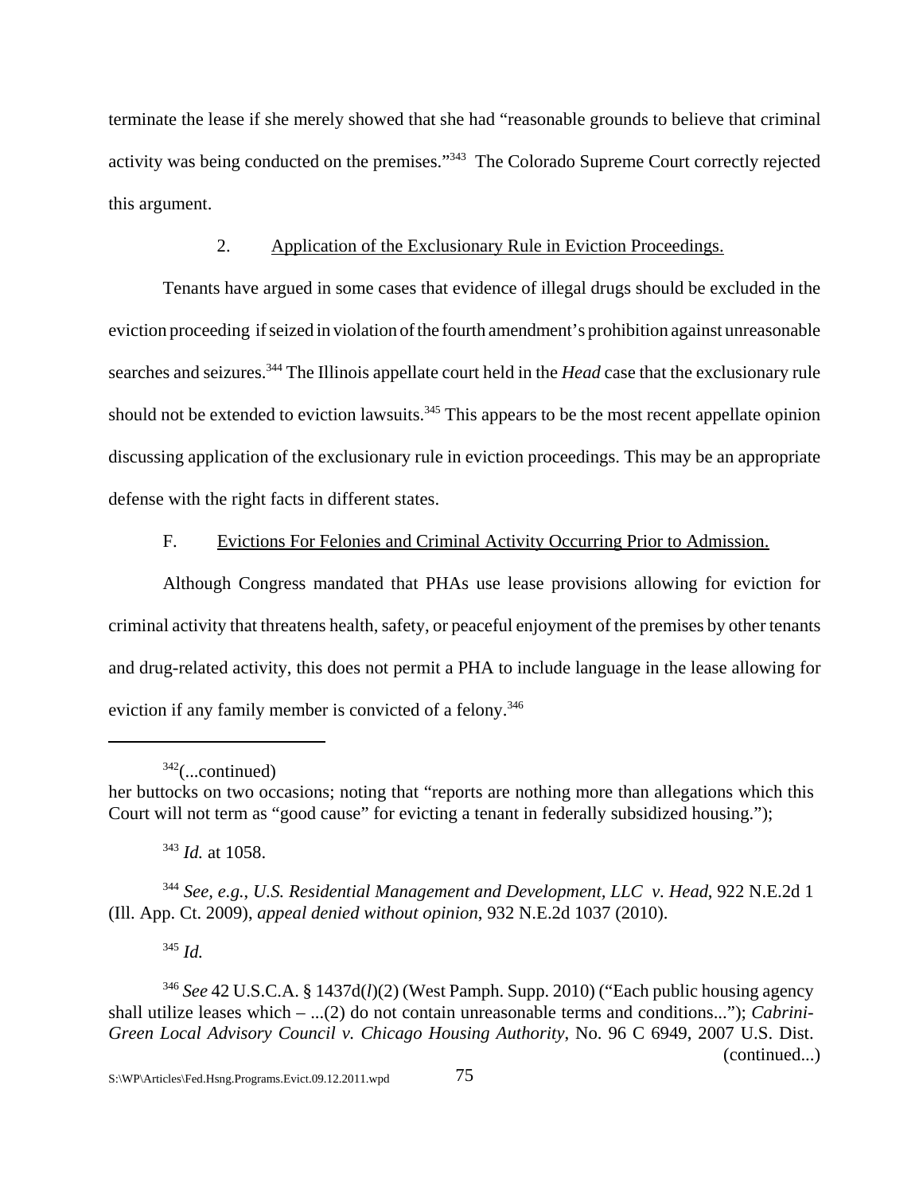terminate the lease if she merely showed that she had "reasonable grounds to believe that criminal activity was being conducted on the premises."[343] The Colorado Supreme Court correctly rejected this argument.

### 2. Application of the Exclusionary Rule in Eviction Proceedings.

Tenants have argued in some cases that evidence of illegal drugs should be excluded in the eviction proceeding if seized in violation of the fourth amendment's prohibition against unreasonable searches and seizures.[344] The Illinois appellate court held in the *Head* case that the exclusionary rule should not be extended to eviction lawsuits.[345] This appears to be the most recent appellate opinion discussing application of the exclusionary rule in eviction proceedings. This may be an appropriate defense with the right facts in different states.

## F. Evictions For Felonies and Criminal Activity Occurring Prior to Admission.

Although Congress mandated that PHAs use lease provisions allowing for eviction for criminal activity that threatens health, safety, or peaceful enjoyment of the premises by other tenants and drug-related activity, this does not permit a PHA to include language in the lease allowing for eviction if any family member is convicted of a felony.[346]

---

[342](...continued)
her buttocks on two occasions; noting that "reports are nothing more than allegations which this Court will not term as "good cause" for evicting a tenant in federally subsidized housing.");

[343] *Id.* at 1058.

[344] *See, e.g.*, *U.S. Residential Management and Development, LLC v. Head*, 922 N.E.2d 1 (Ill. App. Ct. 2009), *appeal denied without opinion*, 932 N.E.2d 1037 (2010).

[345] *Id.*

[346] *See* 42 U.S.C.A. § 1437d(*l*)(2) (West Pamph. Supp. 2010) ("Each public housing agency shall utilize leases which – ...(2) do not contain unreasonable terms and conditions..."); *Cabrini-Green Local Advisory Council v. Chicago Housing Authority*, No. 96 C 6949, 2007 U.S. Dist. (continued...)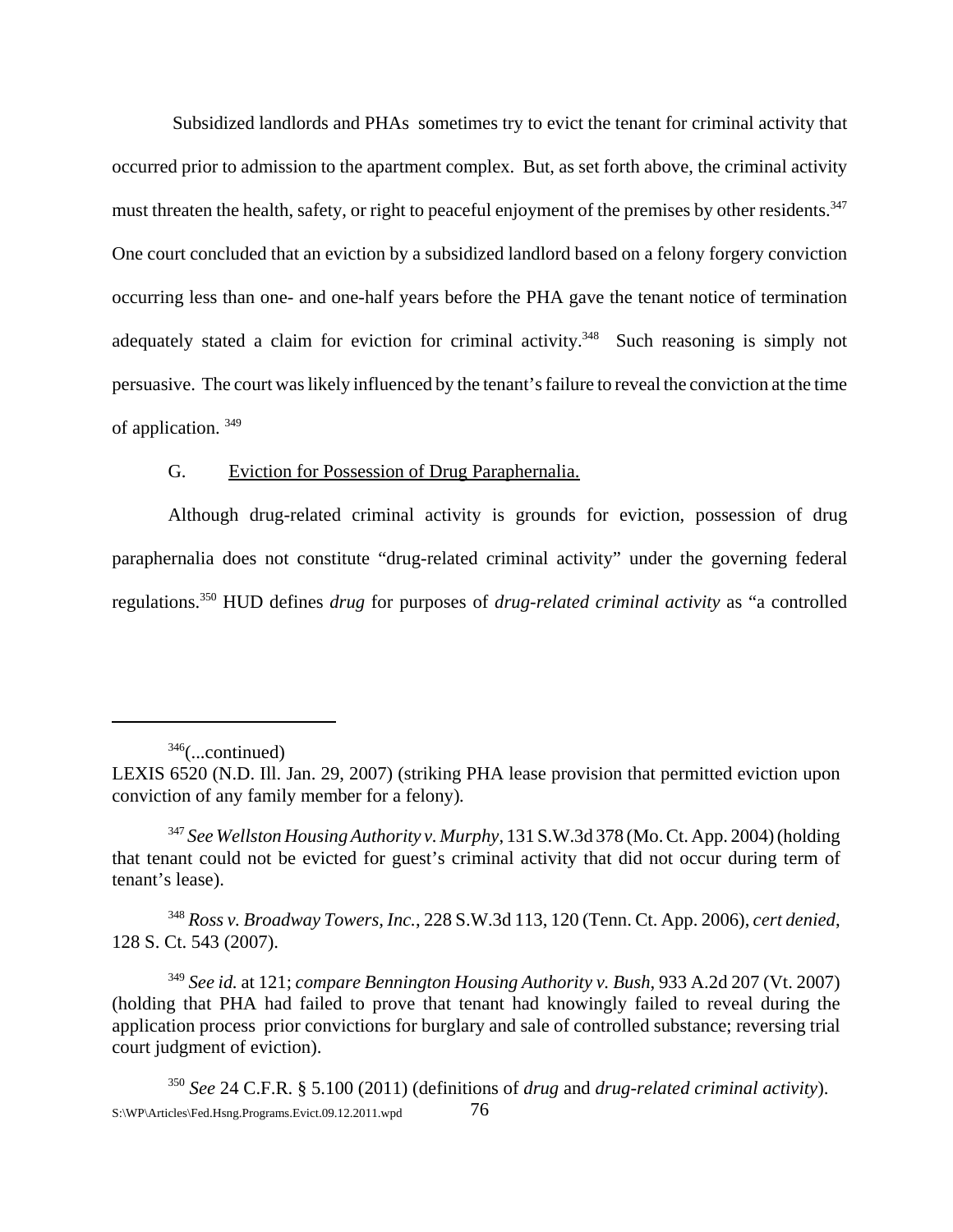Subsidized landlords and PHAs sometimes try to evict the tenant for criminal activity that occurred prior to admission to the apartment complex. But, as set forth above, the criminal activity must threaten the health, safety, or right to peaceful enjoyment of the premises by other residents.[347] One court concluded that an eviction by a subsidized landlord based on a felony forgery conviction occurring less than one- and one-half years before the PHA gave the tenant notice of termination adequately stated a claim for eviction for criminal activity.[348] Such reasoning is simply not persuasive. The court was likely influenced by the tenant's failure to reveal the conviction at the time of application.[349]

G. Eviction for Possession of Drug Paraphernalia.

Although drug-related criminal activity is grounds for eviction, possession of drug paraphernalia does not constitute "drug-related criminal activity" under the governing federal regulations.[350] HUD defines *drug* for purposes of *drug-related criminal activity* as "a controlled

---

[346](...continued)
LEXIS 6520 (N.D. Ill. Jan. 29, 2007) (striking PHA lease provision that permitted eviction upon conviction of any family member for a felony).

[347] *See Wellston Housing Authority v. Murphy*, 131 S.W.3d 378 (Mo. Ct. App. 2004) (holding that tenant could not be evicted for guest's criminal activity that did not occur during term of tenant's lease).

[348] *Ross v. Broadway Towers, Inc.*, 228 S.W.3d 113, 120 (Tenn. Ct. App. 2006), *cert denied*, 128 S. Ct. 543 (2007).

[349] *See id.* at 121; *compare Bennington Housing Authority v. Bush*, 933 A.2d 207 (Vt. 2007) (holding that PHA had failed to prove that tenant had knowingly failed to reveal during the application process prior convictions for burglary and sale of controlled substance; reversing trial court judgment of eviction).

[350] *See* 24 C.F.R. § 5.100 (2011) (definitions of *drug* and *drug-related criminal activity*).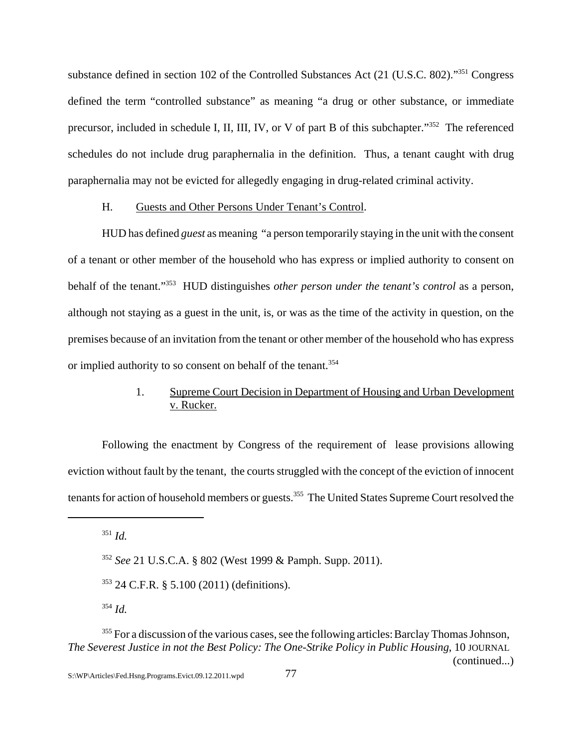substance defined in section 102 of the Controlled Substances Act (21 (U.S.C. 802)."[351] Congress defined the term "controlled substance" as meaning "a drug or other substance, or immediate precursor, included in schedule I, II, III, IV, or V of part B of this subchapter."[352] The referenced schedules do not include drug paraphernalia in the definition. Thus, a tenant caught with drug paraphernalia may not be evicted for allegedly engaging in drug-related criminal activity.

H. Guests and Other Persons Under Tenant's Control.

HUD has defined *guest* as meaning "a person temporarily staying in the unit with the consent of a tenant or other member of the household who has express or implied authority to consent on behalf of the tenant."[353] HUD distinguishes *other person under the tenant's control* as a person, although not staying as a guest in the unit, is, or was as the time of the activity in question, on the premises because of an invitation from the tenant or other member of the household who has express or implied authority to so consent on behalf of the tenant.[354]

1. Supreme Court Decision in Department of Housing and Urban Development v. Rucker.

Following the enactment by Congress of the requirement of lease provisions allowing eviction without fault by the tenant, the courts struggled with the concept of the eviction of innocent tenants for action of household members or guests.[355] The United States Supreme Court resolved the

---

[351] *Id.*

[352] *See* 21 U.S.C.A. § 802 (West 1999 & Pamph. Supp. 2011).

[353] 24 C.F.R. § 5.100 (2011) (definitions).

[354] *Id.*

[355] For a discussion of the various cases, see the following articles: Barclay Thomas Johnson, *The Severest Justice in not the Best Policy: The One-Strike Policy in Public Housing*, 10 JOURNAL (continued...)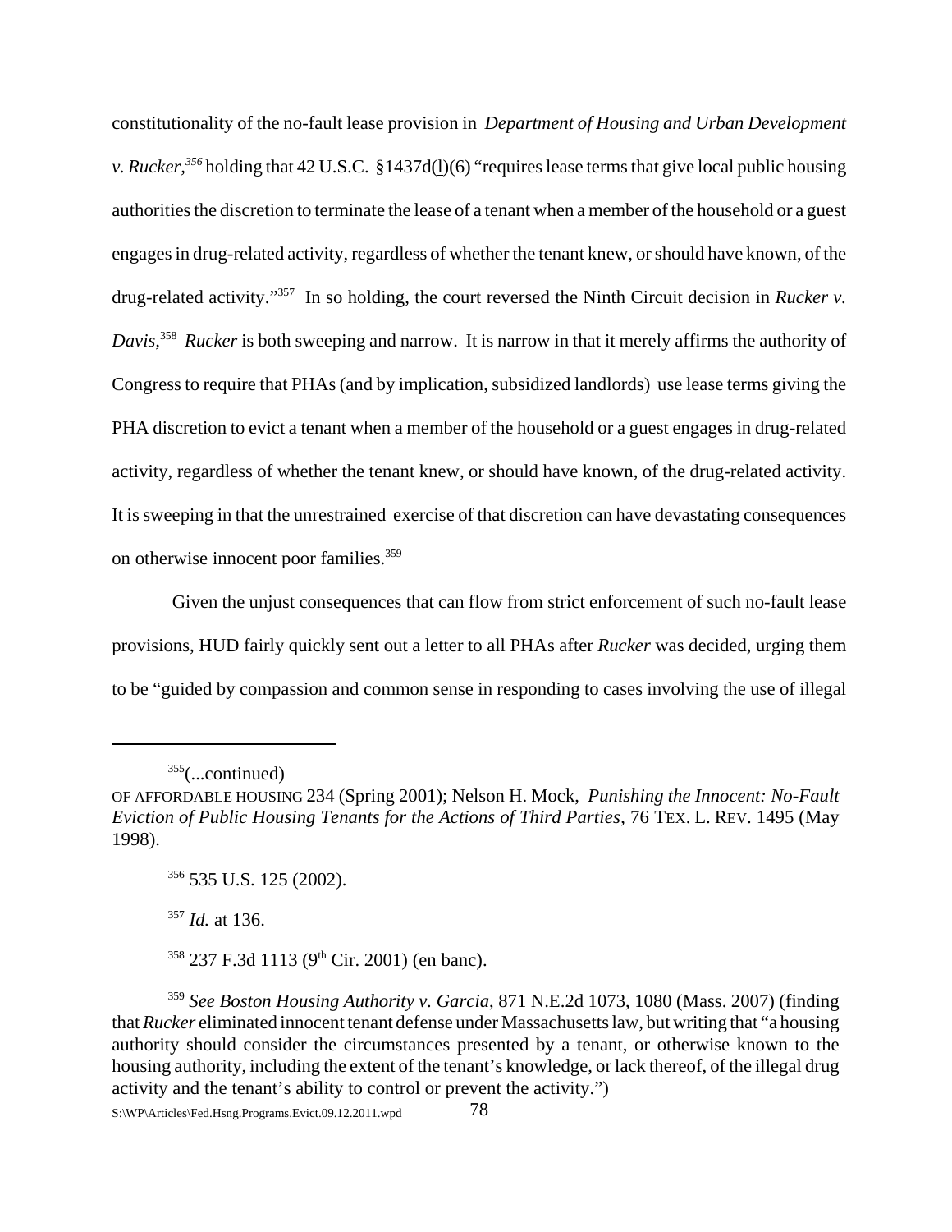constitutionality of the no-fault lease provision in *Department of Housing and Urban Development v. Rucker,*[356] holding that 42 U.S.C. §1437d(l)(6) "requires lease terms that give local public housing authorities the discretion to terminate the lease of a tenant when a member of the household or a guest engages in drug-related activity, regardless of whether the tenant knew, or should have known, of the drug-related activity."[357] In so holding, the court reversed the Ninth Circuit decision in *Rucker v. Davis*,[358] *Rucker* is both sweeping and narrow. It is narrow in that it merely affirms the authority of Congress to require that PHAs (and by implication, subsidized landlords) use lease terms giving the PHA discretion to evict a tenant when a member of the household or a guest engages in drug-related activity, regardless of whether the tenant knew, or should have known, of the drug-related activity. It is sweeping in that the unrestrained exercise of that discretion can have devastating consequences on otherwise innocent poor families.[359]

Given the unjust consequences that can flow from strict enforcement of such no-fault lease provisions, HUD fairly quickly sent out a letter to all PHAs after *Rucker* was decided, urging them to be "guided by compassion and common sense in responding to cases involving the use of illegal

---

[355](...continued)
OF AFFORDABLE HOUSING 234 (Spring 2001); Nelson H. Mock, *Punishing the Innocent: No-Fault Eviction of Public Housing Tenants for the Actions of Third Parties*, 76 TEX. L. REV. 1495 (May 1998).

[356] 535 U.S. 125 (2002).

[357] *Id.* at 136.

[358] 237 F.3d 1113 (9th Cir. 2001) (en banc).

[359] *See Boston Housing Authority v. Garcia*, 871 N.E.2d 1073, 1080 (Mass. 2007) (finding that *Rucker* eliminated innocent tenant defense under Massachusetts law, but writing that "a housing authority should consider the circumstances presented by a tenant, or otherwise known to the housing authority, including the extent of the tenant's knowledge, or lack thereof, of the illegal drug activity and the tenant's ability to control or prevent the activity.")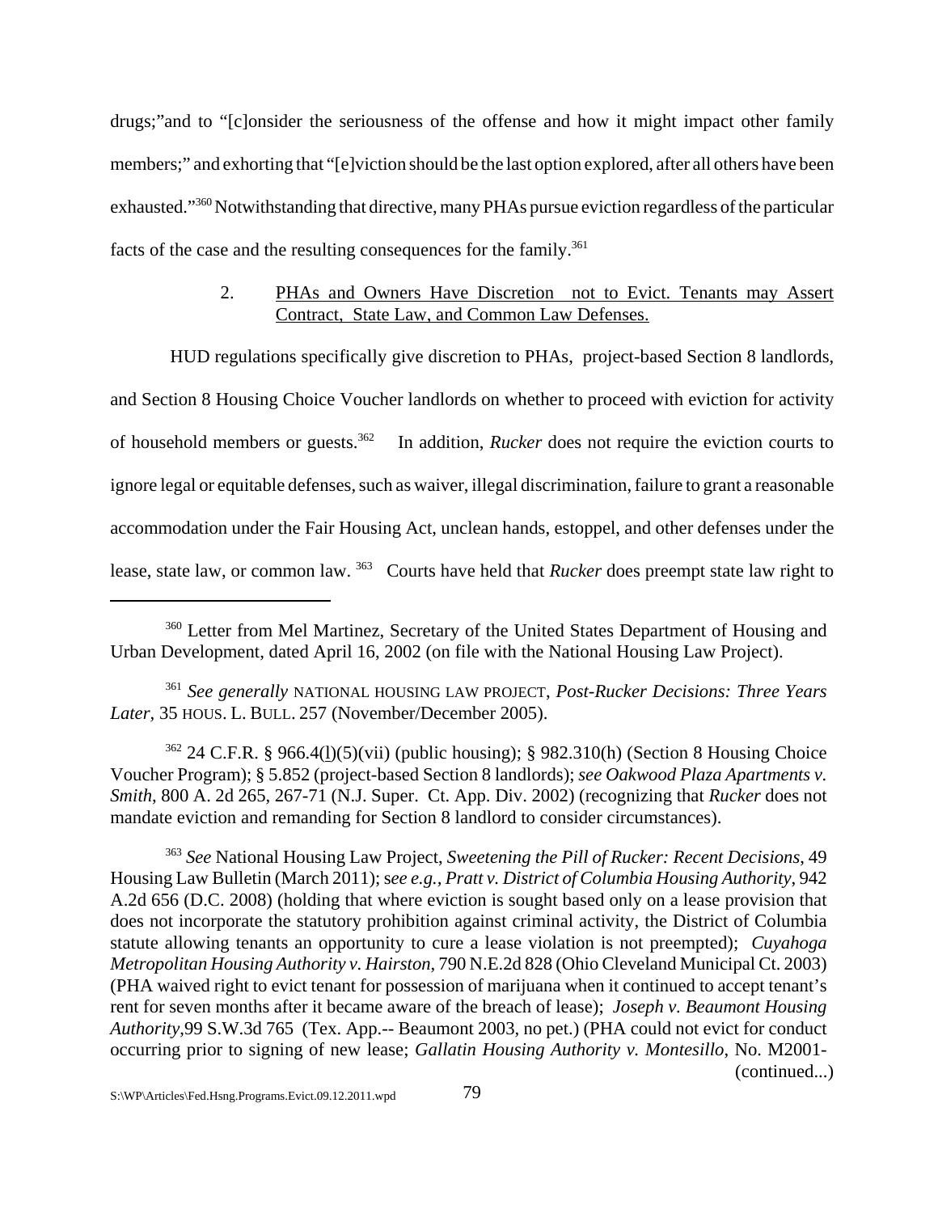drugs;"and to "[c]onsider the seriousness of the offense and how it might impact other family members;" and exhorting that "[e]viction should be the last option explored, after all others have been exhausted."[360] Notwithstanding that directive, many PHAs pursue eviction regardless of the particular facts of the case and the resulting consequences for the family.[361]

### 2. PHAs and Owners Have Discretion not to Evict. Tenants may Assert Contract, State Law, and Common Law Defenses.

HUD regulations specifically give discretion to PHAs, project-based Section 8 landlords, and Section 8 Housing Choice Voucher landlords on whether to proceed with eviction for activity of household members or guests.[362] In addition, *Rucker* does not require the eviction courts to ignore legal or equitable defenses, such as waiver, illegal discrimination, failure to grant a reasonable accommodation under the Fair Housing Act, unclean hands, estoppel, and other defenses under the lease, state law, or common law.[363] Courts have held that *Rucker* does preempt state law right to

---

[360] Letter from Mel Martinez, Secretary of the United States Department of Housing and Urban Development, dated April 16, 2002 (on file with the National Housing Law Project).

[361] *See generally* NATIONAL HOUSING LAW PROJECT, *Post-Rucker Decisions: Three Years Later*, 35 HOUS. L. BULL. 257 (November/December 2005).

[362] 24 C.F.R. § 966.4(l)(5)(vii) (public housing); § 982.310(h) (Section 8 Housing Choice Voucher Program); § 5.852 (project-based Section 8 landlords); *see Oakwood Plaza Apartments v. Smith*, 800 A. 2d 265, 267-71 (N.J. Super. Ct. App. Div. 2002) (recognizing that *Rucker* does not mandate eviction and remanding for Section 8 landlord to consider circumstances).

[363] *See* National Housing Law Project, *Sweetening the Pill of Rucker: Recent Decisions*, 49 Housing Law Bulletin (March 2011); s*ee e.g.*, *Pratt v. District of Columbia Housing Authority*, 942 A.2d 656 (D.C. 2008) (holding that where eviction is sought based only on a lease provision that does not incorporate the statutory prohibition against criminal activity, the District of Columbia statute allowing tenants an opportunity to cure a lease violation is not preempted); *Cuyahoga Metropolitan Housing Authority v. Hairston*, 790 N.E.2d 828 (Ohio Cleveland Municipal Ct. 2003) (PHA waived right to evict tenant for possession of marijuana when it continued to accept tenant's rent for seven months after it became aware of the breach of lease); *Joseph v. Beaumont Housing Authority*,99 S.W.3d 765 (Tex. App.-- Beaumont 2003, no pet.) (PHA could not evict for conduct occurring prior to signing of new lease; *Gallatin Housing Authority v. Montesillo*, No. M2001-

(continued...)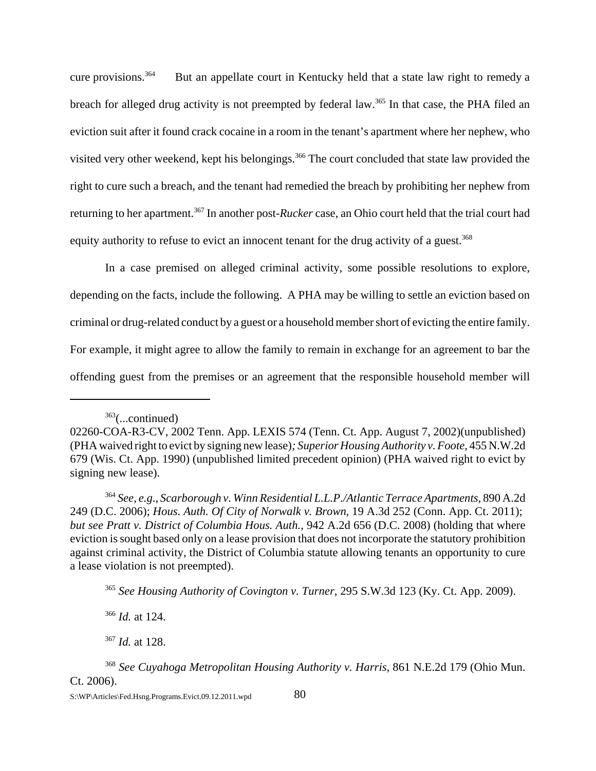cure provisions.[364] But an appellate court in Kentucky held that a state law right to remedy a breach for alleged drug activity is not preempted by federal law.[365] In that case, the PHA filed an eviction suit after it found crack cocaine in a room in the tenant's apartment where her nephew, who visited very other weekend, kept his belongings.[366] The court concluded that state law provided the right to cure such a breach, and the tenant had remedied the breach by prohibiting her nephew from returning to her apartment.[367] In another post-*Rucker* case, an Ohio court held that the trial court had equity authority to refuse to evict an innocent tenant for the drug activity of a guest.[368]

In a case premised on alleged criminal activity, some possible resolutions to explore, depending on the facts, include the following. A PHA may be willing to settle an eviction based on criminal or drug-related conduct by a guest or a household member short of evicting the entire family. For example, it might agree to allow the family to remain in exchange for an agreement to bar the offending guest from the premises or an agreement that the responsible household member will

---

[363](...continued)
02260-COA-R3-CV, 2002 Tenn. App. LEXIS 574 (Tenn. Ct. App. August 7, 2002)(unpublished) (PHA waived right to evict by signing new lease)*; Superior Housing Authority v. Foote*, 455 N.W.2d 679 (Wis. Ct. App. 1990) (unpublished limited precedent opinion) (PHA waived right to evict by signing new lease).

[364] *See, e.g., Scarborough v. Winn Residential L.L.P./Atlantic Terrace Apartments*, 890 A.2d 249 (D.C. 2006); *Hous. Auth. Of City of Norwalk v. Brown*, 19 A.3d 252 (Conn. App. Ct. 2011); *but see Pratt v. District of Columbia Hous. Auth.*, 942 A.2d 656 (D.C. 2008) (holding that where eviction is sought based only on a lease provision that does not incorporate the statutory prohibition against criminal activity, the District of Columbia statute allowing tenants an opportunity to cure a lease violation is not preempted).

[365] *See Housing Authority of Covington v. Turner*, 295 S.W.3d 123 (Ky. Ct. App. 2009).

[366] *Id.* at 124.

[367] *Id.* at 128.

[368] *See Cuyahoga Metropolitan Housing Authority v. Harris*, 861 N.E.2d 179 (Ohio Mun. Ct. 2006).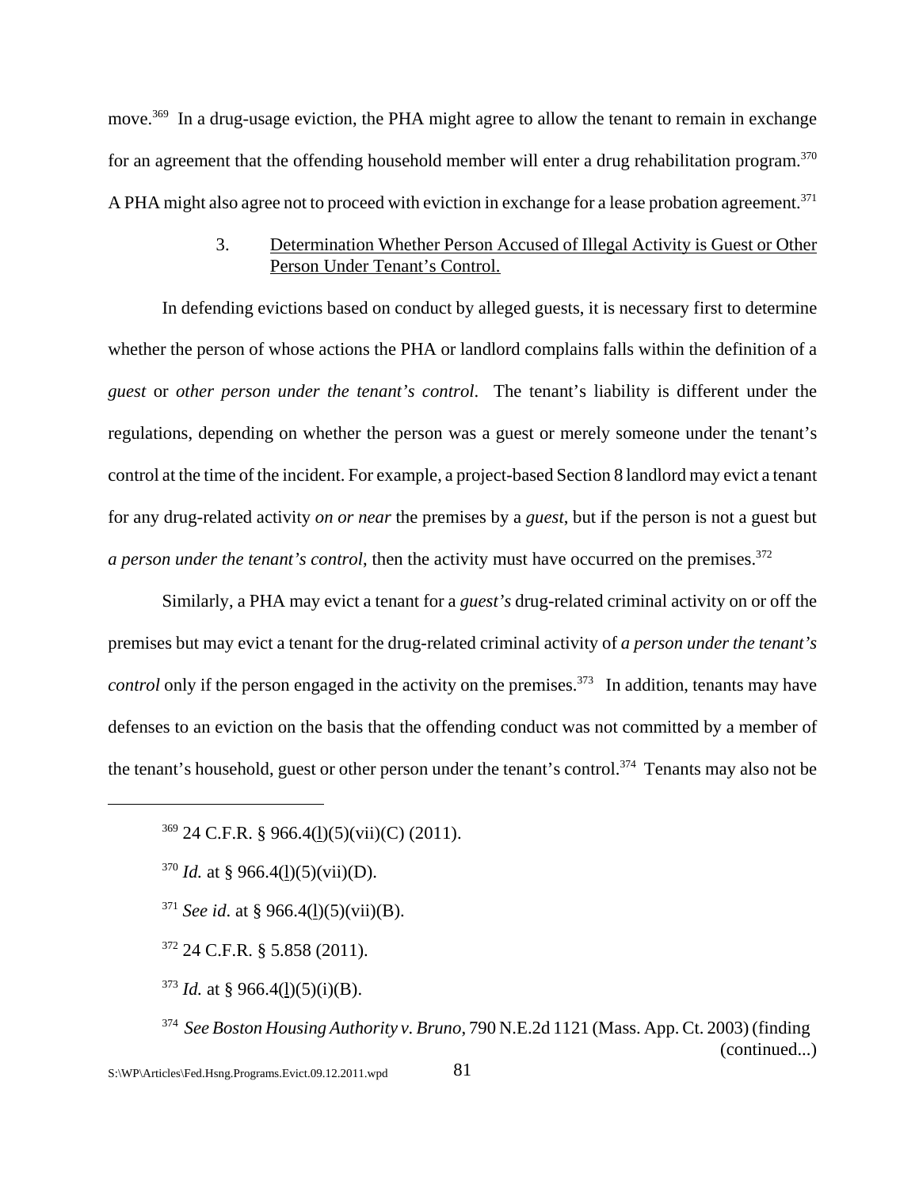move.[369] In a drug-usage eviction, the PHA might agree to allow the tenant to remain in exchange for an agreement that the offending household member will enter a drug rehabilitation program.[370] A PHA might also agree not to proceed with eviction in exchange for a lease probation agreement.[371]

### 3. Determination Whether Person Accused of Illegal Activity is Guest or Other Person Under Tenant's Control.

In defending evictions based on conduct by alleged guests, it is necessary first to determine whether the person of whose actions the PHA or landlord complains falls within the definition of a *guest* or *other person under the tenant's control*. The tenant's liability is different under the regulations, depending on whether the person was a guest or merely someone under the tenant's control at the time of the incident. For example, a project-based Section 8 landlord may evict a tenant for any drug-related activity *on or near* the premises by a *guest*, but if the person is not a guest but *a person under the tenant's control*, then the activity must have occurred on the premises.[372]

Similarly, a PHA may evict a tenant for a *guest's* drug-related criminal activity on or off the premises but may evict a tenant for the drug-related criminal activity of *a person under the tenant's control* only if the person engaged in the activity on the premises.[373] In addition, tenants may have defenses to an eviction on the basis that the offending conduct was not committed by a member of the tenant's household, guest or other person under the tenant's control.[374] Tenants may also not be

---

[369] 24 C.F.R. § 966.4(l)(5)(vii)(C) (2011).

[370] *Id.* at § 966.4(l)(5)(vii)(D).

[371] *See id*. at § 966.4(l)(5)(vii)(B).

[372] 24 C.F.R. § 5.858 (2011).

[373] *Id.* at § 966.4(l)(5)(i)(B).

[374] *See Boston Housing Authority v. Bruno*, 790 N.E.2d 1121 (Mass. App. Ct. 2003) (finding (continued...)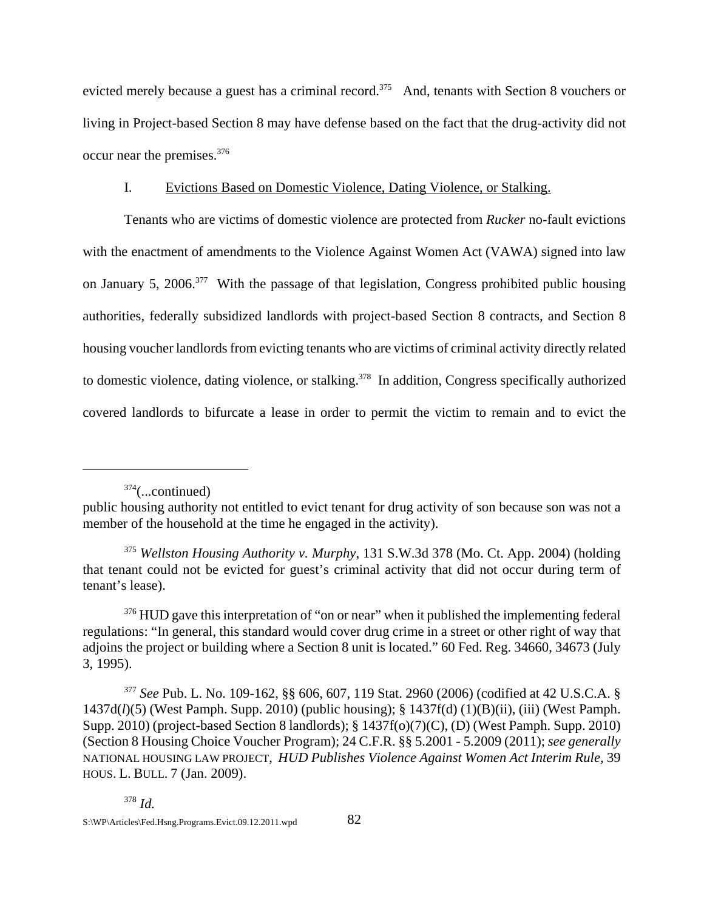evicted merely because a guest has a criminal record.[375] And, tenants with Section 8 vouchers or living in Project-based Section 8 may have defense based on the fact that the drug-activity did not occur near the premises.[376]

### I. Evictions Based on Domestic Violence, Dating Violence, or Stalking.

Tenants who are victims of domestic violence are protected from *Rucker* no-fault evictions with the enactment of amendments to the Violence Against Women Act (VAWA) signed into law on January 5, 2006.[377] With the passage of that legislation, Congress prohibited public housing authorities, federally subsidized landlords with project-based Section 8 contracts, and Section 8 housing voucher landlords from evicting tenants who are victims of criminal activity directly related to domestic violence, dating violence, or stalking.[378] In addition, Congress specifically authorized covered landlords to bifurcate a lease in order to permit the victim to remain and to evict the

---

[374](...continued)
public housing authority not entitled to evict tenant for drug activity of son because son was not a member of the household at the time he engaged in the activity).

[375] *Wellston Housing Authority v. Murphy*, 131 S.W.3d 378 (Mo. Ct. App. 2004) (holding that tenant could not be evicted for guest's criminal activity that did not occur during term of tenant's lease).

[376] HUD gave this interpretation of "on or near" when it published the implementing federal regulations: "In general, this standard would cover drug crime in a street or other right of way that adjoins the project or building where a Section 8 unit is located." 60 Fed. Reg. 34660, 34673 (July 3, 1995).

[377] *See* Pub. L. No. 109-162, §§ 606, 607, 119 Stat. 2960 (2006) (codified at 42 U.S.C.A. § 1437d(*l*)(5) (West Pamph. Supp. 2010) (public housing); § 1437f(d) (1)(B)(ii), (iii) (West Pamph. Supp. 2010) (project-based Section 8 landlords); § 1437f(o)(7)(C), (D) (West Pamph. Supp. 2010) (Section 8 Housing Choice Voucher Program); 24 C.F.R. §§ 5.2001 - 5.2009 (2011); *see generally* NATIONAL HOUSING LAW PROJECT, *HUD Publishes Violence Against Women Act Interim Rule*, 39 HOUS. L. BULL. 7 (Jan. 2009).

[378] *Id.*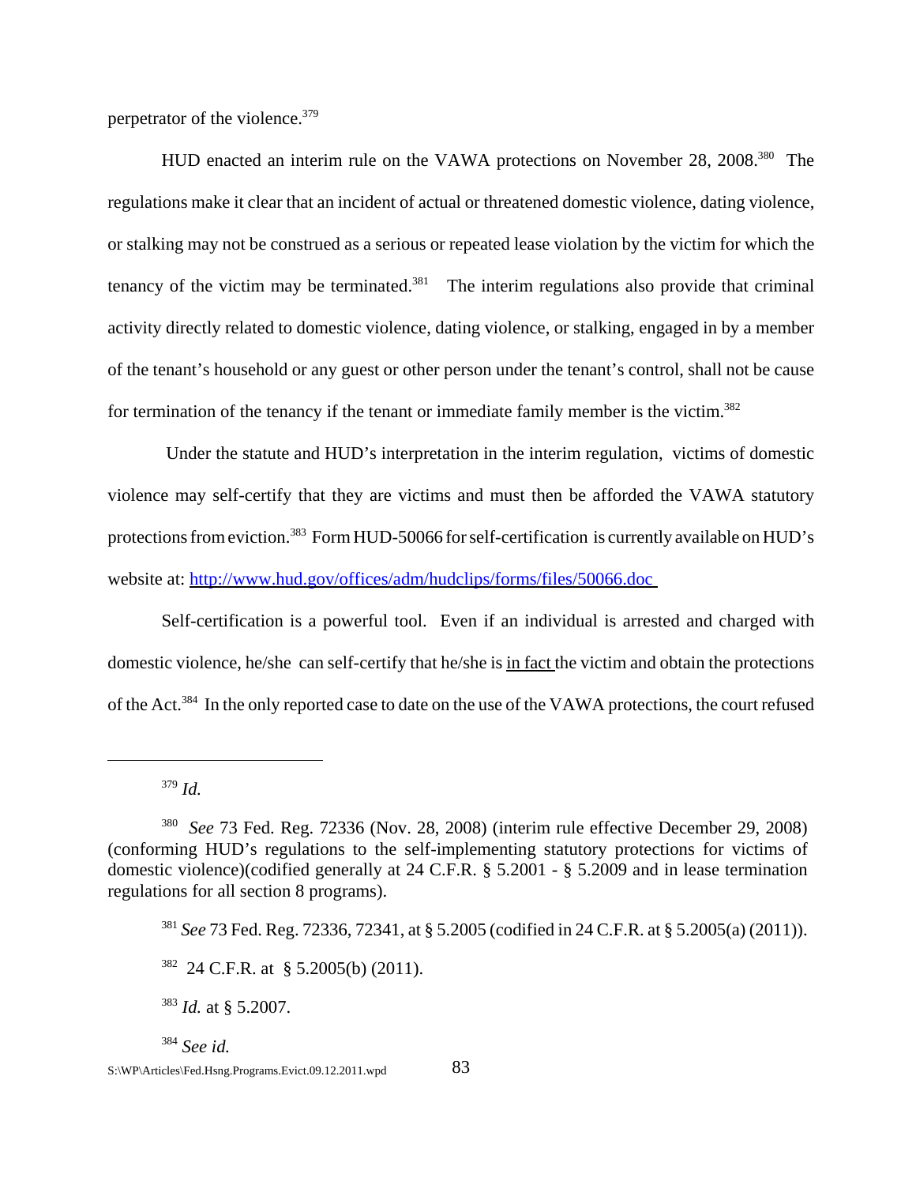perpetrator of the violence.[379]

HUD enacted an interim rule on the VAWA protections on November 28, 2008.[380] The regulations make it clear that an incident of actual or threatened domestic violence, dating violence, or stalking may not be construed as a serious or repeated lease violation by the victim for which the tenancy of the victim may be terminated.[381] The interim regulations also provide that criminal activity directly related to domestic violence, dating violence, or stalking, engaged in by a member of the tenant's household or any guest or other person under the tenant's control, shall not be cause for termination of the tenancy if the tenant or immediate family member is the victim.[382]

Under the statute and HUD's interpretation in the interim regulation, victims of domestic violence may self-certify that they are victims and must then be afforded the VAWA statutory protections from eviction.[383] Form HUD-50066 for self-certification is currently available on HUD's website at: [http://www.hud.gov/offices/adm/hudclips/forms/files/50066.doc](http://www.hud.gov/offices/adm/hudclips/forms/files/50066.doc)

Self-certification is a powerful tool. Even if an individual is arrested and charged with domestic violence, he/she can self-certify that he/she is <u>in fact</u> the victim and obtain the protections of the Act.[384] In the only reported case to date on the use of the VAWA protections, the court refused

---

[379] *Id.*

[380] *See* 73 Fed. Reg. 72336 (Nov. 28, 2008) (interim rule effective December 29, 2008) (conforming HUD's regulations to the self-implementing statutory protections for victims of domestic violence)(codified generally at 24 C.F.R. § 5.2001 - § 5.2009 and in lease termination regulations for all section 8 programs).

[381] *See* 73 Fed. Reg. 72336, 72341, at § 5.2005 (codified in 24 C.F.R. at § 5.2005(a) (2011)).

[382] 24 C.F.R. at § 5.2005(b) (2011).

[383] *Id.* at § 5.2007.

[384] *See id.*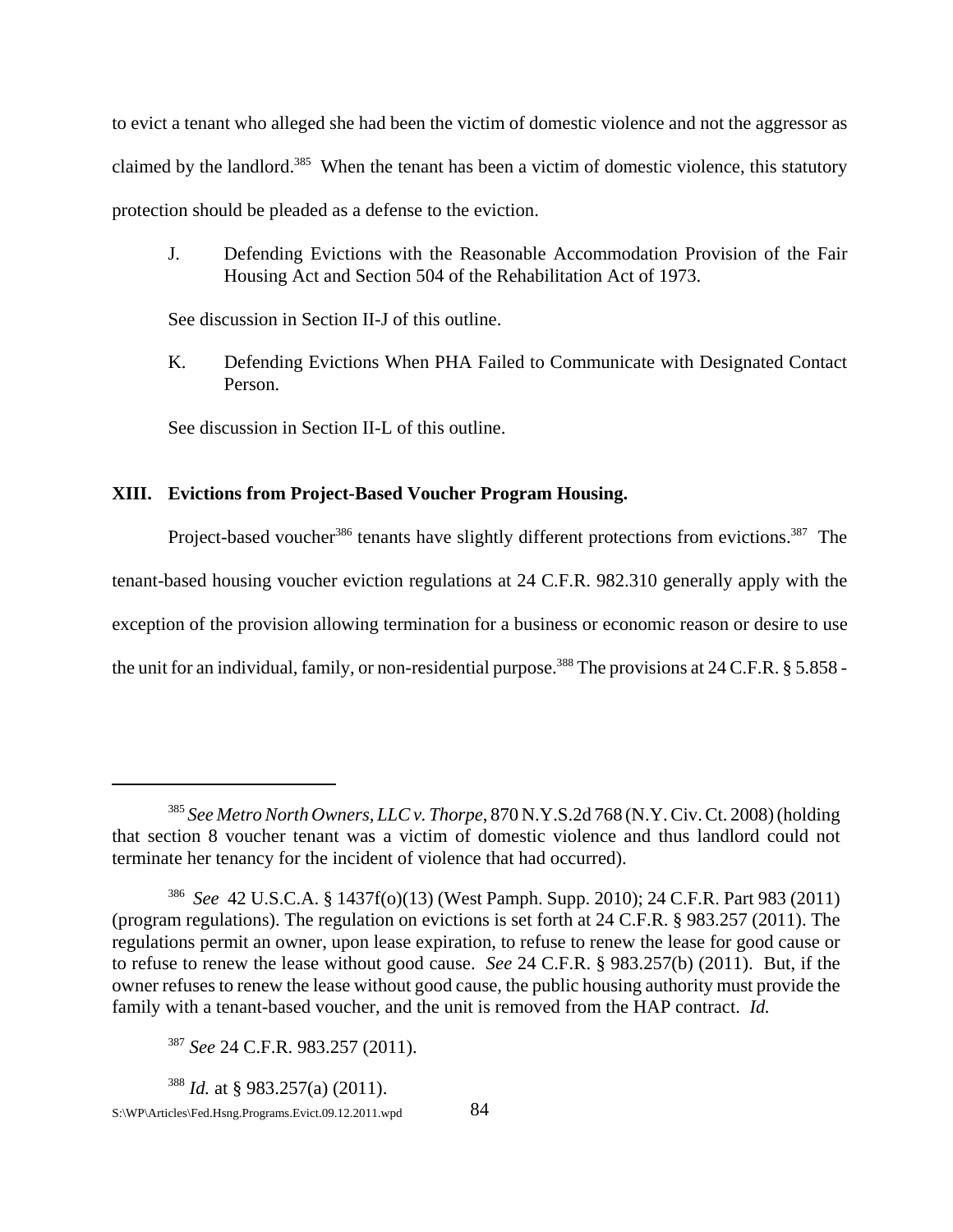to evict a tenant who alleged she had been the victim of domestic violence and not the aggressor as claimed by the landlord.[385] When the tenant has been a victim of domestic violence, this statutory protection should be pleaded as a defense to the eviction.

J. Defending Evictions with the Reasonable Accommodation Provision of the Fair Housing Act and Section 504 of the Rehabilitation Act of 1973.

See discussion in Section II-J of this outline.

K. Defending Evictions When PHA Failed to Communicate with Designated Contact Person.

See discussion in Section II-L of this outline.

## XIII. Evictions from Project-Based Voucher Program Housing.

Project-based voucher[386] tenants have slightly different protections from evictions.[387] The tenant-based housing voucher eviction regulations at 24 C.F.R. 982.310 generally apply with the exception of the provision allowing termination for a business or economic reason or desire to use the unit for an individual, family, or non-residential purpose.[388] The provisions at 24 C.F.R. § 5.858 -

---

[385] *See Metro North Owners, LLC v. Thorpe*, 870 N.Y.S.2d 768 (N.Y. Civ. Ct. 2008) (holding that section 8 voucher tenant was a victim of domestic violence and thus landlord could not terminate her tenancy for the incident of violence that had occurred).

[386] *See* 42 U.S.C.A. § 1437f(o)(13) (West Pamph. Supp. 2010); 24 C.F.R. Part 983 (2011) (program regulations). The regulation on evictions is set forth at 24 C.F.R. § 983.257 (2011). The regulations permit an owner, upon lease expiration, to refuse to renew the lease for good cause or to refuse to renew the lease without good cause. *See* 24 C.F.R. § 983.257(b) (2011). But, if the owner refuses to renew the lease without good cause, the public housing authority must provide the family with a tenant-based voucher, and the unit is removed from the HAP contract. *Id.*

[387] *See* 24 C.F.R. 983.257 (2011).

[388] *Id.* at § 983.257(a) (2011).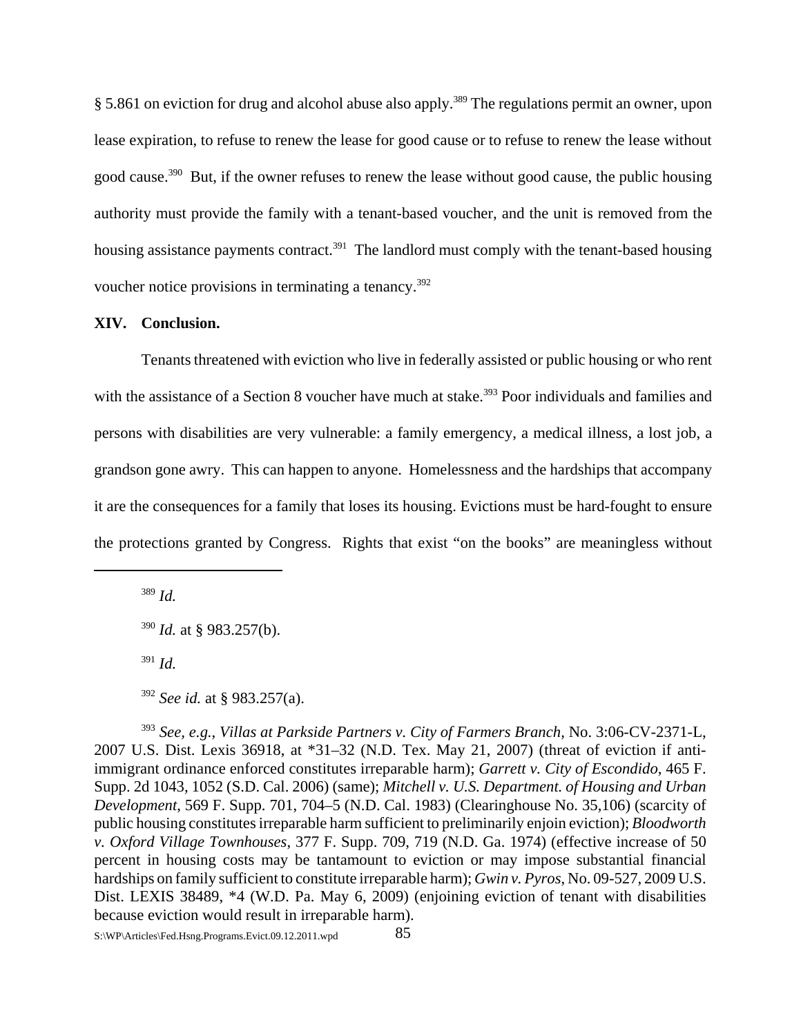§ 5.861 on eviction for drug and alcohol abuse also apply.[389] The regulations permit an owner, upon lease expiration, to refuse to renew the lease for good cause or to refuse to renew the lease without good cause.[390] But, if the owner refuses to renew the lease without good cause, the public housing authority must provide the family with a tenant-based voucher, and the unit is removed from the housing assistance payments contract.[391] The landlord must comply with the tenant-based housing voucher notice provisions in terminating a tenancy.[392]

## XIV. Conclusion.

Tenants threatened with eviction who live in federally assisted or public housing or who rent with the assistance of a Section 8 voucher have much at stake.[393] Poor individuals and families and persons with disabilities are very vulnerable: a family emergency, a medical illness, a lost job, a grandson gone awry. This can happen to anyone. Homelessness and the hardships that accompany it are the consequences for a family that loses its housing. Evictions must be hard-fought to ensure the protections granted by Congress. Rights that exist "on the books" are meaningless without

---

[389] *Id.*

[390] *Id.* at § 983.257(b).

[391] *Id.*

[392] *See id.* at § 983.257(a).

[393] *See, e.g.*, *Villas at Parkside Partners v. City of Farmers Branch*, No. 3:06-CV-2371-L, 2007 U.S. Dist. Lexis 36918, at *31–32 (N.D. Tex. May 21, 2007) (threat of eviction if anti-immigrant ordinance enforced constitutes irreparable harm); *Garrett v. City of Escondido*, 465 F. Supp. 2d 1043, 1052 (S.D. Cal. 2006) (same); *Mitchell v. U.S. Department. of Housing and Urban Development*, 569 F. Supp. 701, 704–5 (N.D. Cal. 1983) (Clearinghouse No. 35,106) (scarcity of public housing constitutes irreparable harm sufficient to preliminarily enjoin eviction); *Bloodworth v. Oxford Village Townhouses*, 377 F. Supp. 709, 719 (N.D. Ga. 1974) (effective increase of 50 percent in housing costs may be tantamount to eviction or may impose substantial financial hardships on family sufficient to constitute irreparable harm); *Gwin v. Pyros*, No. 09-527, 2009 U.S. Dist. LEXIS 38489, *4 (W.D. Pa. May 6, 2009) (enjoining eviction of tenant with disabilities because eviction would result in irreparable harm).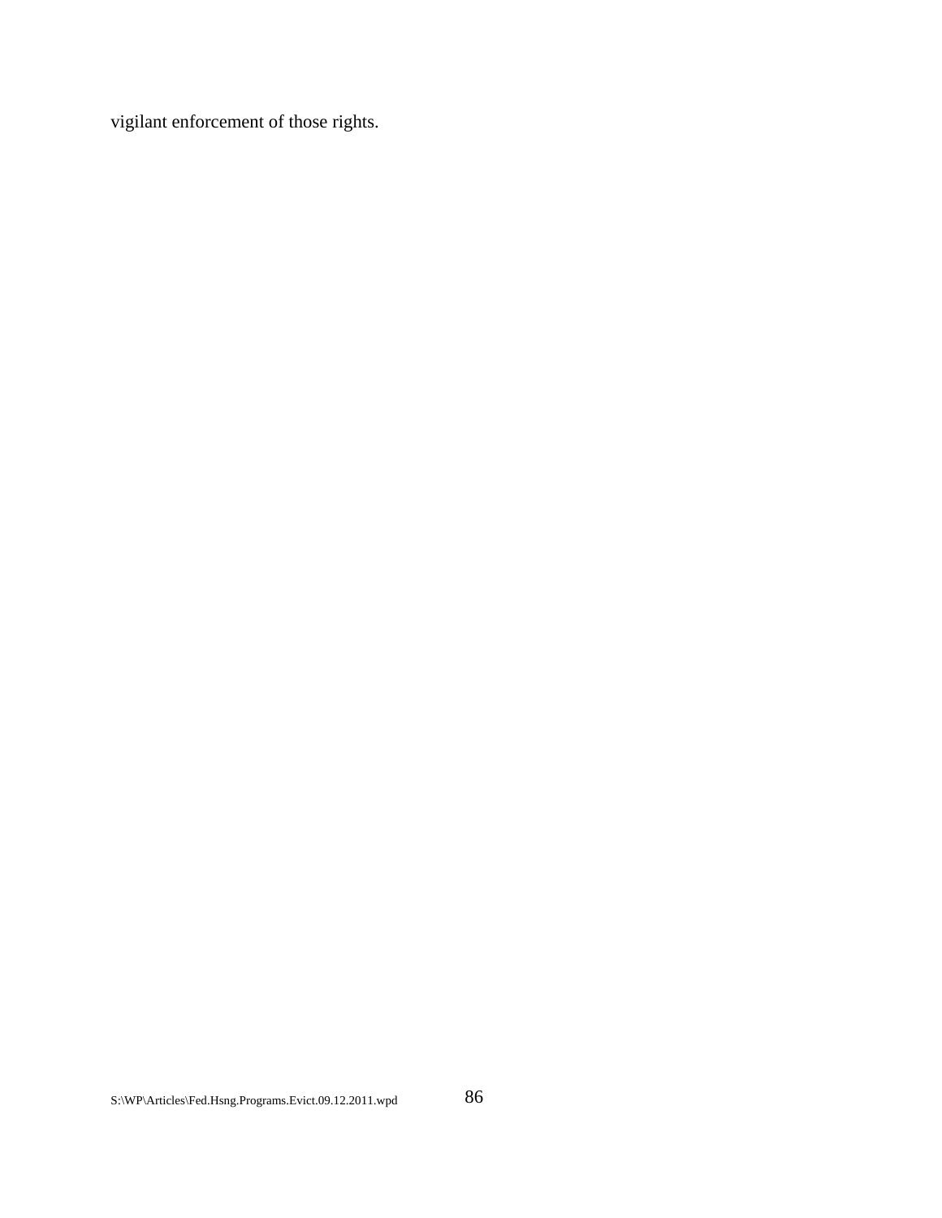vigilant enforcement of those rights.